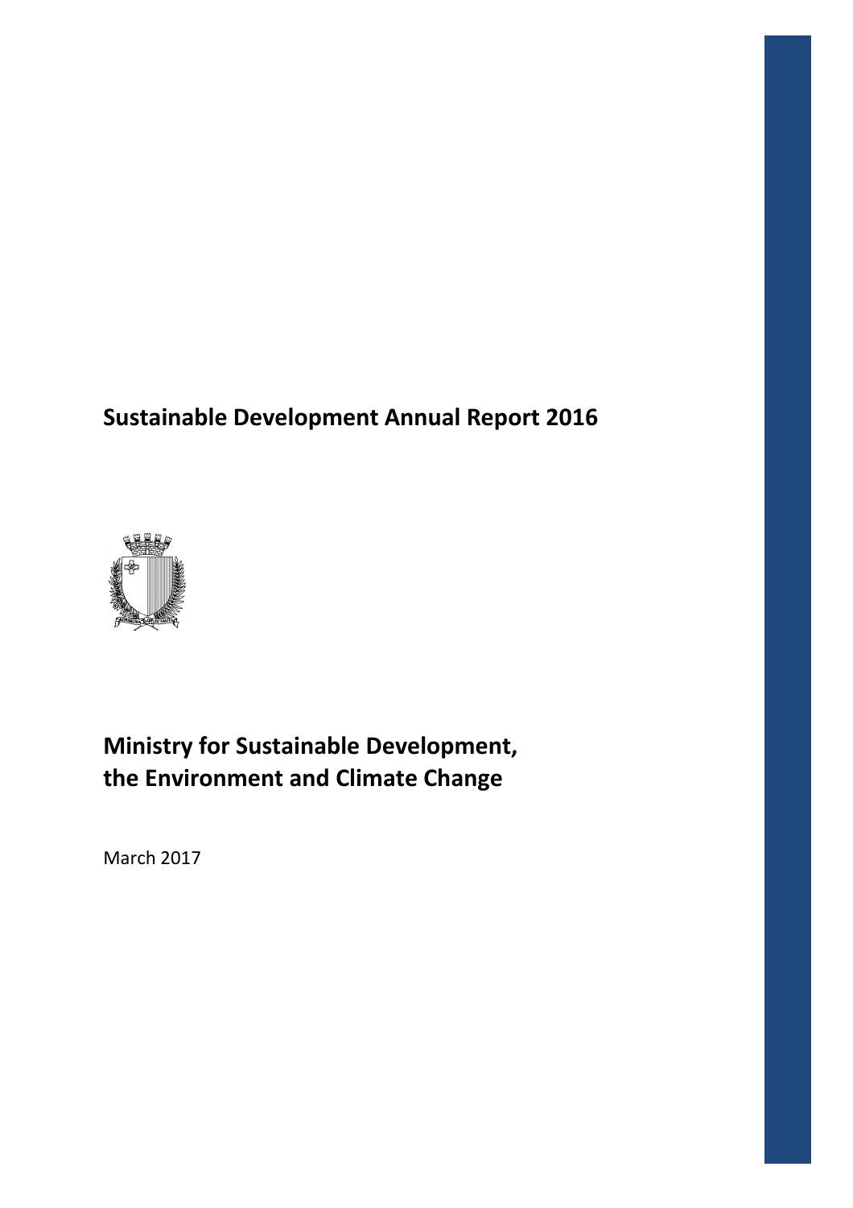# Sustainable Development Annual Report 2016

## Ministry for Sustainable Development, the Environment and Climate Change

March 2017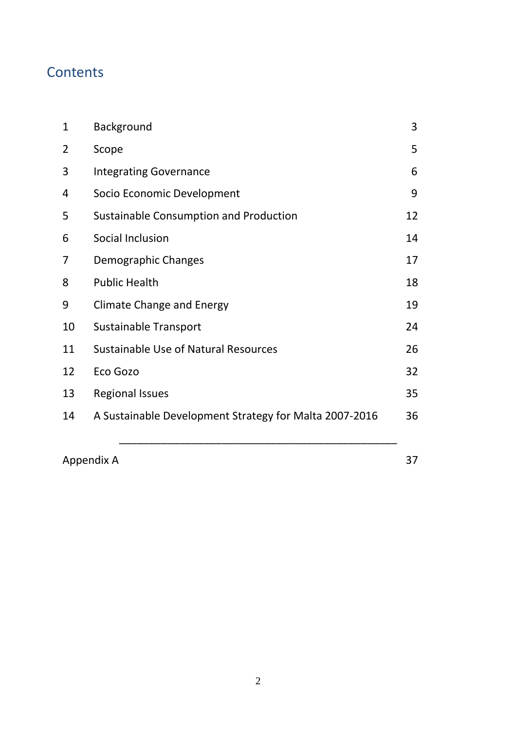## Contents

| | | |
|---|---|---|
| 1 | Background | 3 |
| 2 | Scope | 5 |
| 3 | Integrating Governance | 6 |
| 4 | Socio Economic Development | 9 |
| 5 | Sustainable Consumption and Production | 12 |
| 6 | Social Inclusion | 14 |
| 7 | Demographic Changes | 17 |
| 8 | Public Health | 18 |
| 9 | Climate Change and Energy | 19 |
| 10 | Sustainable Transport | 24 |
| 11 | Sustainable Use of Natural Resources | 26 |
| 12 | Eco Gozo | 32 |
| 13 | Regional Issues | 35 |
| 14 | A Sustainable Development Strategy for Malta 2007-2016 | 36 |

---

Appendix A 37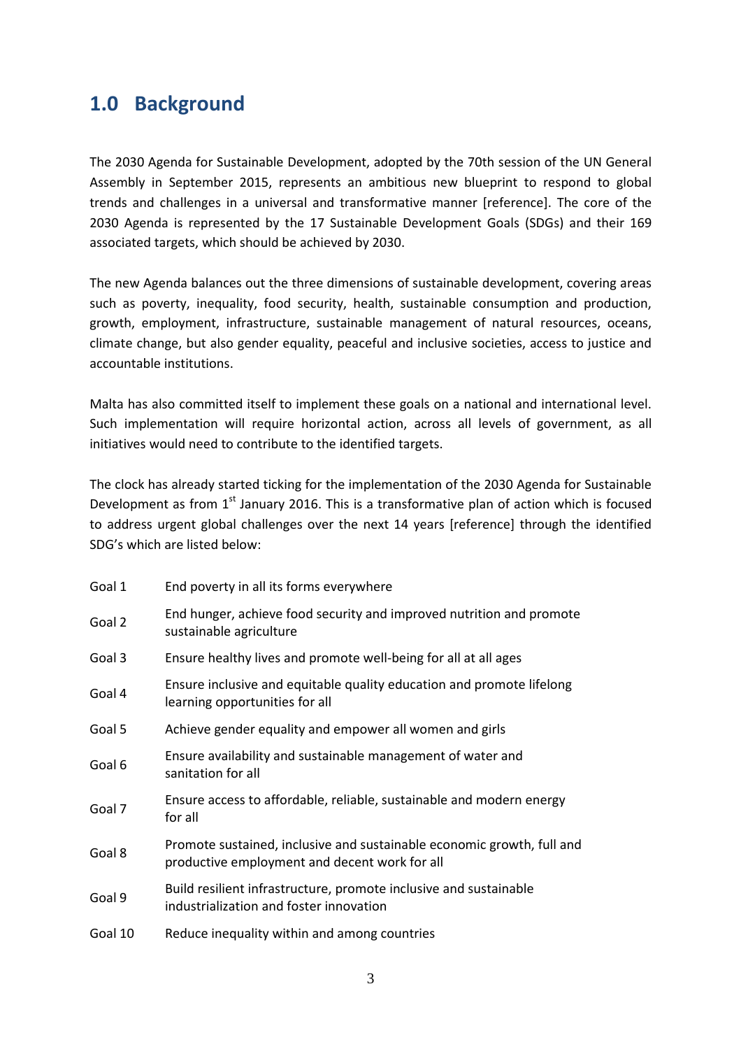## 1.0 Background

The 2030 Agenda for Sustainable Development, adopted by the 70th session of the UN General Assembly in September 2015, represents an ambitious new blueprint to respond to global trends and challenges in a universal and transformative manner [reference]. The core of the 2030 Agenda is represented by the 17 Sustainable Development Goals (SDGs) and their 169 associated targets, which should be achieved by 2030.

The new Agenda balances out the three dimensions of sustainable development, covering areas such as poverty, inequality, food security, health, sustainable consumption and production, growth, employment, infrastructure, sustainable management of natural resources, oceans, climate change, but also gender equality, peaceful and inclusive societies, access to justice and accountable institutions.

Malta has also committed itself to implement these goals on a national and international level. Such implementation will require horizontal action, across all levels of government, as all initiatives would need to contribute to the identified targets.

The clock has already started ticking for the implementation of the 2030 Agenda for Sustainable Development as from 1st January 2016. This is a transformative plan of action which is focused to address urgent global challenges over the next 14 years [reference] through the identified SDG's which are listed below:

| | |
|---|---|
| Goal 1 | End poverty in all its forms everywhere |
| Goal 2 | End hunger, achieve food security and improved nutrition and promote sustainable agriculture |
| Goal 3 | Ensure healthy lives and promote well-being for all at all ages |
| Goal 4 | Ensure inclusive and equitable quality education and promote lifelong learning opportunities for all |
| Goal 5 | Achieve gender equality and empower all women and girls |
| Goal 6 | Ensure availability and sustainable management of water and sanitation for all |
| Goal 7 | Ensure access to affordable, reliable, sustainable and modern energy for all |
| Goal 8 | Promote sustained, inclusive and sustainable economic growth, full and productive employment and decent work for all |
| Goal 9 | Build resilient infrastructure, promote inclusive and sustainable industrialization and foster innovation |
| Goal 10 | Reduce inequality within and among countries |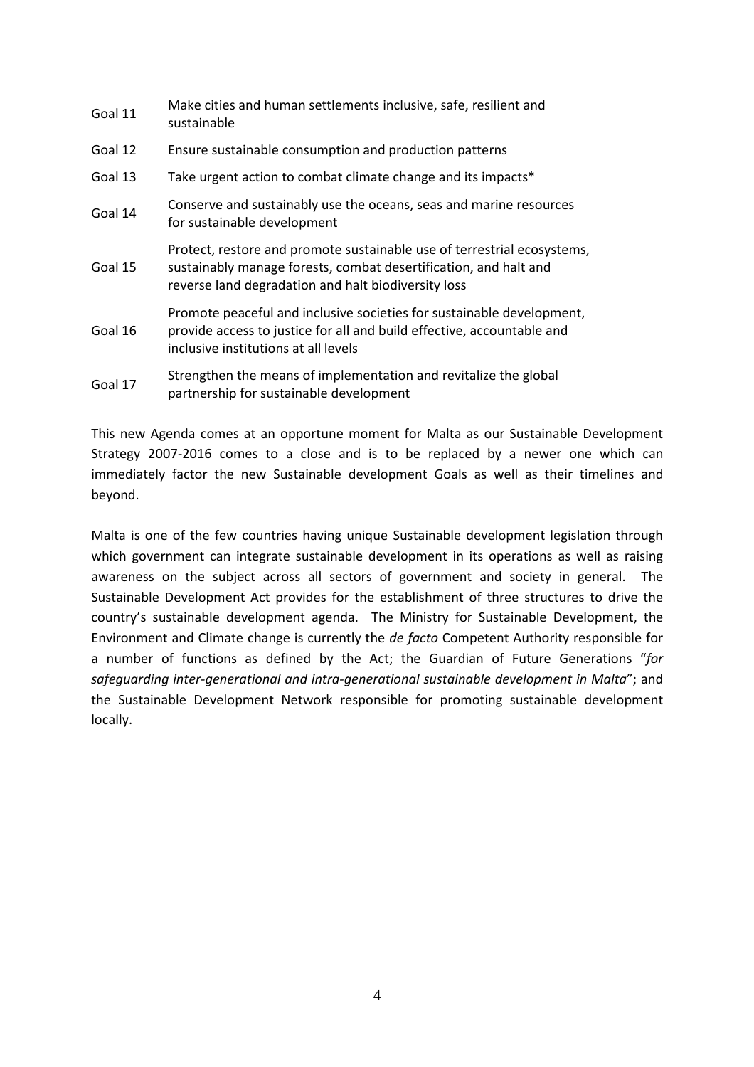| | |
|---|---|
| Goal 11 | Make cities and human settlements inclusive, safe, resilient and sustainable |
| Goal 12 | Ensure sustainable consumption and production patterns |
| Goal 13 | Take urgent action to combat climate change and its impacts* |
| Goal 14 | Conserve and sustainably use the oceans, seas and marine resources for sustainable development |
| Goal 15 | Protect, restore and promote sustainable use of terrestrial ecosystems, sustainably manage forests, combat desertification, and halt and reverse land degradation and halt biodiversity loss |
| Goal 16 | Promote peaceful and inclusive societies for sustainable development, provide access to justice for all and build effective, accountable and inclusive institutions at all levels |
| Goal 17 | Strengthen the means of implementation and revitalize the global partnership for sustainable development |

This new Agenda comes at an opportune moment for Malta as our Sustainable Development Strategy 2007-2016 comes to a close and is to be replaced by a newer one which can immediately factor the new Sustainable development Goals as well as their timelines and beyond.

Malta is one of the few countries having unique Sustainable development legislation through which government can integrate sustainable development in its operations as well as raising awareness on the subject across all sectors of government and society in general. The Sustainable Development Act provides for the establishment of three structures to drive the country's sustainable development agenda. The Ministry for Sustainable Development, the Environment and Climate change is currently the *de facto* Competent Authority responsible for a number of functions as defined by the Act; the Guardian of Future Generations "*for safeguarding inter-generational and intra-generational sustainable development in Malta*"; and the Sustainable Development Network responsible for promoting sustainable development locally.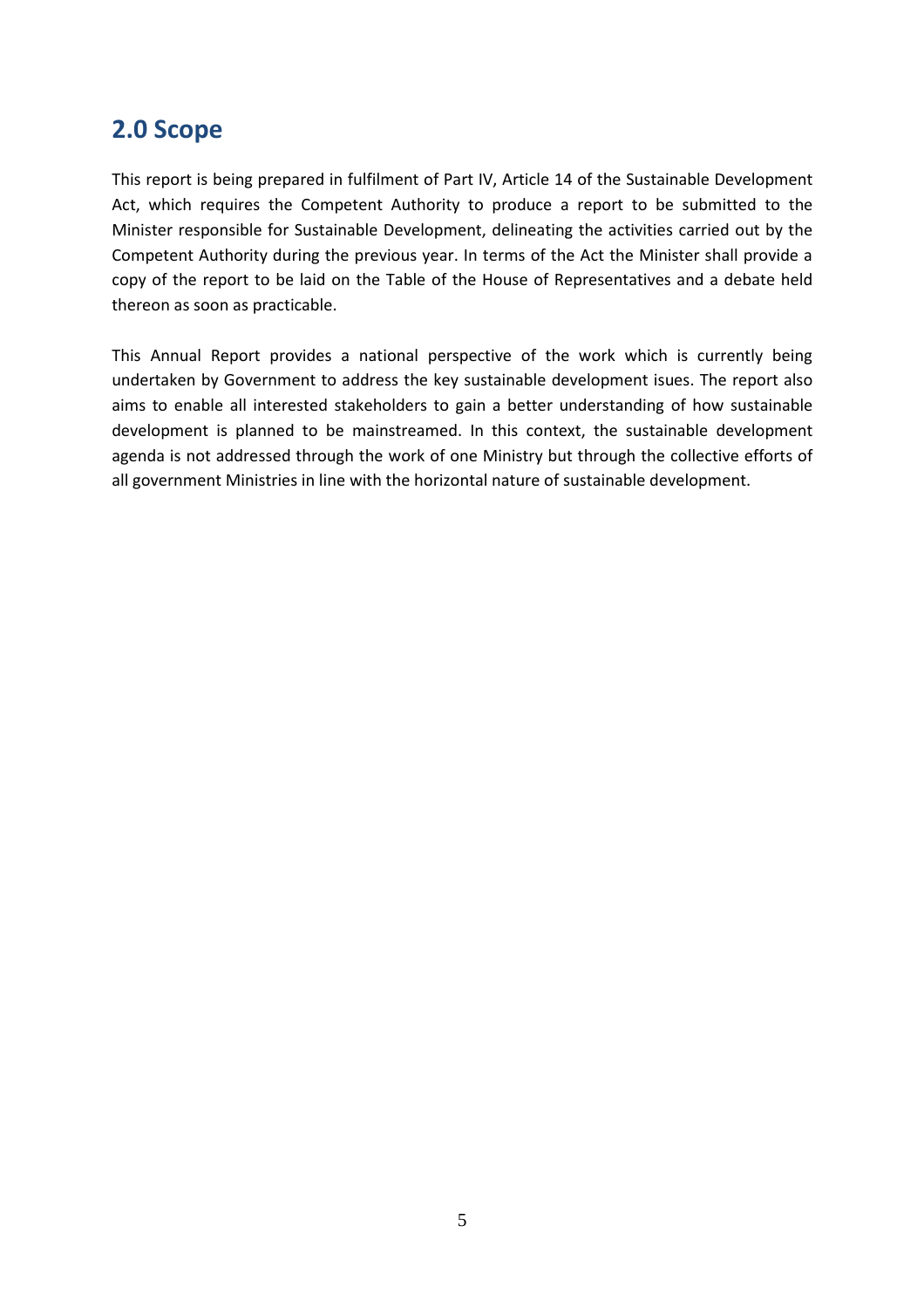## 2.0 Scope

This report is being prepared in fulfilment of Part IV, Article 14 of the Sustainable Development Act, which requires the Competent Authority to produce a report to be submitted to the Minister responsible for Sustainable Development, delineating the activities carried out by the Competent Authority during the previous year. In terms of the Act the Minister shall provide a copy of the report to be laid on the Table of the House of Representatives and a debate held thereon as soon as practicable.

This Annual Report provides a national perspective of the work which is currently being undertaken by Government to address the key sustainable development isues. The report also aims to enable all interested stakeholders to gain a better understanding of how sustainable development is planned to be mainstreamed. In this context, the sustainable development agenda is not addressed through the work of one Ministry but through the collective efforts of all government Ministries in line with the horizontal nature of sustainable development.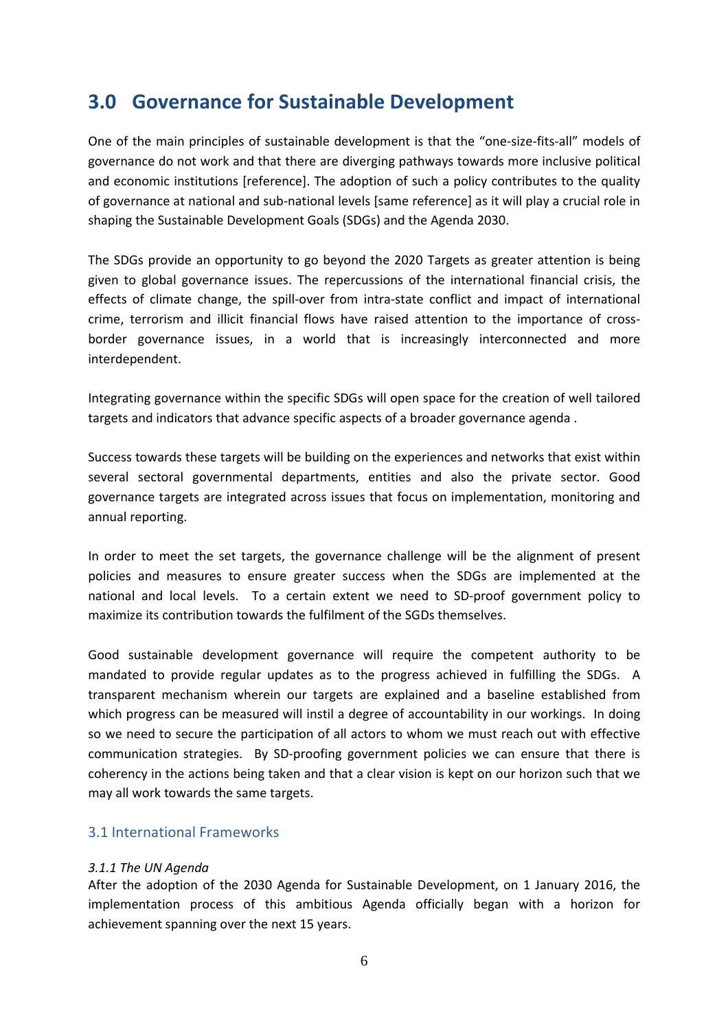# 3.0 Governance for Sustainable Development

One of the main principles of sustainable development is that the "one-size-fits-all" models of governance do not work and that there are diverging pathways towards more inclusive political and economic institutions [reference]. The adoption of such a policy contributes to the quality of governance at national and sub-national levels [same reference] as it will play a crucial role in shaping the Sustainable Development Goals (SDGs) and the Agenda 2030.

The SDGs provide an opportunity to go beyond the 2020 Targets as greater attention is being given to global governance issues. The repercussions of the international financial crisis, the effects of climate change, the spill-over from intra-state conflict and impact of international crime, terrorism and illicit financial flows have raised attention to the importance of cross-border governance issues, in a world that is increasingly interconnected and more interdependent.

Integrating governance within the specific SDGs will open space for the creation of well tailored targets and indicators that advance specific aspects of a broader governance agenda .

Success towards these targets will be building on the experiences and networks that exist within several sectoral governmental departments, entities and also the private sector. Good governance targets are integrated across issues that focus on implementation, monitoring and annual reporting.

In order to meet the set targets, the governance challenge will be the alignment of present policies and measures to ensure greater success when the SDGs are implemented at the national and local levels. To a certain extent we need to SD-proof government policy to maximize its contribution towards the fulfilment of the SGDs themselves.

Good sustainable development governance will require the competent authority to be mandated to provide regular updates as to the progress achieved in fulfilling the SDGs. A transparent mechanism wherein our targets are explained and a baseline established from which progress can be measured will instil a degree of accountability in our workings. In doing so we need to secure the participation of all actors to whom we must reach out with effective communication strategies. By SD-proofing government policies we can ensure that there is coherency in the actions being taken and that a clear vision is kept on our horizon such that we may all work towards the same targets.

## 3.1 International Frameworks

### *3.1.1 The UN Agenda*

After the adoption of the 2030 Agenda for Sustainable Development, on 1 January 2016, the implementation process of this ambitious Agenda officially began with a horizon for achievement spanning over the next 15 years.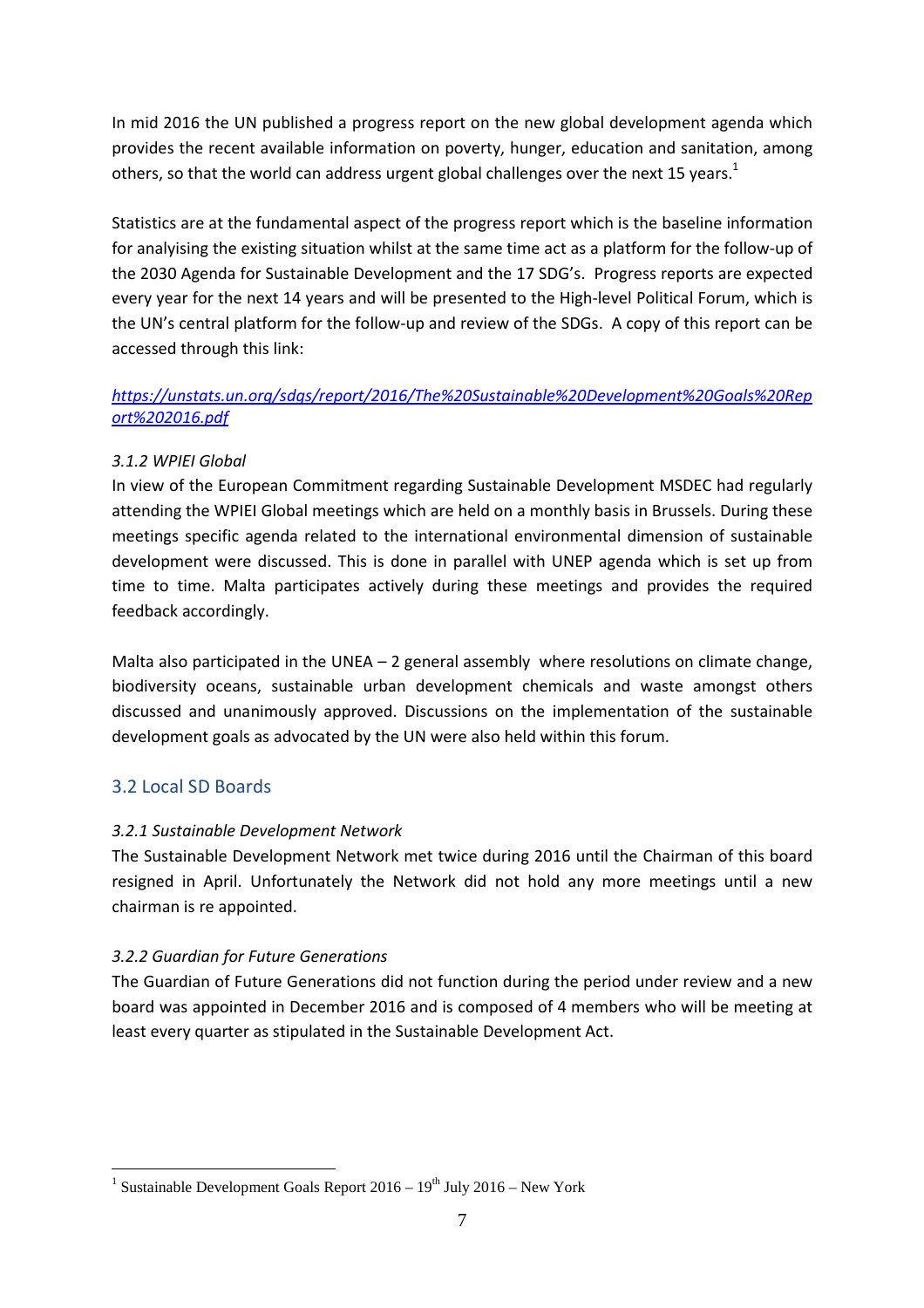In mid 2016 the UN published a progress report on the new global development agenda which provides the recent available information on poverty, hunger, education and sanitation, among others, so that the world can address urgent global challenges over the next 15 years.[1]

Statistics are at the fundamental aspect of the progress report which is the baseline information for analyising the existing situation whilst at the same time act as a platform for the follow-up of the 2030 Agenda for Sustainable Development and the 17 SDG's. Progress reports are expected every year for the next 14 years and will be presented to the High-level Political Forum, which is the UN's central platform for the follow-up and review of the SDGs. A copy of this report can be accessed through this link:

*https://unstats.un.org/sdgs/report/2016/The%20Sustainable%20Development%20Goals%20Report%202016.pdf*

### *3.1.2 WPIEI Global*

In view of the European Commitment regarding Sustainable Development MSDEC had regularly attending the WPIEI Global meetings which are held on a monthly basis in Brussels. During these meetings specific agenda related to the international environmental dimension of sustainable development were discussed. This is done in parallel with UNEP agenda which is set up from time to time. Malta participates actively during these meetings and provides the required feedback accordingly.

Malta also participated in the UNEA – 2 general assembly where resolutions on climate change, biodiversity oceans, sustainable urban development chemicals and waste amongst others discussed and unanimously approved. Discussions on the implementation of the sustainable development goals as advocated by the UN were also held within this forum.

## 3.2 Local SD Boards

### *3.2.1 Sustainable Development Network*

The Sustainable Development Network met twice during 2016 until the Chairman of this board resigned in April. Unfortunately the Network did not hold any more meetings until a new chairman is re appointed.

### *3.2.2 Guardian for Future Generations*

The Guardian of Future Generations did not function during the period under review and a new board was appointed in December 2016 and is composed of 4 members who will be meeting at least every quarter as stipulated in the Sustainable Development Act.

[1] Sustainable Development Goals Report 2016 – 19th July 2016 – New York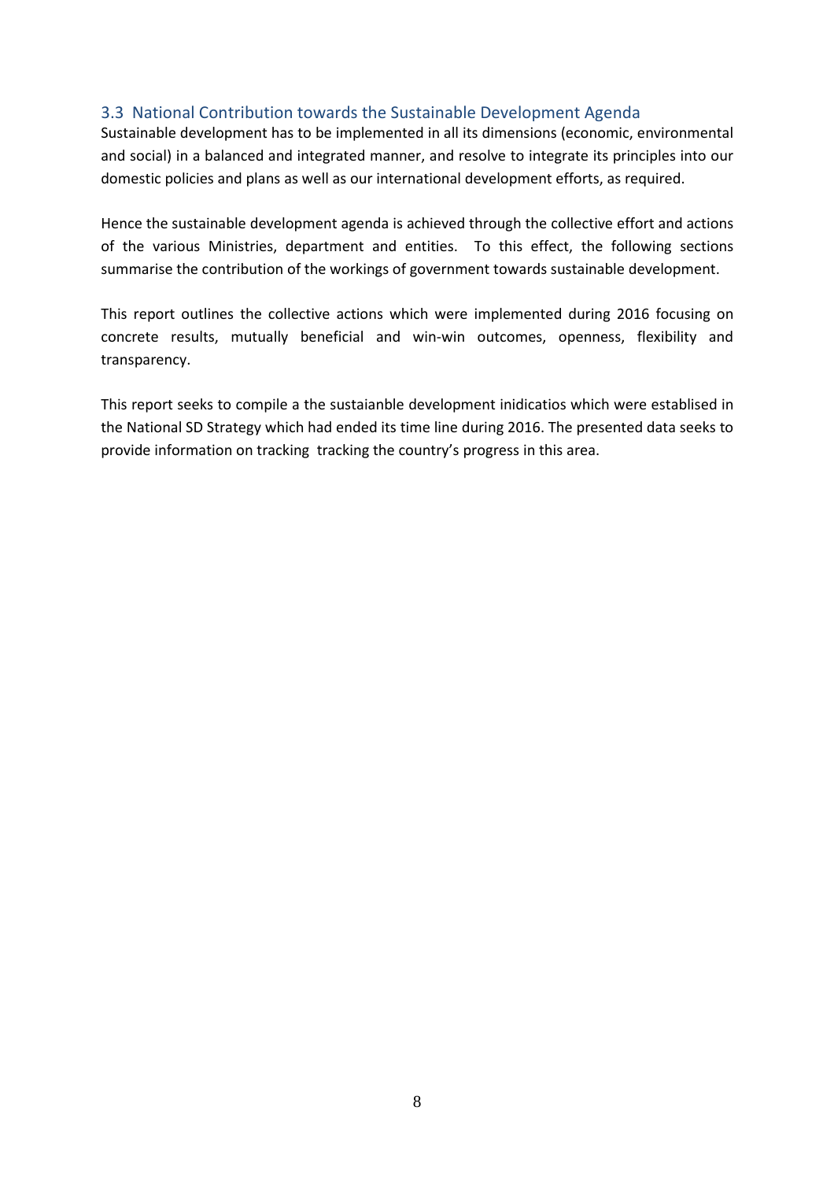## 3.3 National Contribution towards the Sustainable Development Agenda

Sustainable development has to be implemented in all its dimensions (economic, environmental and social) in a balanced and integrated manner, and resolve to integrate its principles into our domestic policies and plans as well as our international development efforts, as required.

Hence the sustainable development agenda is achieved through the collective effort and actions of the various Ministries, department and entities. To this effect, the following sections summarise the contribution of the workings of government towards sustainable development.

This report outlines the collective actions which were implemented during 2016 focusing on concrete results, mutually beneficial and win-win outcomes, openness, flexibility and transparency.

This report seeks to compile a the sustaianble development inidicatios which were establised in the National SD Strategy which had ended its time line during 2016. The presented data seeks to provide information on tracking tracking the country's progress in this area.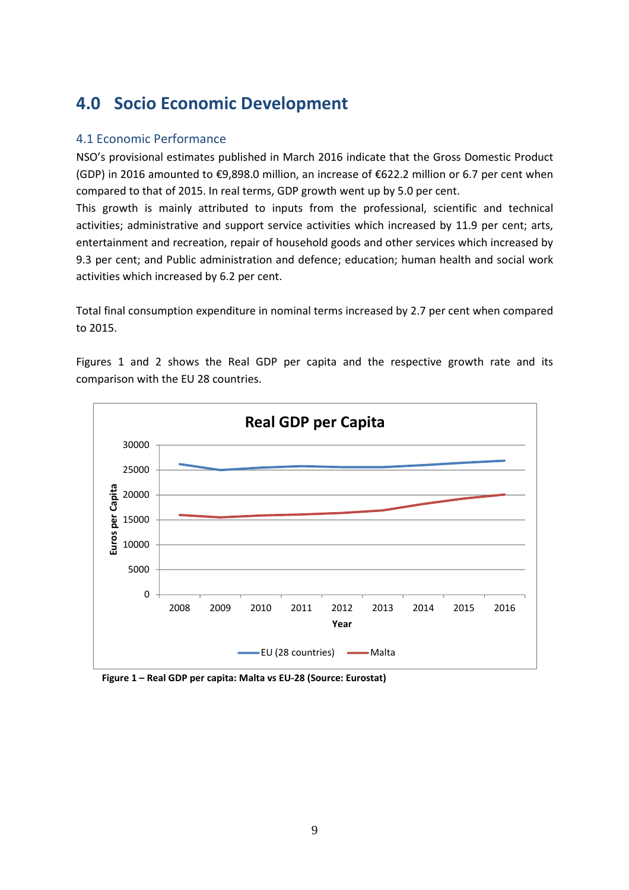# 4.0 Socio Economic Development

## 4.1 Economic Performance

NSO's provisional estimates published in March 2016 indicate that the Gross Domestic Product (GDP) in 2016 amounted to €9,898.0 million, an increase of €622.2 million or 6.7 per cent when compared to that of 2015. In real terms, GDP growth went up by 5.0 per cent.

This growth is mainly attributed to inputs from the professional, scientific and technical activities; administrative and support service activities which increased by 11.9 per cent; arts, entertainment and recreation, repair of household goods and other services which increased by 9.3 per cent; and Public administration and defence; education; human health and social work activities which increased by 6.2 per cent.

Total final consumption expenditure in nominal terms increased by 2.7 per cent when compared to 2015.

Figures 1 and 2 shows the Real GDP per capita and the respective growth rate and its comparison with the EU 28 countries.

**Figure 1 – Real GDP per capita: Malta vs EU-28 (Source: Eurostat)**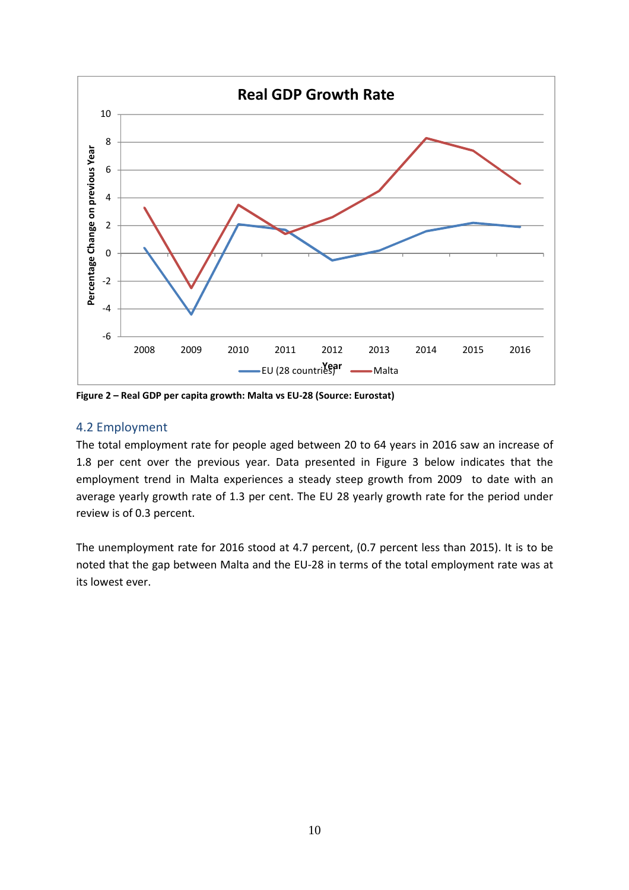Figure 2 – Real GDP per capita growth: Malta vs EU-28 (Source: Eurostat)

### 4.2 Employment

The total employment rate for people aged between 20 to 64 years in 2016 saw an increase of 1.8 per cent over the previous year. Data presented in Figure 3 below indicates that the employment trend in Malta experiences a steady steep growth from 2009 to date with an average yearly growth rate of 1.3 per cent. The EU 28 yearly growth rate for the period under review is of 0.3 percent.

The unemployment rate for 2016 stood at 4.7 percent, (0.7 percent less than 2015). It is to be noted that the gap between Malta and the EU-28 in terms of the total employment rate was at its lowest ever.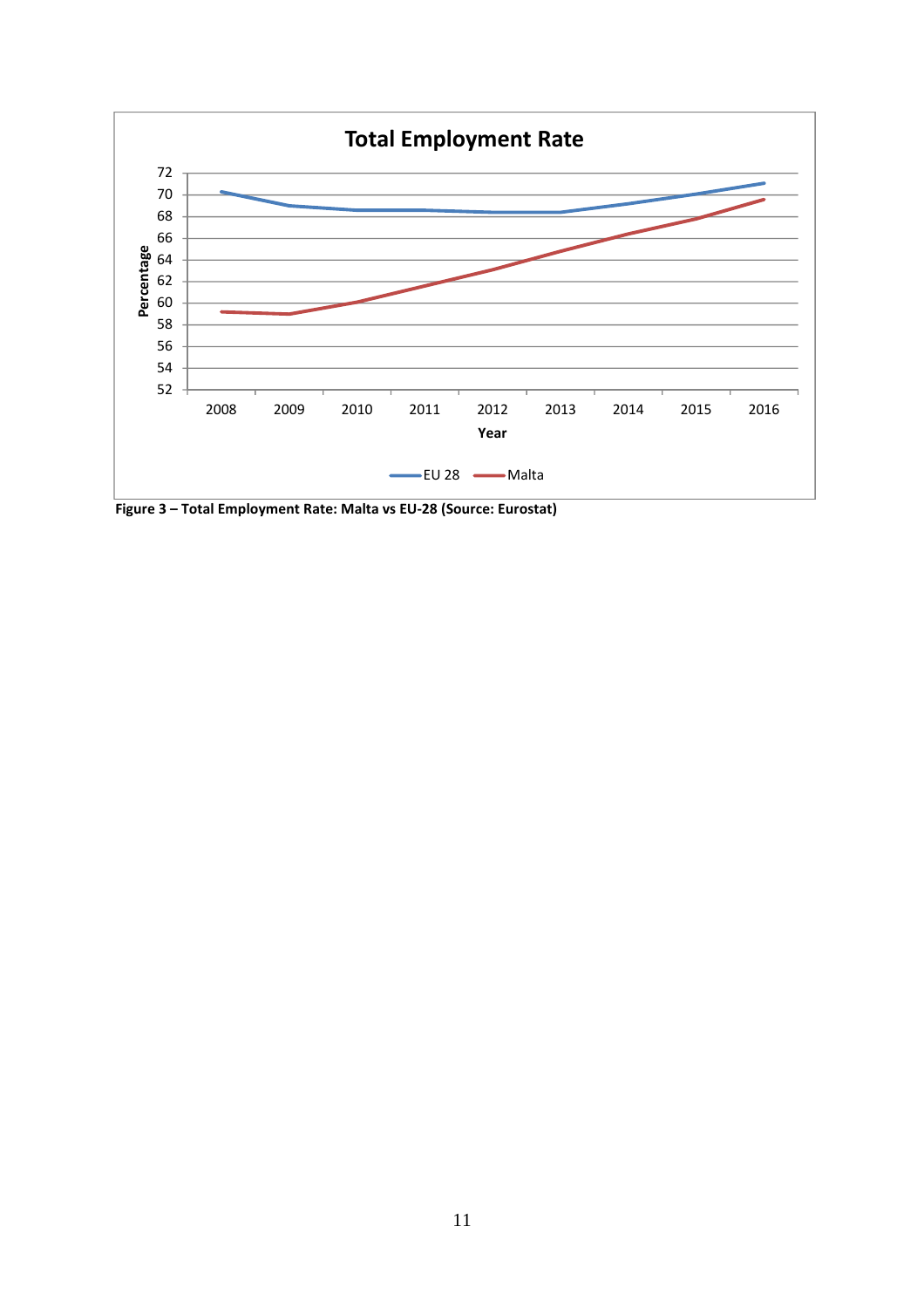Figure 3 – Total Employment Rate: Malta vs EU-28 (Source: Eurostat)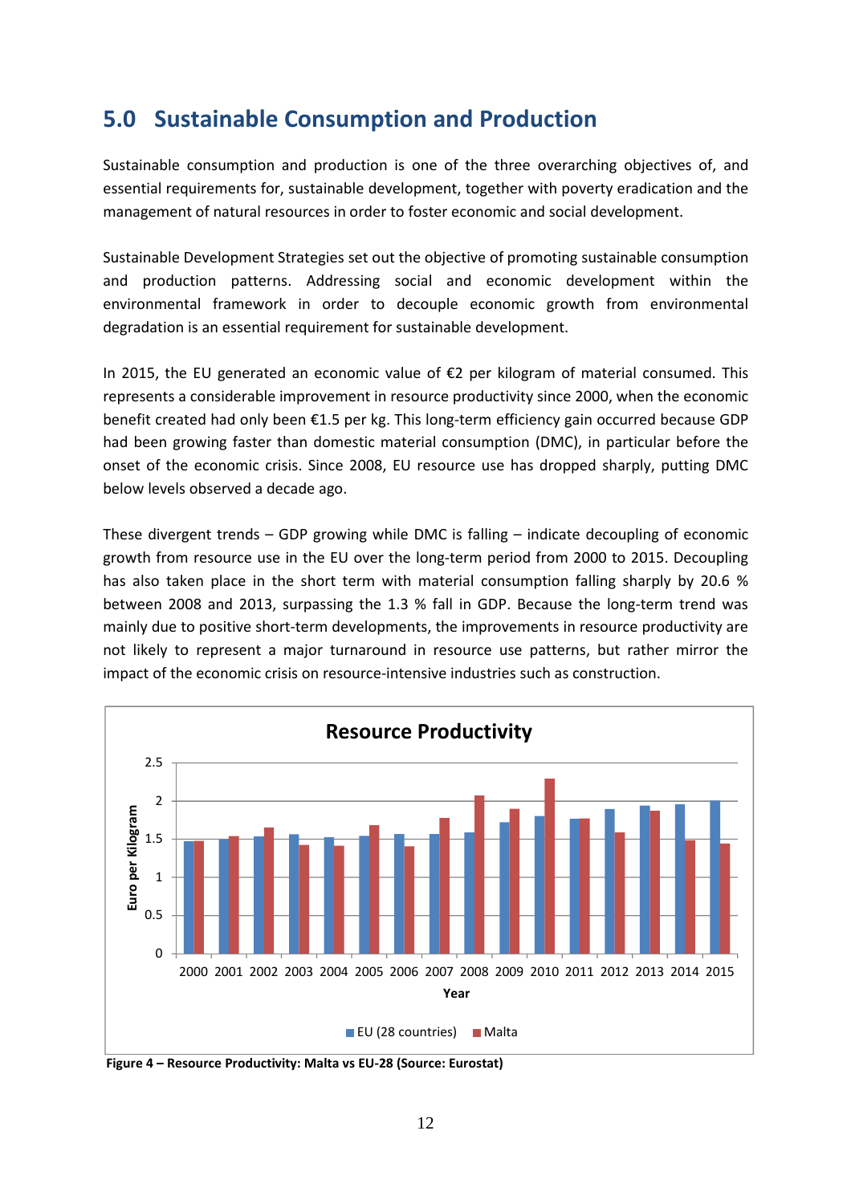# 5.0 Sustainable Consumption and Production

Sustainable consumption and production is one of the three overarching objectives of, and essential requirements for, sustainable development, together with poverty eradication and the management of natural resources in order to foster economic and social development.

Sustainable Development Strategies set out the objective of promoting sustainable consumption and production patterns. Addressing social and economic development within the environmental framework in order to decouple economic growth from environmental degradation is an essential requirement for sustainable development.

In 2015, the EU generated an economic value of €2 per kilogram of material consumed. This represents a considerable improvement in resource productivity since 2000, when the economic benefit created had only been €1.5 per kg. This long-term efficiency gain occurred because GDP had been growing faster than domestic material consumption (DMC), in particular before the onset of the economic crisis. Since 2008, EU resource use has dropped sharply, putting DMC below levels observed a decade ago.

These divergent trends – GDP growing while DMC is falling – indicate decoupling of economic growth from resource use in the EU over the long-term period from 2000 to 2015. Decoupling has also taken place in the short term with material consumption falling sharply by 20.6 % between 2008 and 2013, surpassing the 1.3 % fall in GDP. Because the long-term trend was mainly due to positive short-term developments, the improvements in resource productivity are not likely to represent a major turnaround in resource use patterns, but rather mirror the impact of the economic crisis on resource-intensive industries such as construction.

**Figure 4 – Resource Productivity: Malta vs EU-28 (Source: Eurostat)**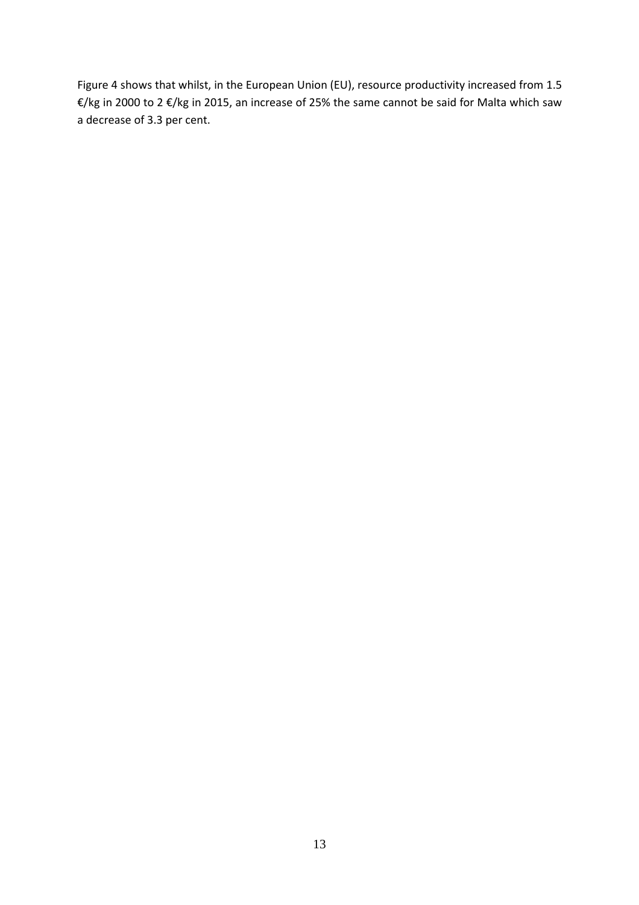Figure 4 shows that whilst, in the European Union (EU), resource productivity increased from 1.5 €/kg in 2000 to 2 €/kg in 2015, an increase of 25% the same cannot be said for Malta which saw a decrease of 3.3 per cent.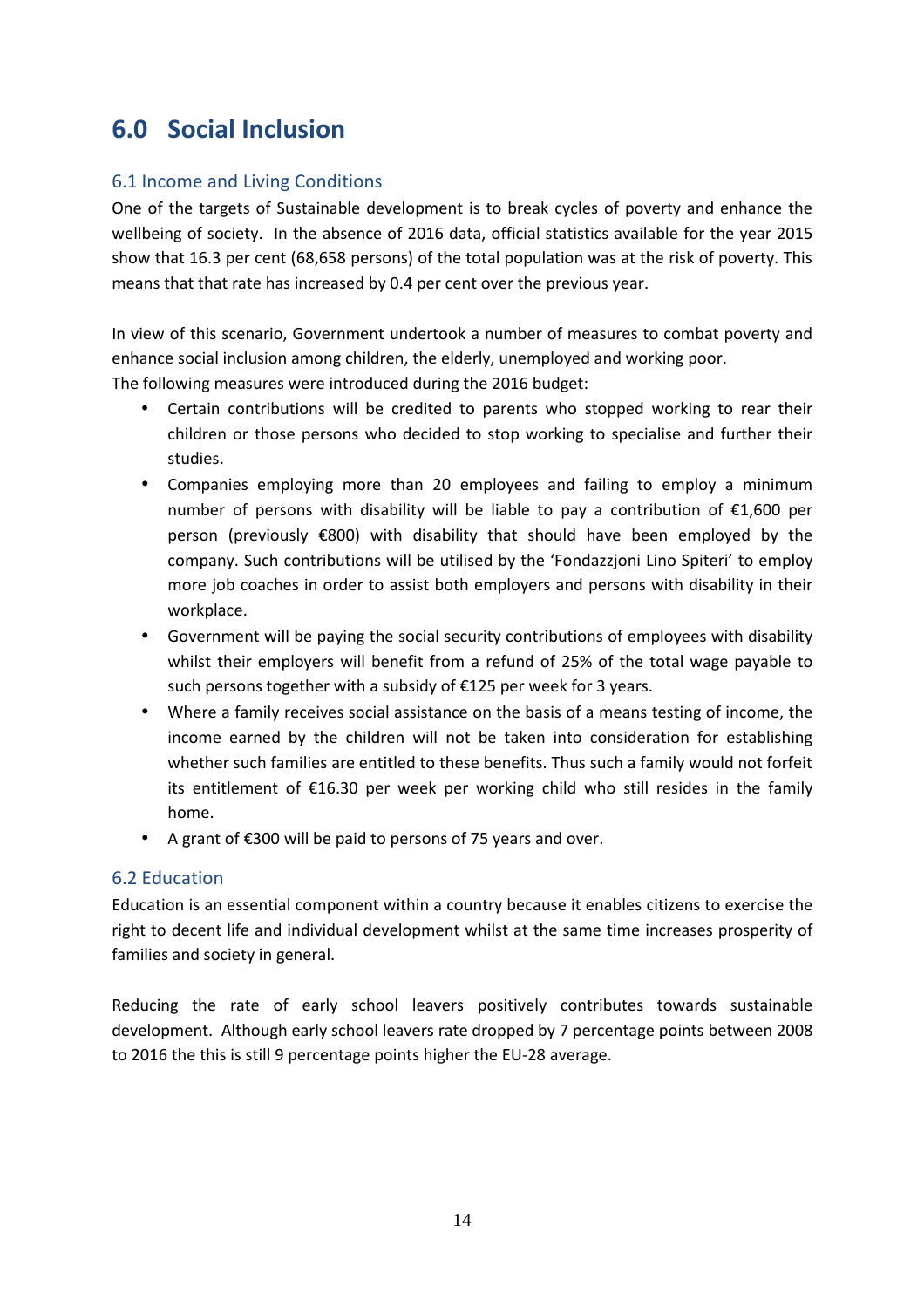# 6.0 Social Inclusion

## 6.1 Income and Living Conditions

One of the targets of Sustainable development is to break cycles of poverty and enhance the wellbeing of society. In the absence of 2016 data, official statistics available for the year 2015 show that 16.3 per cent (68,658 persons) of the total population was at the risk of poverty. This means that that rate has increased by 0.4 per cent over the previous year.

In view of this scenario, Government undertook a number of measures to combat poverty and enhance social inclusion among children, the elderly, unemployed and working poor.
The following measures were introduced during the 2016 budget:

- Certain contributions will be credited to parents who stopped working to rear their children or those persons who decided to stop working to specialise and further their studies.
- Companies employing more than 20 employees and failing to employ a minimum number of persons with disability will be liable to pay a contribution of €1,600 per person (previously €800) with disability that should have been employed by the company. Such contributions will be utilised by the 'Fondazzjoni Lino Spiteri' to employ more job coaches in order to assist both employers and persons with disability in their workplace.
- Government will be paying the social security contributions of employees with disability whilst their employers will benefit from a refund of 25% of the total wage payable to such persons together with a subsidy of €125 per week for 3 years.
- Where a family receives social assistance on the basis of a means testing of income, the income earned by the children will not be taken into consideration for establishing whether such families are entitled to these benefits. Thus such a family would not forfeit its entitlement of €16.30 per week per working child who still resides in the family home.
- A grant of €300 will be paid to persons of 75 years and over.

## 6.2 Education

Education is an essential component within a country because it enables citizens to exercise the right to decent life and individual development whilst at the same time increases prosperity of families and society in general.

Reducing the rate of early school leavers positively contributes towards sustainable development. Although early school leavers rate dropped by 7 percentage points between 2008 to 2016 the this is still 9 percentage points higher the EU-28 average.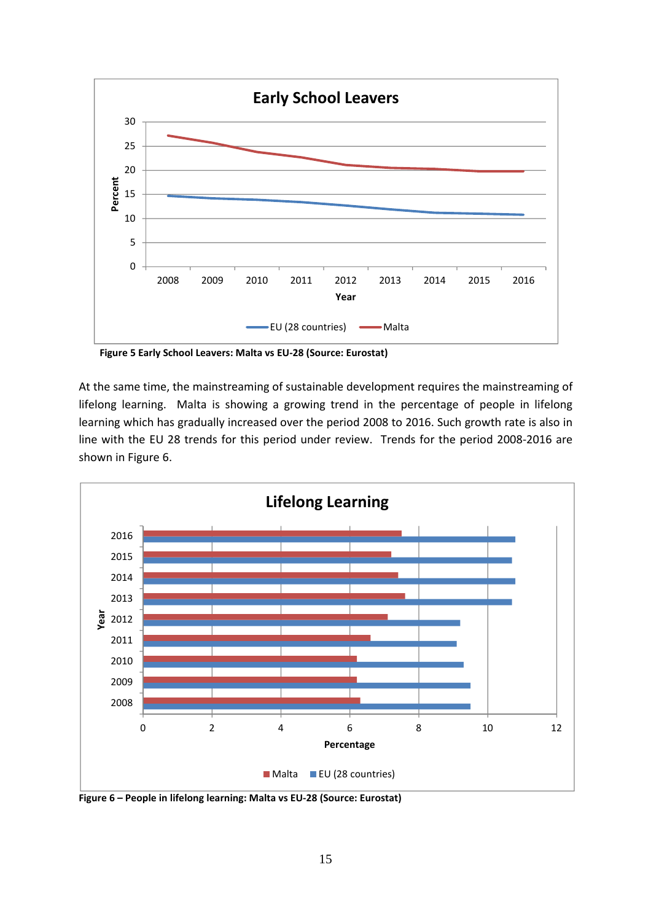**Figure 5 Early School Leavers: Malta vs EU-28 (Source: Eurostat)**

At the same time, the mainstreaming of sustainable development requires the mainstreaming of lifelong learning. Malta is showing a growing trend in the percentage of people in lifelong learning which has gradually increased over the period 2008 to 2016. Such growth rate is also in line with the EU 28 trends for this period under review. Trends for the period 2008-2016 are shown in Figure 6.

**Figure 6 – People in lifelong learning: Malta vs EU-28 (Source: Eurostat)**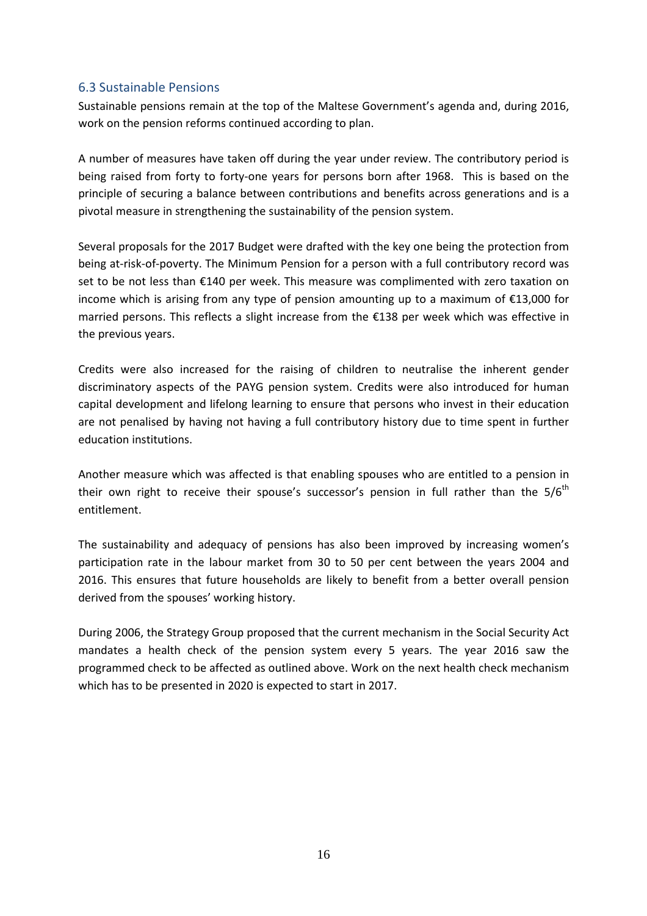## 6.3 Sustainable Pensions

Sustainable pensions remain at the top of the Maltese Government's agenda and, during 2016, work on the pension reforms continued according to plan.

A number of measures have taken off during the year under review. The contributory period is being raised from forty to forty-one years for persons born after 1968. This is based on the principle of securing a balance between contributions and benefits across generations and is a pivotal measure in strengthening the sustainability of the pension system.

Several proposals for the 2017 Budget were drafted with the key one being the protection from being at-risk-of-poverty. The Minimum Pension for a person with a full contributory record was set to be not less than €140 per week. This measure was complimented with zero taxation on income which is arising from any type of pension amounting up to a maximum of €13,000 for married persons. This reflects a slight increase from the €138 per week which was effective in the previous years.

Credits were also increased for the raising of children to neutralise the inherent gender discriminatory aspects of the PAYG pension system. Credits were also introduced for human capital development and lifelong learning to ensure that persons who invest in their education are not penalised by having not having a full contributory history due to time spent in further education institutions.

Another measure which was affected is that enabling spouses who are entitled to a pension in their own right to receive their spouse's successor's pension in full rather than the 5/6th entitlement.

The sustainability and adequacy of pensions has also been improved by increasing women's participation rate in the labour market from 30 to 50 per cent between the years 2004 and 2016. This ensures that future households are likely to benefit from a better overall pension derived from the spouses' working history.

During 2006, the Strategy Group proposed that the current mechanism in the Social Security Act mandates a health check of the pension system every 5 years. The year 2016 saw the programmed check to be affected as outlined above. Work on the next health check mechanism which has to be presented in 2020 is expected to start in 2017.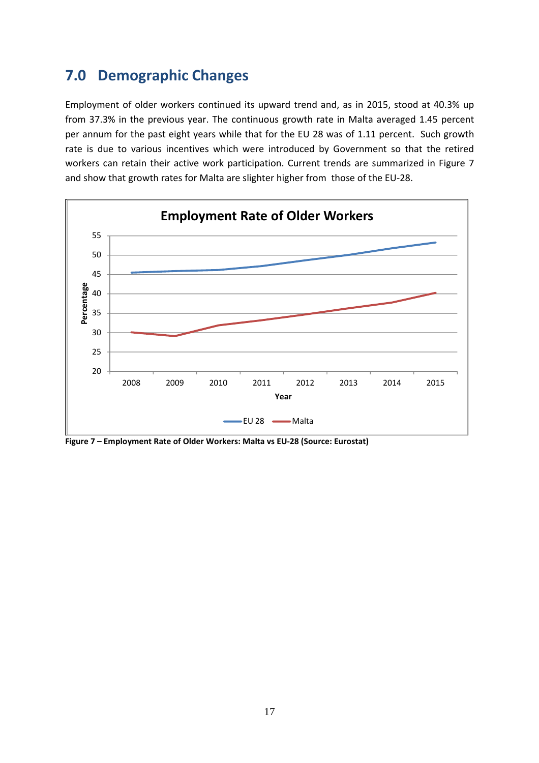## 7.0 Demographic Changes

Employment of older workers continued its upward trend and, as in 2015, stood at 40.3% up from 37.3% in the previous year. The continuous growth rate in Malta averaged 1.45 percent per annum for the past eight years while that for the EU 28 was of 1.11 percent. Such growth rate is due to various incentives which were introduced by Government so that the retired workers can retain their active work participation. Current trends are summarized in Figure 7 and show that growth rates for Malta are slighter higher from those of the EU-28.

**Figure 7 – Employment Rate of Older Workers: Malta vs EU-28 (Source: Eurostat)**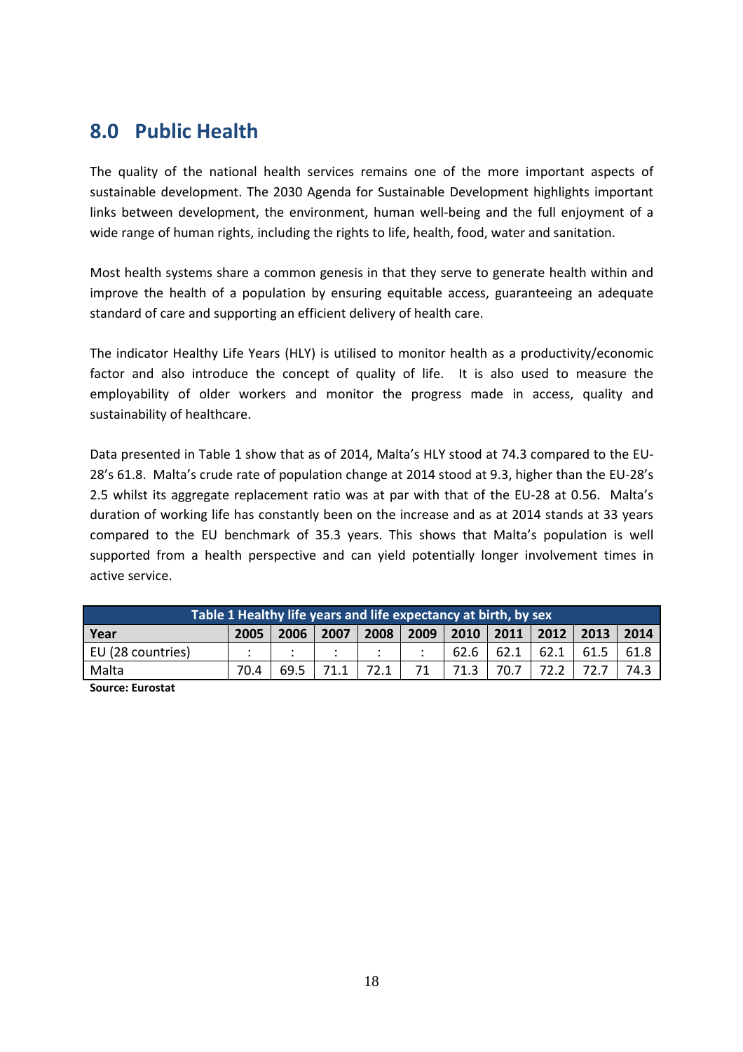# 8.0 Public Health

The quality of the national health services remains one of the more important aspects of sustainable development. The 2030 Agenda for Sustainable Development highlights important links between development, the environment, human well-being and the full enjoyment of a wide range of human rights, including the rights to life, health, food, water and sanitation.

Most health systems share a common genesis in that they serve to generate health within and improve the health of a population by ensuring equitable access, guaranteeing an adequate standard of care and supporting an efficient delivery of health care.

The indicator Healthy Life Years (HLY) is utilised to monitor health as a productivity/economic factor and also introduce the concept of quality of life. It is also used to measure the employability of older workers and monitor the progress made in access, quality and sustainability of healthcare.

Data presented in Table 1 show that as of 2014, Malta's HLY stood at 74.3 compared to the EU-28's 61.8. Malta's crude rate of population change at 2014 stood at 9.3, higher than the EU-28's 2.5 whilst its aggregate replacement ratio was at par with that of the EU-28 at 0.56. Malta's duration of working life has constantly been on the increase and as at 2014 stands at 33 years compared to the EU benchmark of 35.3 years. This shows that Malta's population is well supported from a health perspective and can yield potentially longer involvement times in active service.

**Table 1 Healthy life years and life expectancy at birth, by sex**

| Year | 2005 | 2006 | 2007 | 2008 | 2009 | 2010 | 2011 | 2012 | 2013 | 2014 |
|---|---|---|---|---|---|---|---|---|---|---|
| EU (28 countries) | : | : | : | : | : | 62.6 | 62.1 | 62.1 | 61.5 | 61.8 |
| Malta | 70.4 | 69.5 | 71.1 | 72.1 | 71 | 71.3 | 70.7 | 72.2 | 72.7 | 74.3 |

**Source: Eurostat**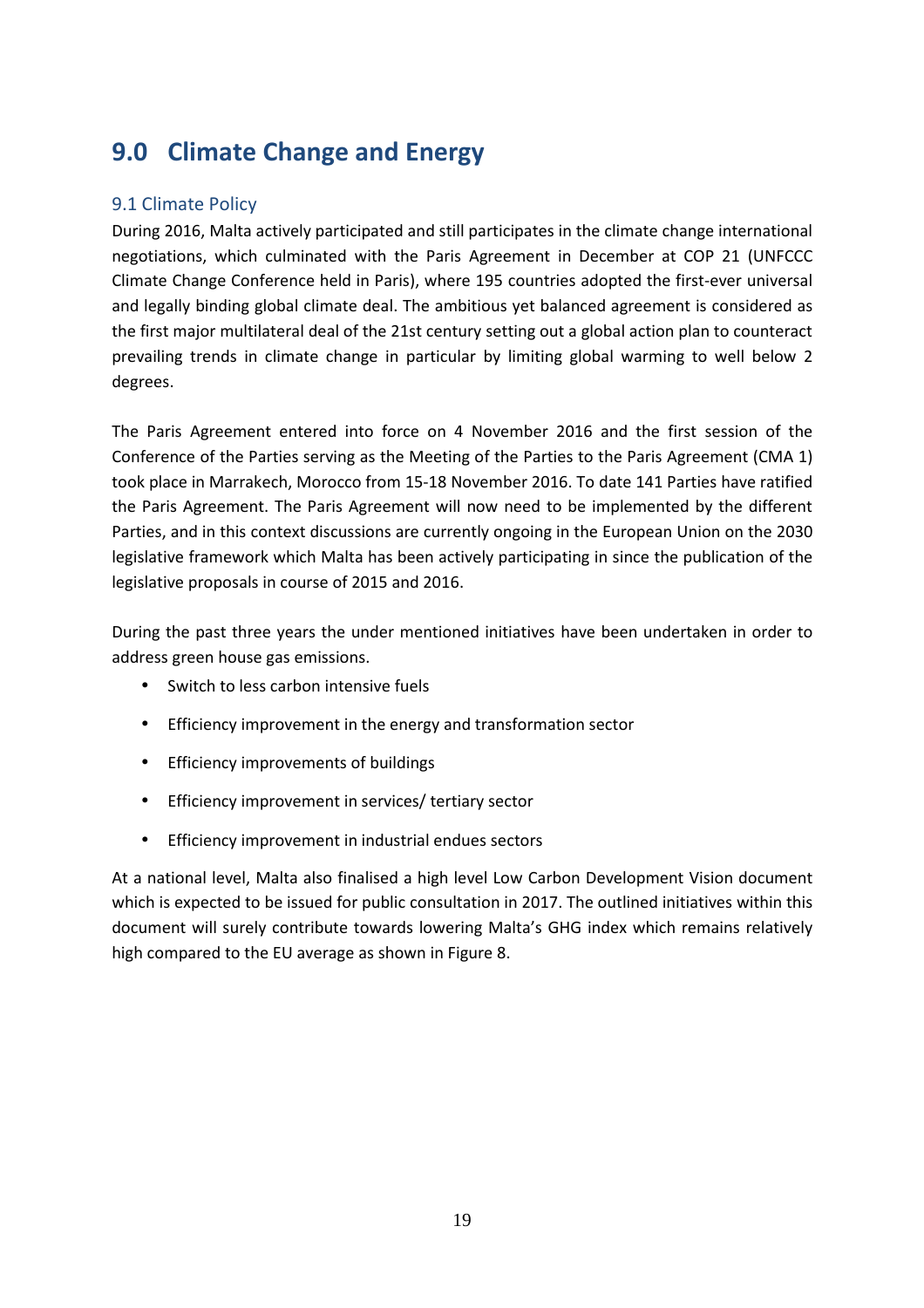# 9.0 Climate Change and Energy

## 9.1 Climate Policy

During 2016, Malta actively participated and still participates in the climate change international negotiations, which culminated with the Paris Agreement in December at COP 21 (UNFCCC Climate Change Conference held in Paris), where 195 countries adopted the first-ever universal and legally binding global climate deal. The ambitious yet balanced agreement is considered as the first major multilateral deal of the 21st century setting out a global action plan to counteract prevailing trends in climate change in particular by limiting global warming to well below 2 degrees.

The Paris Agreement entered into force on 4 November 2016 and the first session of the Conference of the Parties serving as the Meeting of the Parties to the Paris Agreement (CMA 1) took place in Marrakech, Morocco from 15-18 November 2016. To date 141 Parties have ratified the Paris Agreement. The Paris Agreement will now need to be implemented by the different Parties, and in this context discussions are currently ongoing in the European Union on the 2030 legislative framework which Malta has been actively participating in since the publication of the legislative proposals in course of 2015 and 2016.

During the past three years the under mentioned initiatives have been undertaken in order to address green house gas emissions.

- Switch to less carbon intensive fuels
- Efficiency improvement in the energy and transformation sector
- Efficiency improvements of buildings
- Efficiency improvement in services/ tertiary sector
- Efficiency improvement in industrial endues sectors

At a national level, Malta also finalised a high level Low Carbon Development Vision document which is expected to be issued for public consultation in 2017. The outlined initiatives within this document will surely contribute towards lowering Malta's GHG index which remains relatively high compared to the EU average as shown in Figure 8.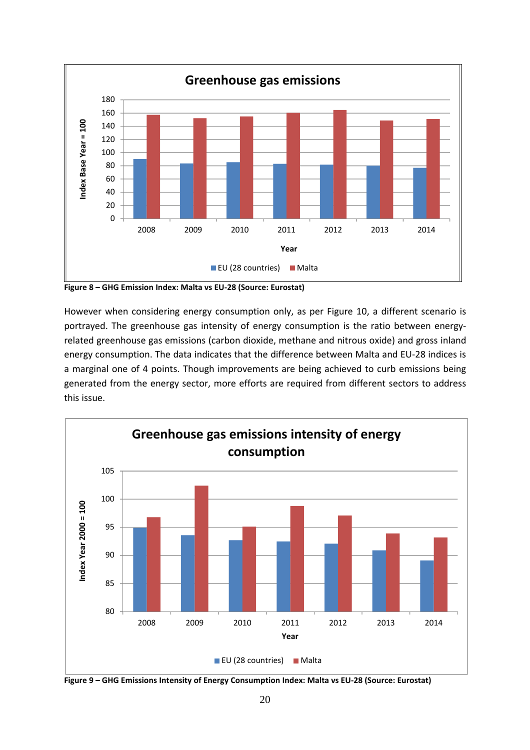**Figure 8 – GHG Emission Index: Malta vs EU-28 (Source: Eurostat)**

However when considering energy consumption only, as per Figure 10, a different scenario is portrayed. The greenhouse gas intensity of energy consumption is the ratio between energy-related greenhouse gas emissions (carbon dioxide, methane and nitrous oxide) and gross inland energy consumption. The data indicates that the difference between Malta and EU-28 indices is a marginal one of 4 points. Though improvements are being achieved to curb emissions being generated from the energy sector, more efforts are required from different sectors to address this issue.

**Figure 9 – GHG Emissions Intensity of Energy Consumption Index: Malta vs EU-28 (Source: Eurostat)**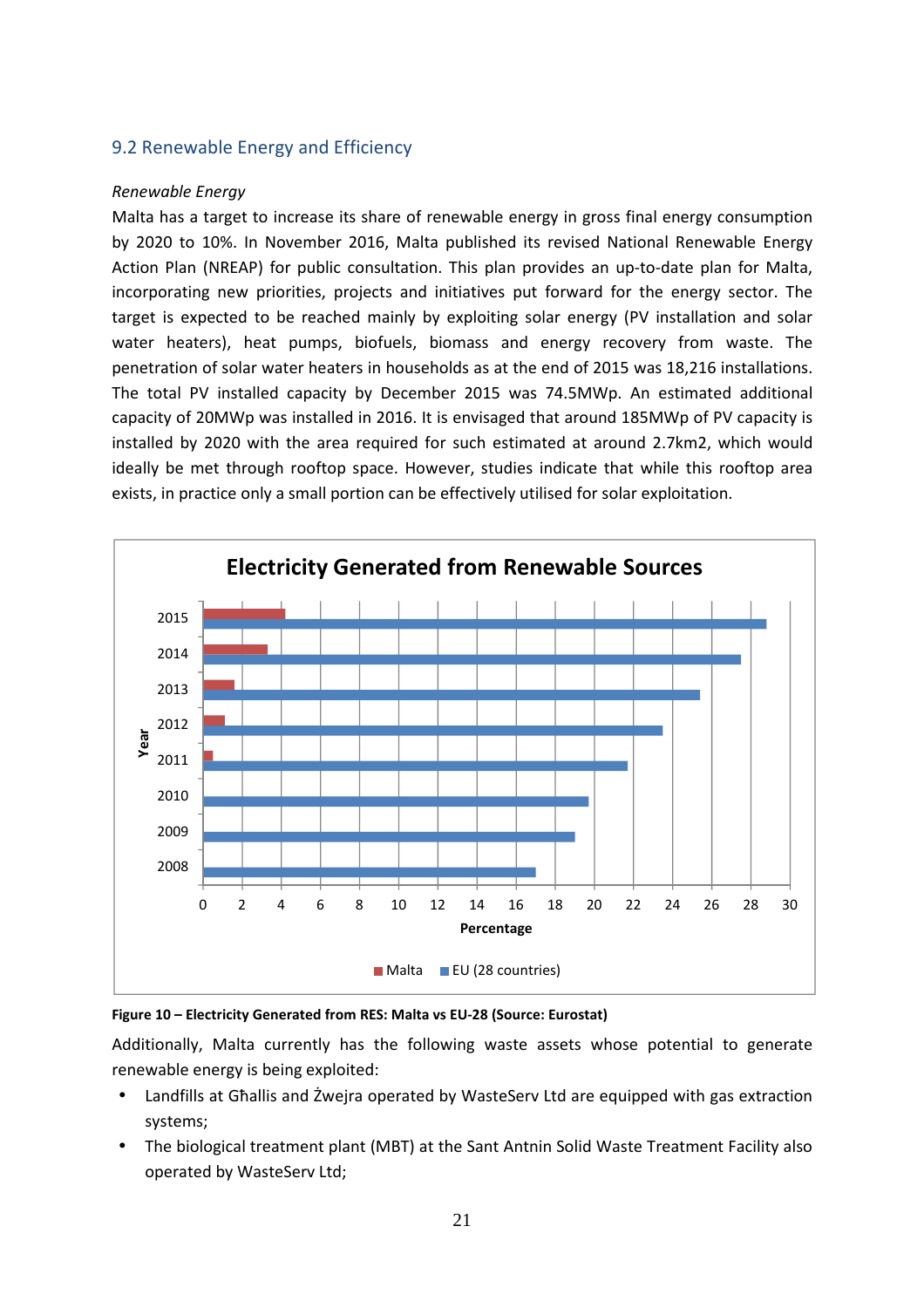## 9.2 Renewable Energy and Efficiency

*Renewable Energy*

Malta has a target to increase its share of renewable energy in gross final energy consumption by 2020 to 10%. In November 2016, Malta published its revised National Renewable Energy Action Plan (NREAP) for public consultation. This plan provides an up-to-date plan for Malta, incorporating new priorities, projects and initiatives put forward for the energy sector. The target is expected to be reached mainly by exploiting solar energy (PV installation and solar water heaters), heat pumps, biofuels, biomass and energy recovery from waste. The penetration of solar water heaters in households as at the end of 2015 was 18,216 installations. The total PV installed capacity by December 2015 was 74.5MWp. An estimated additional capacity of 20MWp was installed in 2016. It is envisaged that around 185MWp of PV capacity is installed by 2020 with the area required for such estimated at around 2.7km2, which would ideally be met through rooftop space. However, studies indicate that while this rooftop area exists, in practice only a small portion can be effectively utilised for solar exploitation.

**Figure 10 – Electricity Generated from RES: Malta vs EU-28 (Source: Eurostat)**

Additionally, Malta currently has the following waste assets whose potential to generate renewable energy is being exploited:

- Landfills at Għallis and Żwejra operated by WasteServ Ltd are equipped with gas extraction systems;
- The biological treatment plant (MBT) at the Sant Antnin Solid Waste Treatment Facility also operated by WasteServ Ltd;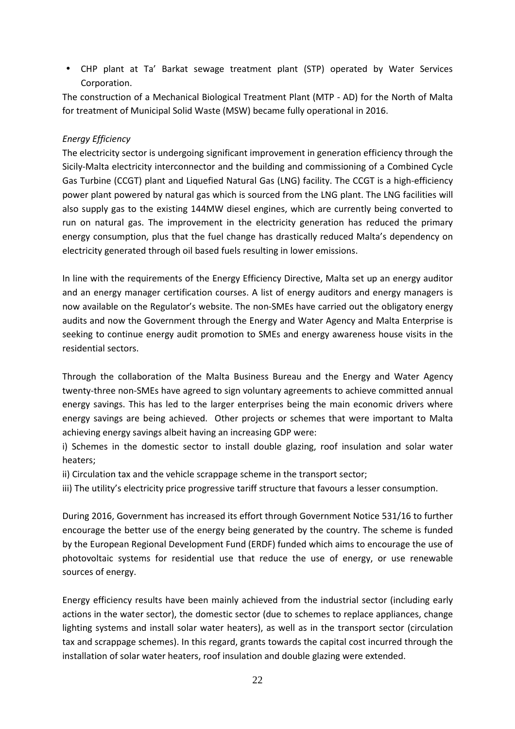- CHP plant at Ta' Barkat sewage treatment plant (STP) operated by Water Services Corporation.

The construction of a Mechanical Biological Treatment Plant (MTP - AD) for the North of Malta for treatment of Municipal Solid Waste (MSW) became fully operational in 2016.

*Energy Efficiency*

The electricity sector is undergoing significant improvement in generation efficiency through the Sicily-Malta electricity interconnector and the building and commissioning of a Combined Cycle Gas Turbine (CCGT) plant and Liquefied Natural Gas (LNG) facility. The CCGT is a high-efficiency power plant powered by natural gas which is sourced from the LNG plant. The LNG facilities will also supply gas to the existing 144MW diesel engines, which are currently being converted to run on natural gas. The improvement in the electricity generation has reduced the primary energy consumption, plus that the fuel change has drastically reduced Malta's dependency on electricity generated through oil based fuels resulting in lower emissions.

In line with the requirements of the Energy Efficiency Directive, Malta set up an energy auditor and an energy manager certification courses. A list of energy auditors and energy managers is now available on the Regulator's website. The non-SMEs have carried out the obligatory energy audits and now the Government through the Energy and Water Agency and Malta Enterprise is seeking to continue energy audit promotion to SMEs and energy awareness house visits in the residential sectors.

Through the collaboration of the Malta Business Bureau and the Energy and Water Agency twenty-three non-SMEs have agreed to sign voluntary agreements to achieve committed annual energy savings. This has led to the larger enterprises being the main economic drivers where energy savings are being achieved. Other projects or schemes that were important to Malta achieving energy savings albeit having an increasing GDP were:

i) Schemes in the domestic sector to install double glazing, roof insulation and solar water heaters;

ii) Circulation tax and the vehicle scrappage scheme in the transport sector;

iii) The utility's electricity price progressive tariff structure that favours a lesser consumption.

During 2016, Government has increased its effort through Government Notice 531/16 to further encourage the better use of the energy being generated by the country. The scheme is funded by the European Regional Development Fund (ERDF) funded which aims to encourage the use of photovoltaic systems for residential use that reduce the use of energy, or use renewable sources of energy.

Energy efficiency results have been mainly achieved from the industrial sector (including early actions in the water sector), the domestic sector (due to schemes to replace appliances, change lighting systems and install solar water heaters), as well as in the transport sector (circulation tax and scrappage schemes). In this regard, grants towards the capital cost incurred through the installation of solar water heaters, roof insulation and double glazing were extended.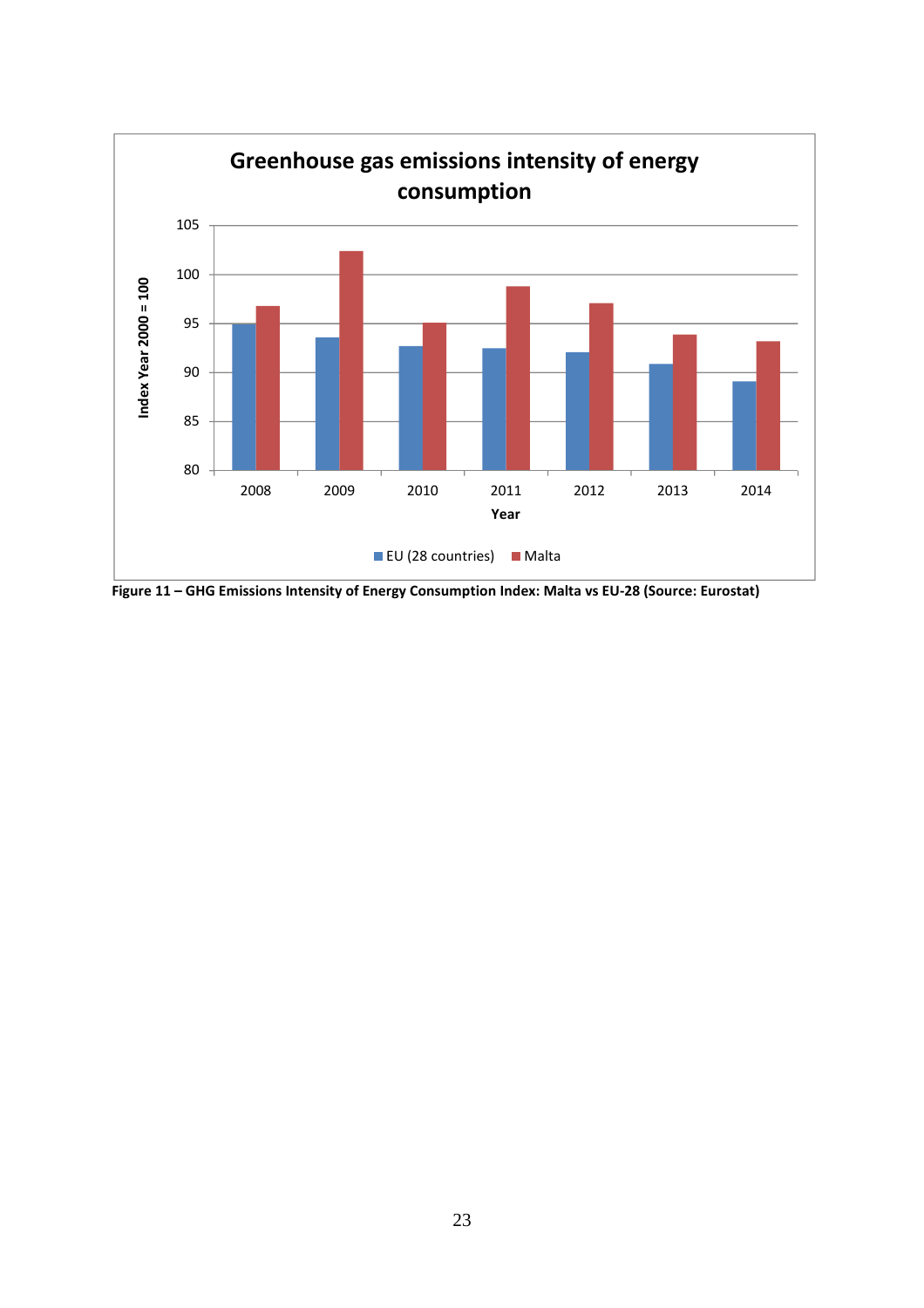Figure 11 – GHG Emissions Intensity of Energy Consumption Index: Malta vs EU-28 (Source: Eurostat)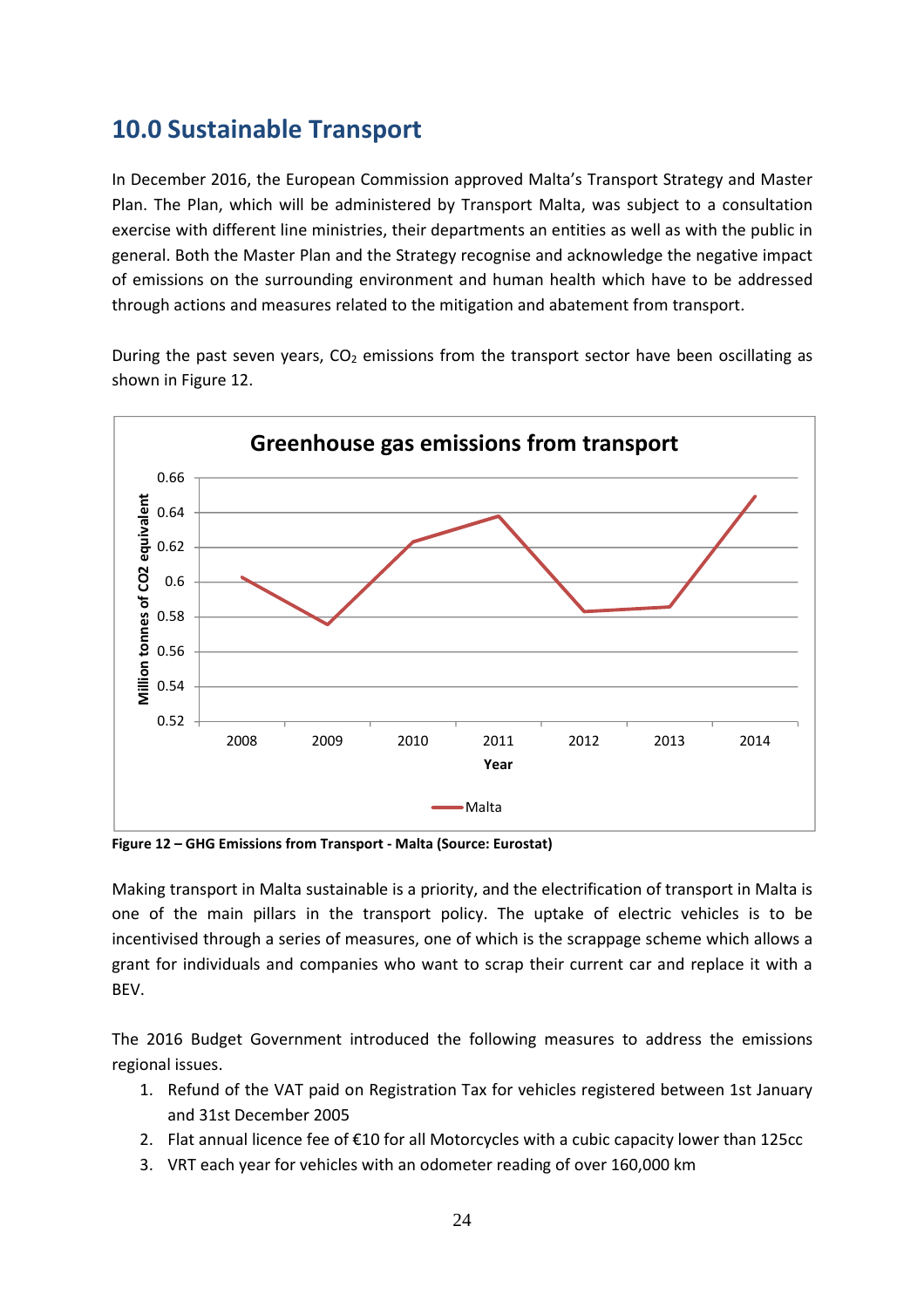## 10.0 Sustainable Transport

In December 2016, the European Commission approved Malta's Transport Strategy and Master Plan. The Plan, which will be administered by Transport Malta, was subject to a consultation exercise with different line ministries, their departments an entities as well as with the public in general. Both the Master Plan and the Strategy recognise and acknowledge the negative impact of emissions on the surrounding environment and human health which have to be addressed through actions and measures related to the mitigation and abatement from transport.

During the past seven years, $CO_2$ emissions from the transport sector have been oscillating as shown in Figure 12.

**Figure 12 – GHG Emissions from Transport - Malta (Source: Eurostat)**

Making transport in Malta sustainable is a priority, and the electrification of transport in Malta is one of the main pillars in the transport policy. The uptake of electric vehicles is to be incentivised through a series of measures, one of which is the scrappage scheme which allows a grant for individuals and companies who want to scrap their current car and replace it with a BEV.

The 2016 Budget Government introduced the following measures to address the emissions regional issues.

1. Refund of the VAT paid on Registration Tax for vehicles registered between 1st January and 31st December 2005
2. Flat annual licence fee of €10 for all Motorcycles with a cubic capacity lower than 125cc
3. VRT each year for vehicles with an odometer reading of over 160,000 km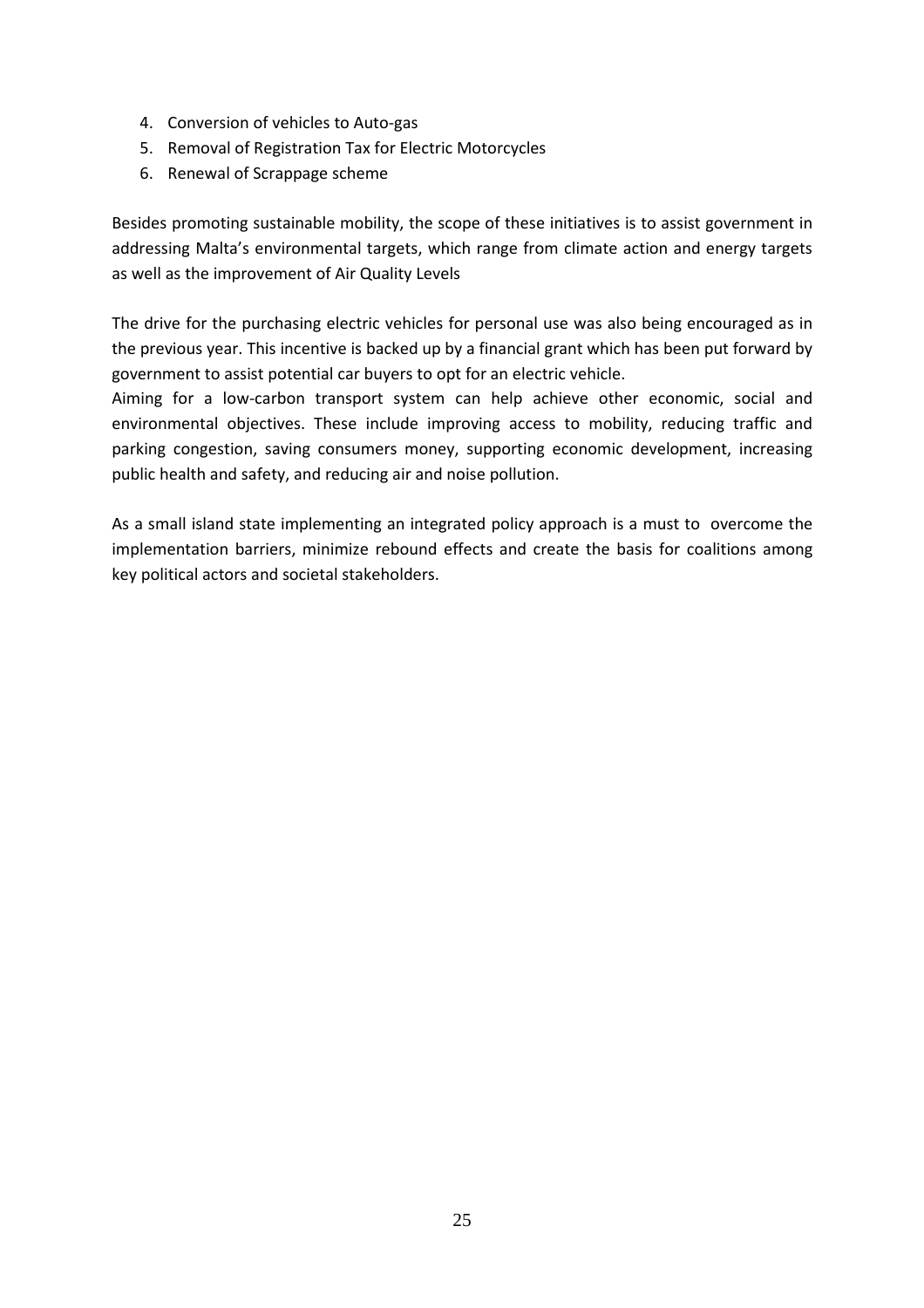4. Conversion of vehicles to Auto-gas
5. Removal of Registration Tax for Electric Motorcycles
6. Renewal of Scrappage scheme

Besides promoting sustainable mobility, the scope of these initiatives is to assist government in addressing Malta's environmental targets, which range from climate action and energy targets as well as the improvement of Air Quality Levels

The drive for the purchasing electric vehicles for personal use was also being encouraged as in the previous year. This incentive is backed up by a financial grant which has been put forward by government to assist potential car buyers to opt for an electric vehicle.
Aiming for a low-carbon transport system can help achieve other economic, social and environmental objectives. These include improving access to mobility, reducing traffic and parking congestion, saving consumers money, supporting economic development, increasing public health and safety, and reducing air and noise pollution.

As a small island state implementing an integrated policy approach is a must to overcome the implementation barriers, minimize rebound effects and create the basis for coalitions among key political actors and societal stakeholders.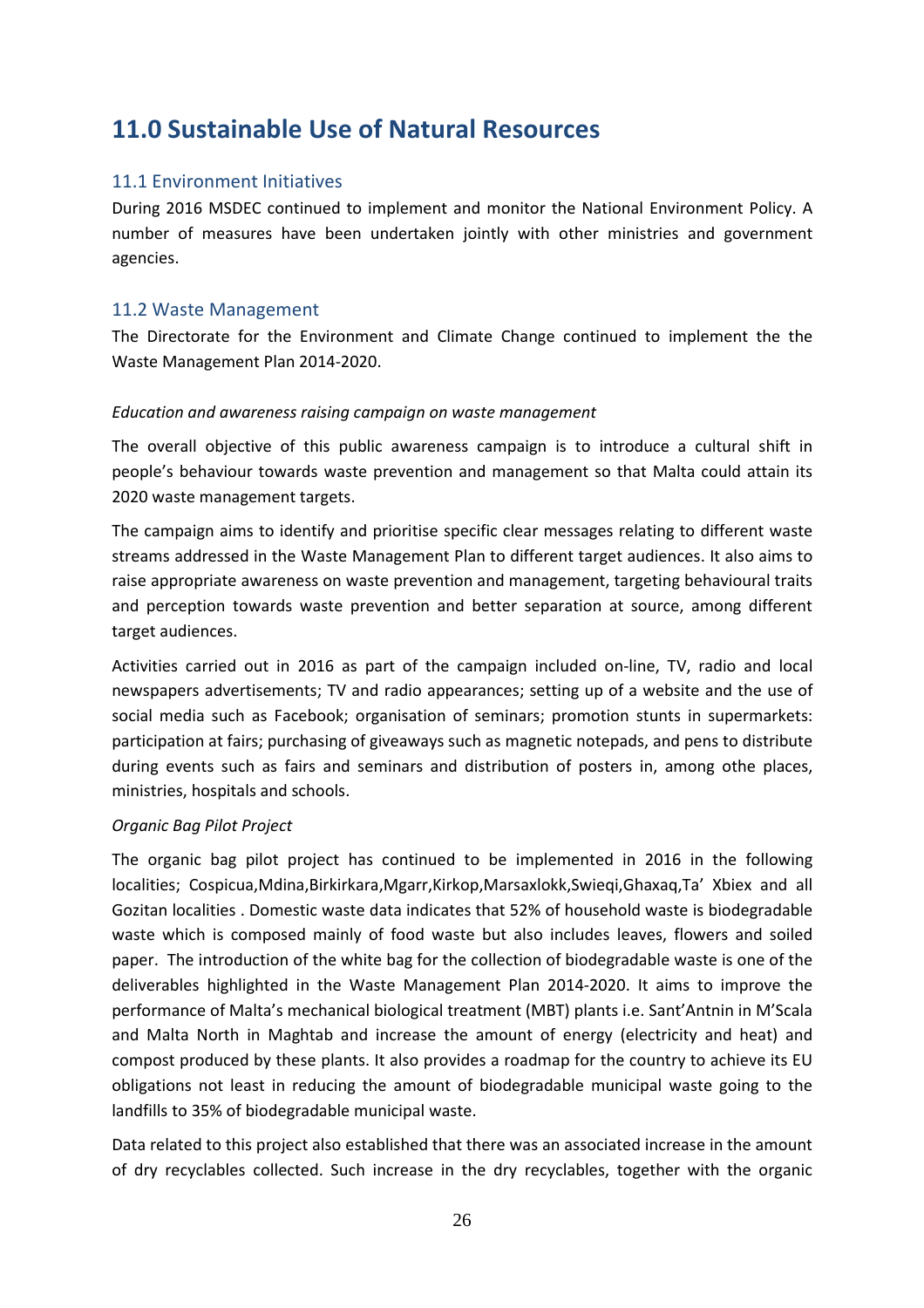# 11.0 Sustainable Use of Natural Resources

## 11.1 Environment Initiatives

During 2016 MSDEC continued to implement and monitor the National Environment Policy. A number of measures have been undertaken jointly with other ministries and government agencies.

## 11.2 Waste Management

The Directorate for the Environment and Climate Change continued to implement the the Waste Management Plan 2014-2020.

*Education and awareness raising campaign on waste management*

The overall objective of this public awareness campaign is to introduce a cultural shift in people's behaviour towards waste prevention and management so that Malta could attain its 2020 waste management targets.

The campaign aims to identify and prioritise specific clear messages relating to different waste streams addressed in the Waste Management Plan to different target audiences. It also aims to raise appropriate awareness on waste prevention and management, targeting behavioural traits and perception towards waste prevention and better separation at source, among different target audiences.

Activities carried out in 2016 as part of the campaign included on-line, TV, radio and local newspapers advertisements; TV and radio appearances; setting up of a website and the use of social media such as Facebook; organisation of seminars; promotion stunts in supermarkets: participation at fairs; purchasing of giveaways such as magnetic notepads, and pens to distribute during events such as fairs and seminars and distribution of posters in, among othe places, ministries, hospitals and schools.

*Organic Bag Pilot Project*

The organic bag pilot project has continued to be implemented in 2016 in the following localities; Cospicua,Mdina,Birkirkara,Mgarr,Kirkop,Marsaxlokk,Swieqi,Ghaxaq,Ta' Xbiex and all Gozitan localities . Domestic waste data indicates that 52% of household waste is biodegradable waste which is composed mainly of food waste but also includes leaves, flowers and soiled paper. The introduction of the white bag for the collection of biodegradable waste is one of the deliverables highlighted in the Waste Management Plan 2014-2020. It aims to improve the performance of Malta's mechanical biological treatment (MBT) plants i.e. Sant'Antnin in M'Scala and Malta North in Maghtab and increase the amount of energy (electricity and heat) and compost produced by these plants. It also provides a roadmap for the country to achieve its EU obligations not least in reducing the amount of biodegradable municipal waste going to the landfills to 35% of biodegradable municipal waste.

Data related to this project also established that there was an associated increase in the amount of dry recyclables collected. Such increase in the dry recyclables, together with the organic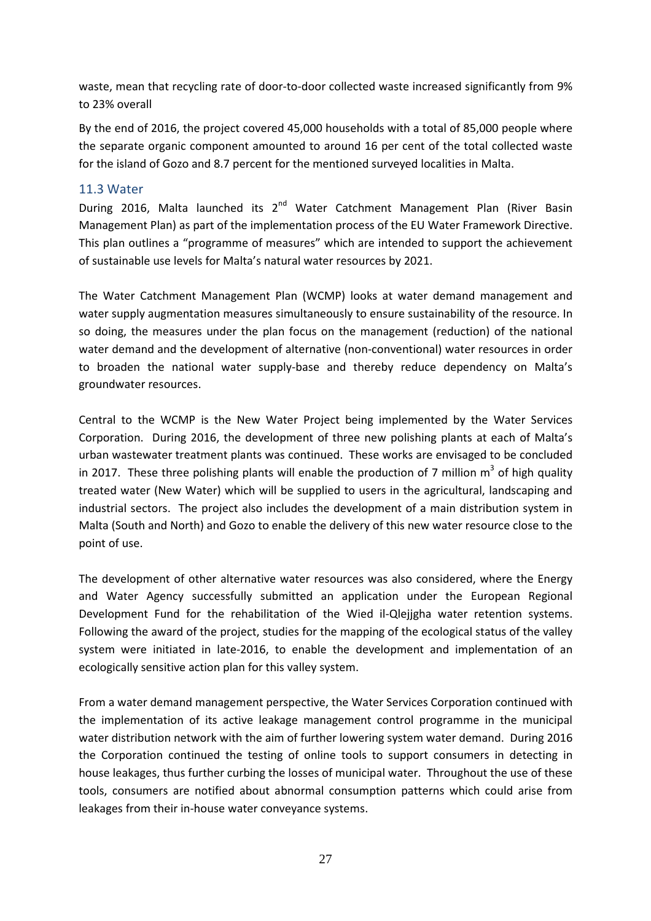waste, mean that recycling rate of door-to-door collected waste increased significantly from 9% to 23% overall

By the end of 2016, the project covered 45,000 households with a total of 85,000 people where the separate organic component amounted to around 16 per cent of the total collected waste for the island of Gozo and 8.7 percent for the mentioned surveyed localities in Malta.

## 11.3 Water

During 2016, Malta launched its 2[nd] Water Catchment Management Plan (River Basin Management Plan) as part of the implementation process of the EU Water Framework Directive. This plan outlines a "programme of measures" which are intended to support the achievement of sustainable use levels for Malta's natural water resources by 2021.

The Water Catchment Management Plan (WCMP) looks at water demand management and water supply augmentation measures simultaneously to ensure sustainability of the resource. In so doing, the measures under the plan focus on the management (reduction) of the national water demand and the development of alternative (non-conventional) water resources in order to broaden the national water supply-base and thereby reduce dependency on Malta's groundwater resources.

Central to the WCMP is the New Water Project being implemented by the Water Services Corporation. During 2016, the development of three new polishing plants at each of Malta's urban wastewater treatment plants was continued. These works are envisaged to be concluded in 2017. These three polishing plants will enable the production of 7 million $m^3$ of high quality treated water (New Water) which will be supplied to users in the agricultural, landscaping and industrial sectors. The project also includes the development of a main distribution system in Malta (South and North) and Gozo to enable the delivery of this new water resource close to the point of use.

The development of other alternative water resources was also considered, where the Energy and Water Agency successfully submitted an application under the European Regional Development Fund for the rehabilitation of the Wied il-Qlejjgha water retention systems. Following the award of the project, studies for the mapping of the ecological status of the valley system were initiated in late-2016, to enable the development and implementation of an ecologically sensitive action plan for this valley system.

From a water demand management perspective, the Water Services Corporation continued with the implementation of its active leakage management control programme in the municipal water distribution network with the aim of further lowering system water demand. During 2016 the Corporation continued the testing of online tools to support consumers in detecting in house leakages, thus further curbing the losses of municipal water. Throughout the use of these tools, consumers are notified about abnormal consumption patterns which could arise from leakages from their in-house water conveyance systems.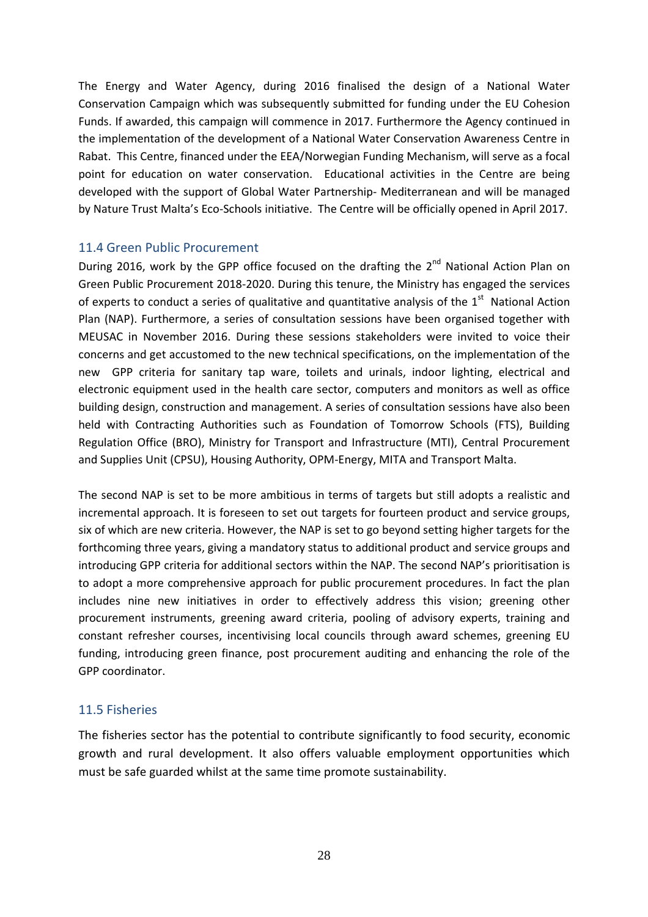The Energy and Water Agency, during 2016 finalised the design of a National Water Conservation Campaign which was subsequently submitted for funding under the EU Cohesion Funds. If awarded, this campaign will commence in 2017. Furthermore the Agency continued in the implementation of the development of a National Water Conservation Awareness Centre in Rabat. This Centre, financed under the EEA/Norwegian Funding Mechanism, will serve as a focal point for education on water conservation. Educational activities in the Centre are being developed with the support of Global Water Partnership- Mediterranean and will be managed by Nature Trust Malta's Eco-Schools initiative. The Centre will be officially opened in April 2017.

## 11.4 Green Public Procurement

During 2016, work by the GPP office focused on the drafting the 2nd National Action Plan on Green Public Procurement 2018-2020. During this tenure, the Ministry has engaged the services of experts to conduct a series of qualitative and quantitative analysis of the 1st National Action Plan (NAP). Furthermore, a series of consultation sessions have been organised together with MEUSAC in November 2016. During these sessions stakeholders were invited to voice their concerns and get accustomed to the new technical specifications, on the implementation of the new GPP criteria for sanitary tap ware, toilets and urinals, indoor lighting, electrical and electronic equipment used in the health care sector, computers and monitors as well as office building design, construction and management. A series of consultation sessions have also been held with Contracting Authorities such as Foundation of Tomorrow Schools (FTS), Building Regulation Office (BRO), Ministry for Transport and Infrastructure (MTI), Central Procurement and Supplies Unit (CPSU), Housing Authority, OPM-Energy, MITA and Transport Malta.

The second NAP is set to be more ambitious in terms of targets but still adopts a realistic and incremental approach. It is foreseen to set out targets for fourteen product and service groups, six of which are new criteria. However, the NAP is set to go beyond setting higher targets for the forthcoming three years, giving a mandatory status to additional product and service groups and introducing GPP criteria for additional sectors within the NAP. The second NAP's prioritisation is to adopt a more comprehensive approach for public procurement procedures. In fact the plan includes nine new initiatives in order to effectively address this vision; greening other procurement instruments, greening award criteria, pooling of advisory experts, training and constant refresher courses, incentivising local councils through award schemes, greening EU funding, introducing green finance, post procurement auditing and enhancing the role of the GPP coordinator.

## 11.5 Fisheries

The fisheries sector has the potential to contribute significantly to food security, economic growth and rural development. It also offers valuable employment opportunities which must be safe guarded whilst at the same time promote sustainability.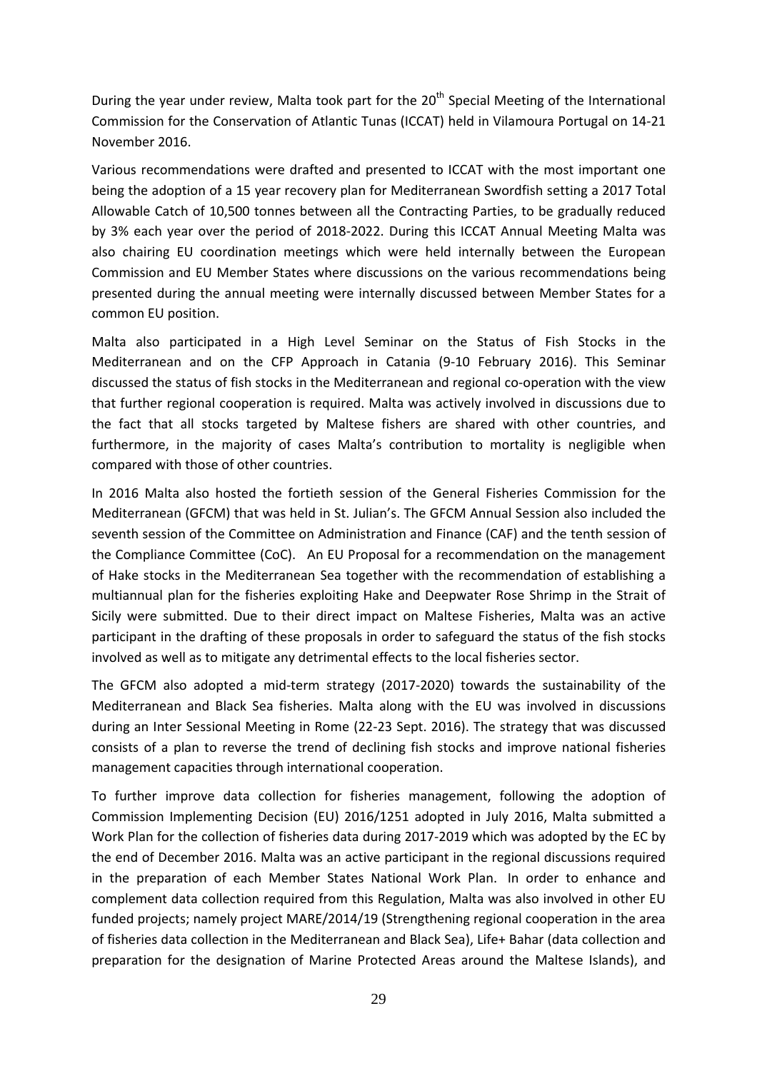During the year under review, Malta took part for the 20th Special Meeting of the International Commission for the Conservation of Atlantic Tunas (ICCAT) held in Vilamoura Portugal on 14-21 November 2016.

Various recommendations were drafted and presented to ICCAT with the most important one being the adoption of a 15 year recovery plan for Mediterranean Swordfish setting a 2017 Total Allowable Catch of 10,500 tonnes between all the Contracting Parties, to be gradually reduced by 3% each year over the period of 2018-2022. During this ICCAT Annual Meeting Malta was also chairing EU coordination meetings which were held internally between the European Commission and EU Member States where discussions on the various recommendations being presented during the annual meeting were internally discussed between Member States for a common EU position.

Malta also participated in a High Level Seminar on the Status of Fish Stocks in the Mediterranean and on the CFP Approach in Catania (9-10 February 2016). This Seminar discussed the status of fish stocks in the Mediterranean and regional co-operation with the view that further regional cooperation is required. Malta was actively involved in discussions due to the fact that all stocks targeted by Maltese fishers are shared with other countries, and furthermore, in the majority of cases Malta's contribution to mortality is negligible when compared with those of other countries.

In 2016 Malta also hosted the fortieth session of the General Fisheries Commission for the Mediterranean (GFCM) that was held in St. Julian's. The GFCM Annual Session also included the seventh session of the Committee on Administration and Finance (CAF) and the tenth session of the Compliance Committee (CoC). An EU Proposal for a recommendation on the management of Hake stocks in the Mediterranean Sea together with the recommendation of establishing a multiannual plan for the fisheries exploiting Hake and Deepwater Rose Shrimp in the Strait of Sicily were submitted. Due to their direct impact on Maltese Fisheries, Malta was an active participant in the drafting of these proposals in order to safeguard the status of the fish stocks involved as well as to mitigate any detrimental effects to the local fisheries sector.

The GFCM also adopted a mid-term strategy (2017-2020) towards the sustainability of the Mediterranean and Black Sea fisheries. Malta along with the EU was involved in discussions during an Inter Sessional Meeting in Rome (22-23 Sept. 2016). The strategy that was discussed consists of a plan to reverse the trend of declining fish stocks and improve national fisheries management capacities through international cooperation.

To further improve data collection for fisheries management, following the adoption of Commission Implementing Decision (EU) 2016/1251 adopted in July 2016, Malta submitted a Work Plan for the collection of fisheries data during 2017-2019 which was adopted by the EC by the end of December 2016. Malta was an active participant in the regional discussions required in the preparation of each Member States National Work Plan. In order to enhance and complement data collection required from this Regulation, Malta was also involved in other EU funded projects; namely project MARE/2014/19 (Strengthening regional cooperation in the area of fisheries data collection in the Mediterranean and Black Sea), Life+ Bahar (data collection and preparation for the designation of Marine Protected Areas around the Maltese Islands), and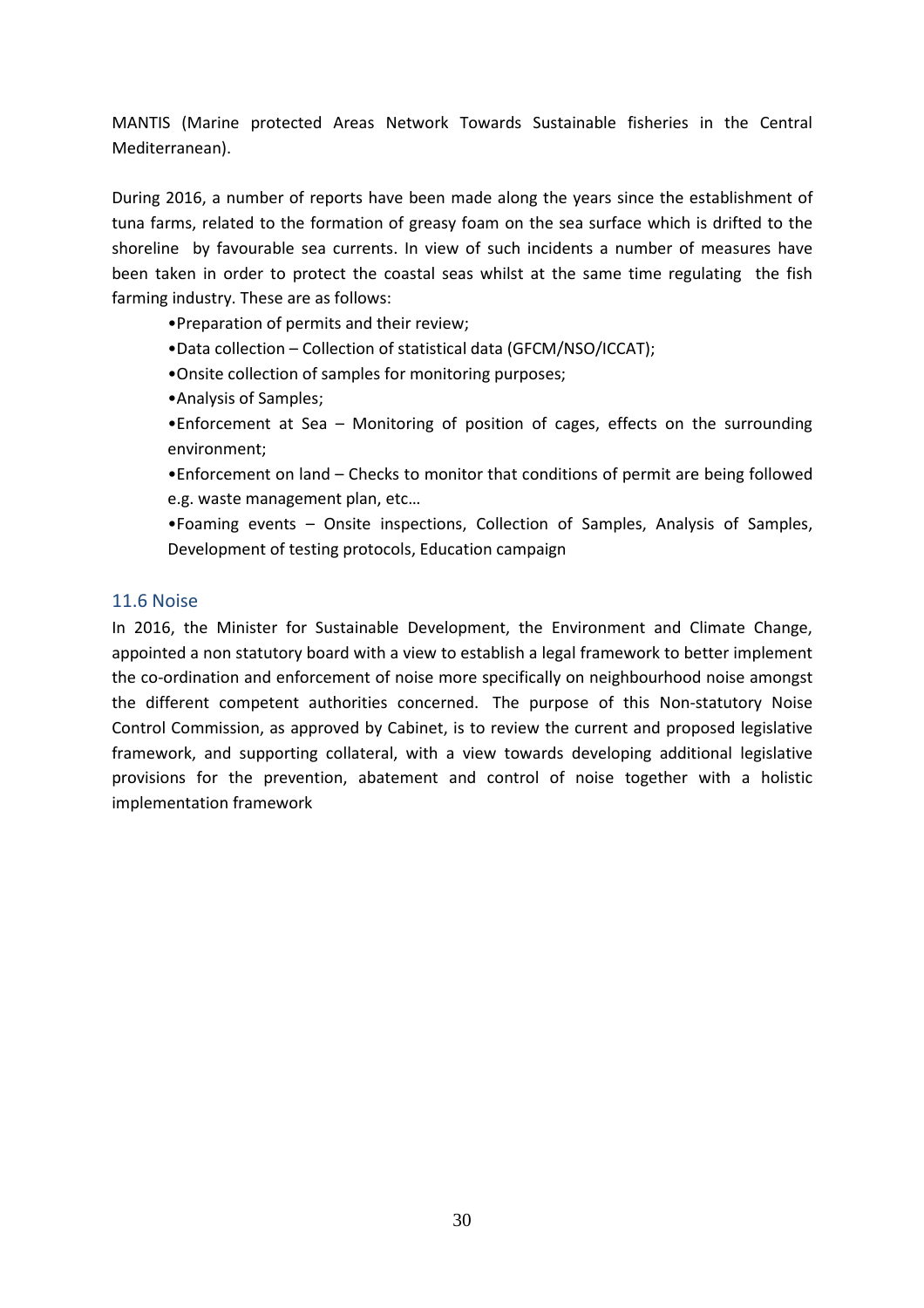MANTIS (Marine protected Areas Network Towards Sustainable fisheries in the Central Mediterranean).

During 2016, a number of reports have been made along the years since the establishment of tuna farms, related to the formation of greasy foam on the sea surface which is drifted to the shoreline by favourable sea currents. In view of such incidents a number of measures have been taken in order to protect the coastal seas whilst at the same time regulating the fish farming industry. These are as follows:

- Preparation of permits and their review;
- Data collection – Collection of statistical data (GFCM/NSO/ICCAT);
- Onsite collection of samples for monitoring purposes;
- Analysis of Samples;
- Enforcement at Sea – Monitoring of position of cages, effects on the surrounding environment;
- Enforcement on land – Checks to monitor that conditions of permit are being followed e.g. waste management plan, etc…
- Foaming events – Onsite inspections, Collection of Samples, Analysis of Samples, Development of testing protocols, Education campaign

## 11.6 Noise

In 2016, the Minister for Sustainable Development, the Environment and Climate Change, appointed a non statutory board with a view to establish a legal framework to better implement the co-ordination and enforcement of noise more specifically on neighbourhood noise amongst the different competent authorities concerned. The purpose of this Non-statutory Noise Control Commission, as approved by Cabinet, is to review the current and proposed legislative framework, and supporting collateral, with a view towards developing additional legislative provisions for the prevention, abatement and control of noise together with a holistic implementation framework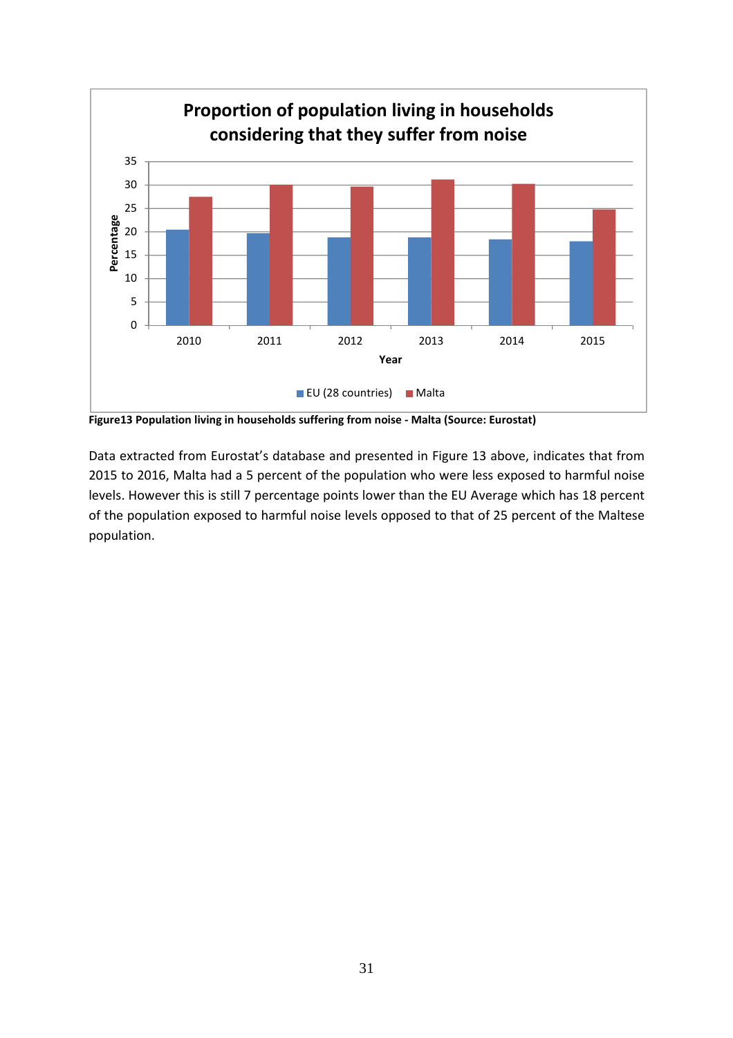Figure13 Population living in households suffering from noise - Malta (Source: Eurostat)

Data extracted from Eurostat's database and presented in Figure 13 above, indicates that from 2015 to 2016, Malta had a 5 percent of the population who were less exposed to harmful noise levels. However this is still 7 percentage points lower than the EU Average which has 18 percent of the population exposed to harmful noise levels opposed to that of 25 percent of the Maltese population.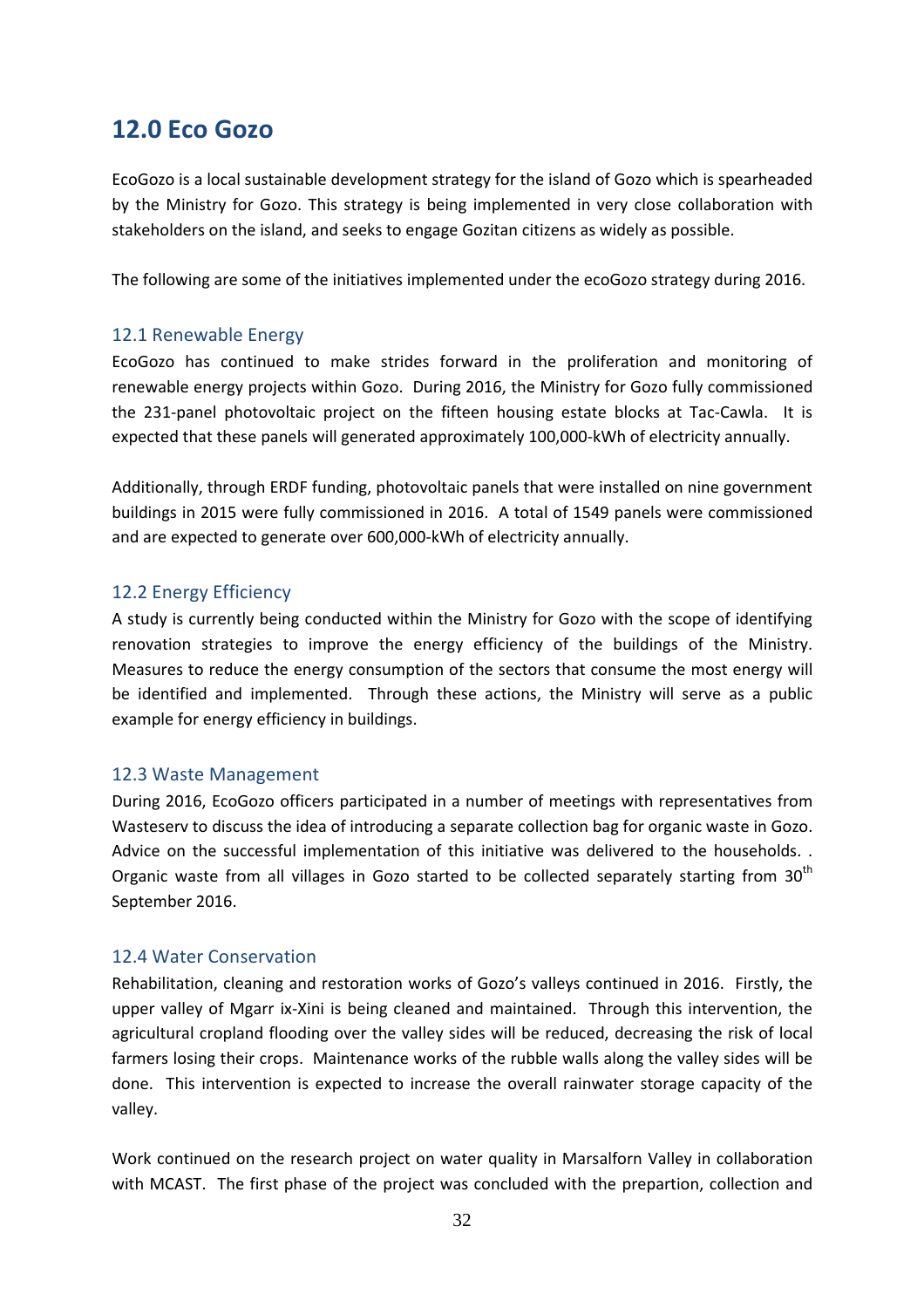## 12.0 Eco Gozo

EcoGozo is a local sustainable development strategy for the island of Gozo which is spearheaded by the Ministry for Gozo. This strategy is being implemented in very close collaboration with stakeholders on the island, and seeks to engage Gozitan citizens as widely as possible.

The following are some of the initiatives implemented under the ecoGozo strategy during 2016.

### 12.1 Renewable Energy

EcoGozo has continued to make strides forward in the proliferation and monitoring of renewable energy projects within Gozo. During 2016, the Ministry for Gozo fully commissioned the 231-panel photovoltaic project on the fifteen housing estate blocks at Tac-Cawla. It is expected that these panels will generated approximately 100,000-kWh of electricity annually.

Additionally, through ERDF funding, photovoltaic panels that were installed on nine government buildings in 2015 were fully commissioned in 2016. A total of 1549 panels were commissioned and are expected to generate over 600,000-kWh of electricity annually.

### 12.2 Energy Efficiency

A study is currently being conducted within the Ministry for Gozo with the scope of identifying renovation strategies to improve the energy efficiency of the buildings of the Ministry. Measures to reduce the energy consumption of the sectors that consume the most energy will be identified and implemented. Through these actions, the Ministry will serve as a public example for energy efficiency in buildings.

### 12.3 Waste Management

During 2016, EcoGozo officers participated in a number of meetings with representatives from Wasteserv to discuss the idea of introducing a separate collection bag for organic waste in Gozo. Advice on the successful implementation of this initiative was delivered to the households. . Organic waste from all villages in Gozo started to be collected separately starting from 30th September 2016.

### 12.4 Water Conservation

Rehabilitation, cleaning and restoration works of Gozo's valleys continued in 2016. Firstly, the upper valley of Mgarr ix-Xini is being cleaned and maintained. Through this intervention, the agricultural cropland flooding over the valley sides will be reduced, decreasing the risk of local farmers losing their crops. Maintenance works of the rubble walls along the valley sides will be done. This intervention is expected to increase the overall rainwater storage capacity of the valley.

Work continued on the research project on water quality in Marsalforn Valley in collaboration with MCAST. The first phase of the project was concluded with the prepartion, collection and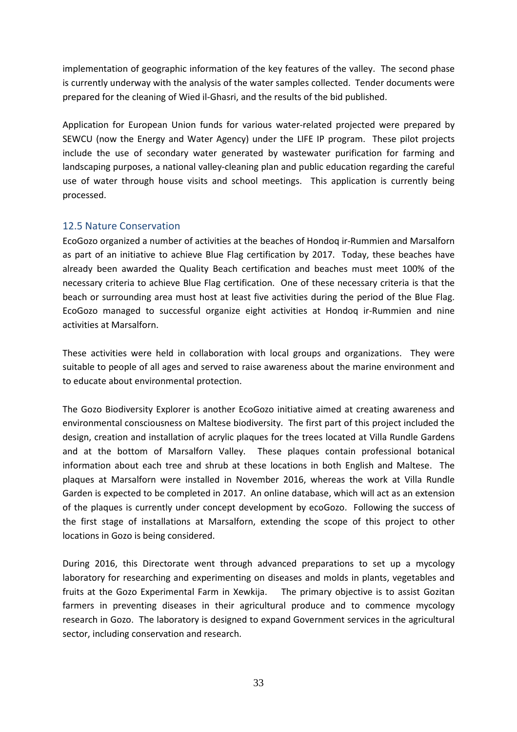implementation of geographic information of the key features of the valley. The second phase is currently underway with the analysis of the water samples collected. Tender documents were prepared for the cleaning of Wied il-Ghasri, and the results of the bid published.

Application for European Union funds for various water-related projected were prepared by SEWCU (now the Energy and Water Agency) under the LIFE IP program. These pilot projects include the use of secondary water generated by wastewater purification for farming and landscaping purposes, a national valley-cleaning plan and public education regarding the careful use of water through house visits and school meetings. This application is currently being processed.

## 12.5 Nature Conservation

EcoGozo organized a number of activities at the beaches of Hondoq ir-Rummien and Marsalforn as part of an initiative to achieve Blue Flag certification by 2017. Today, these beaches have already been awarded the Quality Beach certification and beaches must meet 100% of the necessary criteria to achieve Blue Flag certification. One of these necessary criteria is that the beach or surrounding area must host at least five activities during the period of the Blue Flag. EcoGozo managed to successful organize eight activities at Hondoq ir-Rummien and nine activities at Marsalforn.

These activities were held in collaboration with local groups and organizations. They were suitable to people of all ages and served to raise awareness about the marine environment and to educate about environmental protection.

The Gozo Biodiversity Explorer is another EcoGozo initiative aimed at creating awareness and environmental consciousness on Maltese biodiversity. The first part of this project included the design, creation and installation of acrylic plaques for the trees located at Villa Rundle Gardens and at the bottom of Marsalforn Valley. These plaques contain professional botanical information about each tree and shrub at these locations in both English and Maltese. The plaques at Marsalforn were installed in November 2016, whereas the work at Villa Rundle Garden is expected to be completed in 2017. An online database, which will act as an extension of the plaques is currently under concept development by ecoGozo. Following the success of the first stage of installations at Marsalforn, extending the scope of this project to other locations in Gozo is being considered.

During 2016, this Directorate went through advanced preparations to set up a mycology laboratory for researching and experimenting on diseases and molds in plants, vegetables and fruits at the Gozo Experimental Farm in Xewkija. The primary objective is to assist Gozitan farmers in preventing diseases in their agricultural produce and to commence mycology research in Gozo. The laboratory is designed to expand Government services in the agricultural sector, including conservation and research.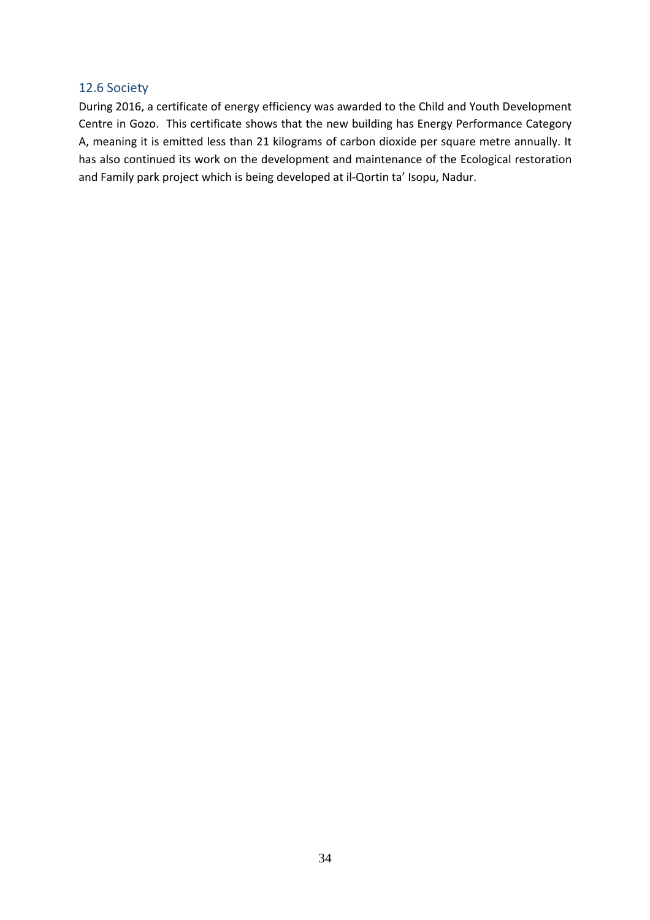### 12.6 Society

During 2016, a certificate of energy efficiency was awarded to the Child and Youth Development Centre in Gozo. This certificate shows that the new building has Energy Performance Category A, meaning it is emitted less than 21 kilograms of carbon dioxide per square metre annually. It has also continued its work on the development and maintenance of the Ecological restoration and Family park project which is being developed at il-Qortin ta' Isopu, Nadur.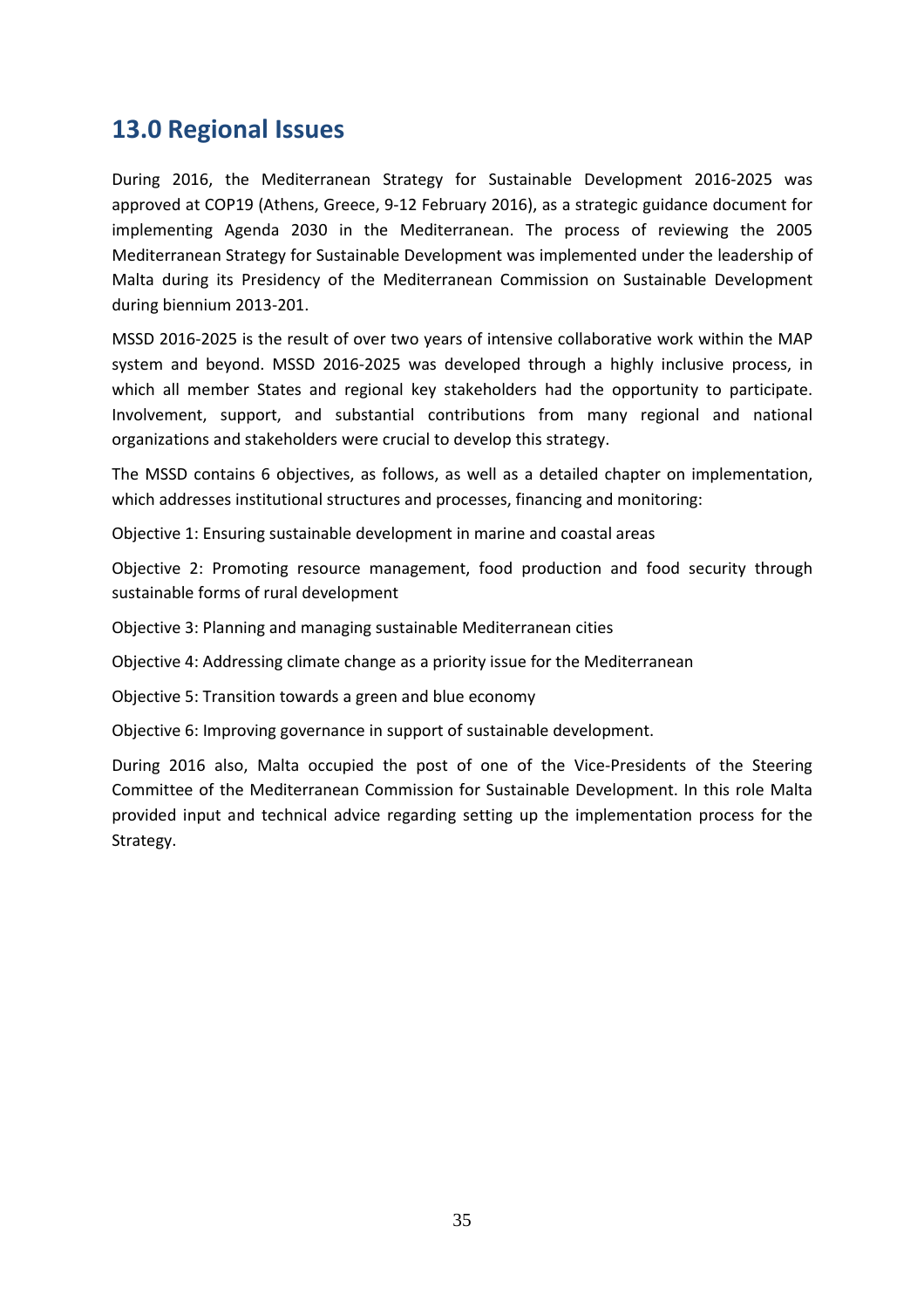## 13.0 Regional Issues

During 2016, the Mediterranean Strategy for Sustainable Development 2016-2025 was approved at COP19 (Athens, Greece, 9-12 February 2016), as a strategic guidance document for implementing Agenda 2030 in the Mediterranean. The process of reviewing the 2005 Mediterranean Strategy for Sustainable Development was implemented under the leadership of Malta during its Presidency of the Mediterranean Commission on Sustainable Development during biennium 2013-201.

MSSD 2016-2025 is the result of over two years of intensive collaborative work within the MAP system and beyond. MSSD 2016-2025 was developed through a highly inclusive process, in which all member States and regional key stakeholders had the opportunity to participate. Involvement, support, and substantial contributions from many regional and national organizations and stakeholders were crucial to develop this strategy.

The MSSD contains 6 objectives, as follows, as well as a detailed chapter on implementation, which addresses institutional structures and processes, financing and monitoring:

Objective 1: Ensuring sustainable development in marine and coastal areas

Objective 2: Promoting resource management, food production and food security through sustainable forms of rural development

Objective 3: Planning and managing sustainable Mediterranean cities

Objective 4: Addressing climate change as a priority issue for the Mediterranean

Objective 5: Transition towards a green and blue economy

Objective 6: Improving governance in support of sustainable development.

During 2016 also, Malta occupied the post of one of the Vice-Presidents of the Steering Committee of the Mediterranean Commission for Sustainable Development. In this role Malta provided input and technical advice regarding setting up the implementation process for the Strategy.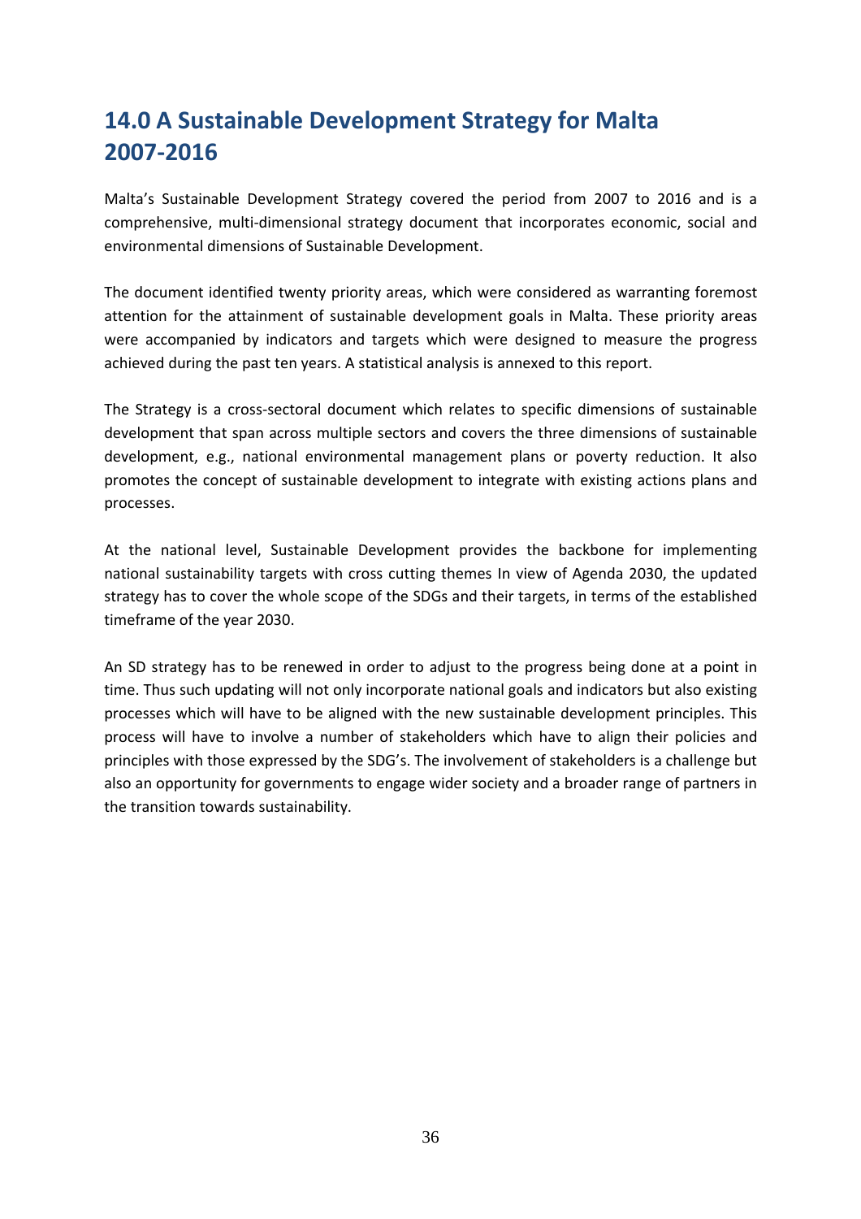# 14.0 A Sustainable Development Strategy for Malta 2007-2016

Malta's Sustainable Development Strategy covered the period from 2007 to 2016 and is a comprehensive, multi-dimensional strategy document that incorporates economic, social and environmental dimensions of Sustainable Development.

The document identified twenty priority areas, which were considered as warranting foremost attention for the attainment of sustainable development goals in Malta. These priority areas were accompanied by indicators and targets which were designed to measure the progress achieved during the past ten years. A statistical analysis is annexed to this report.

The Strategy is a cross-sectoral document which relates to specific dimensions of sustainable development that span across multiple sectors and covers the three dimensions of sustainable development, e.g., national environmental management plans or poverty reduction. It also promotes the concept of sustainable development to integrate with existing actions plans and processes.

At the national level, Sustainable Development provides the backbone for implementing national sustainability targets with cross cutting themes In view of Agenda 2030, the updated strategy has to cover the whole scope of the SDGs and their targets, in terms of the established timeframe of the year 2030.

An SD strategy has to be renewed in order to adjust to the progress being done at a point in time. Thus such updating will not only incorporate national goals and indicators but also existing processes which will have to be aligned with the new sustainable development principles. This process will have to involve a number of stakeholders which have to align their policies and principles with those expressed by the SDG's. The involvement of stakeholders is a challenge but also an opportunity for governments to engage wider society and a broader range of partners in the transition towards sustainability.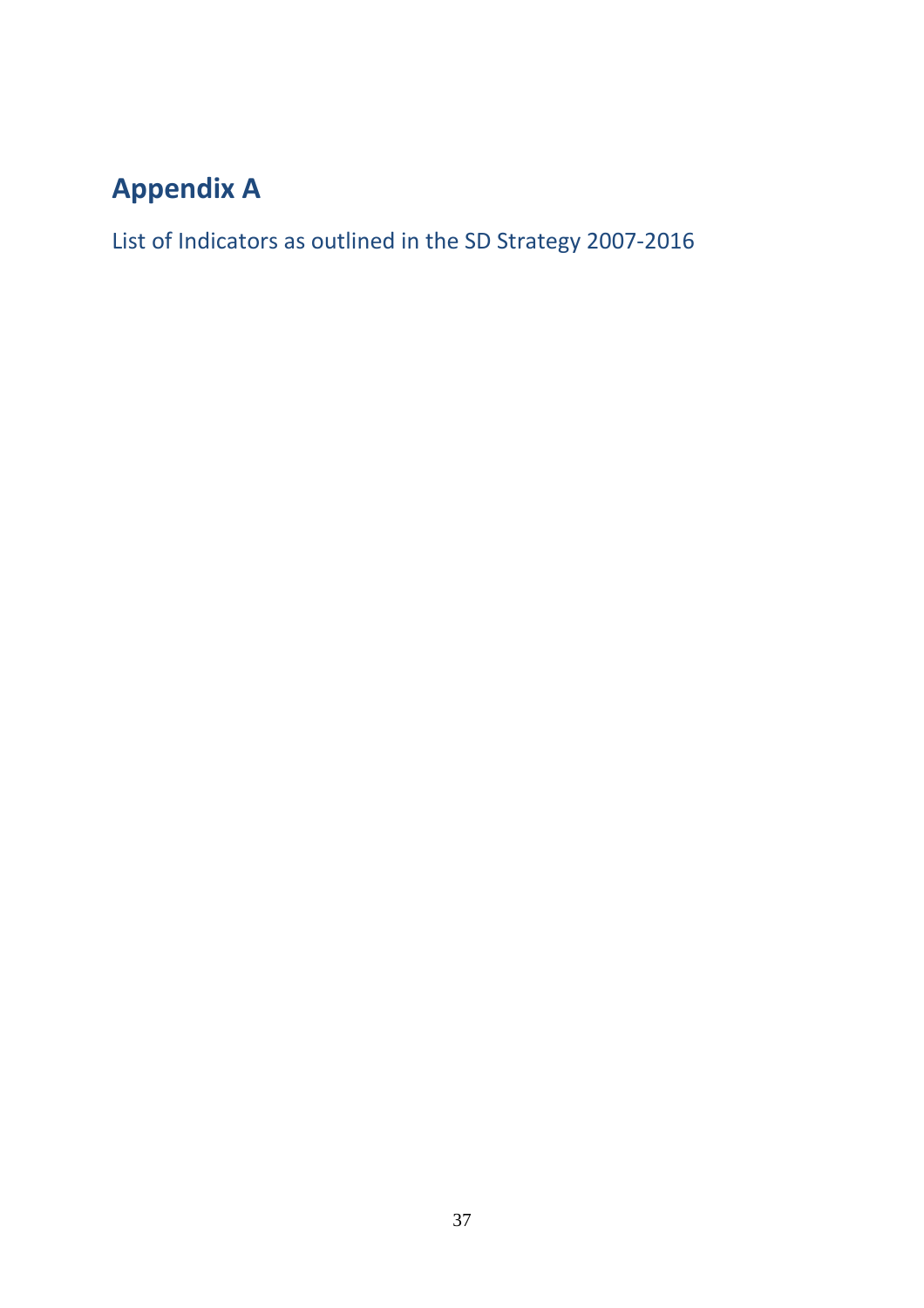# Appendix A

List of Indicators as outlined in the SD Strategy 2007-2016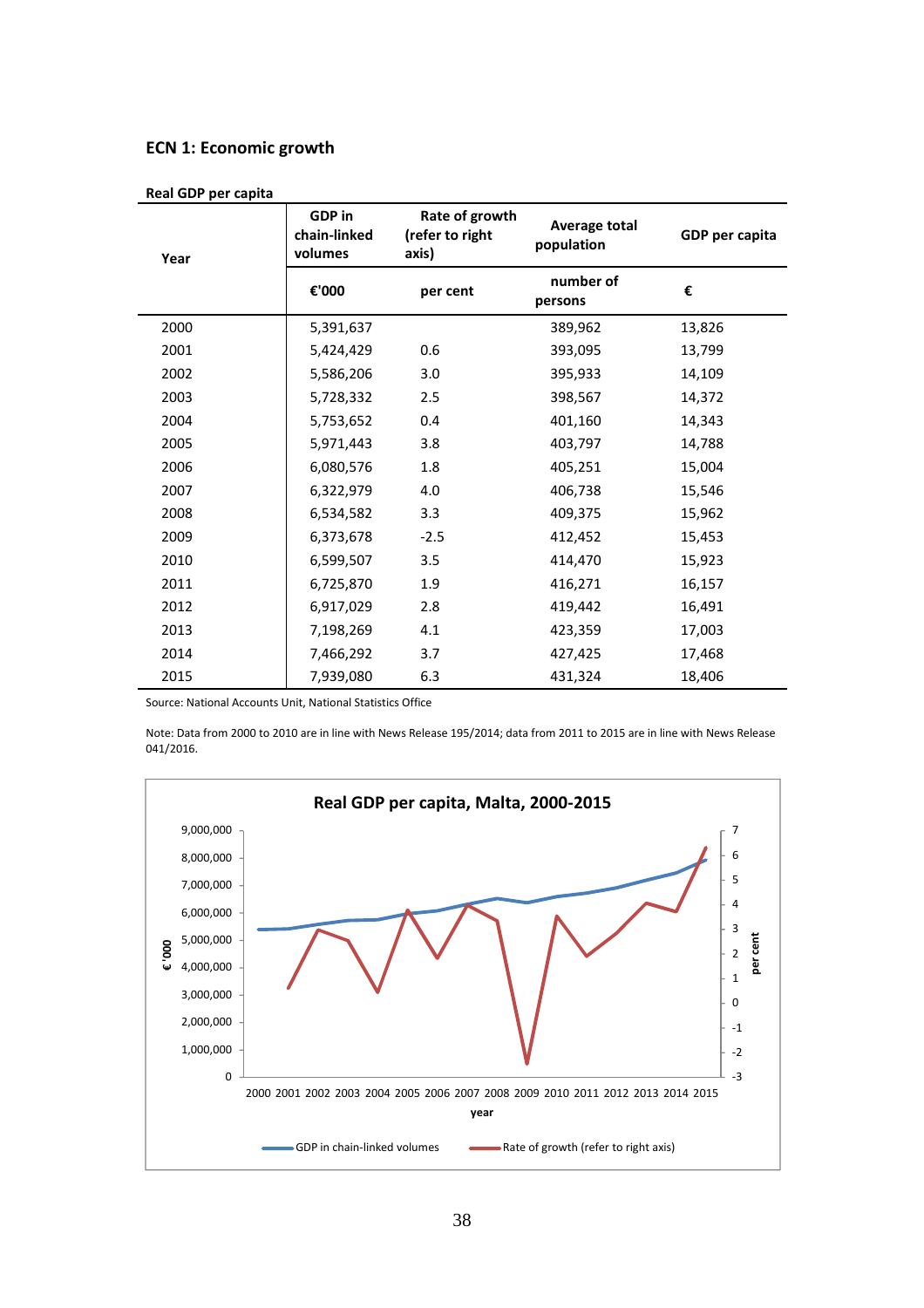## ECN 1: Economic growth

**Real GDP per capita**

| Year | GDP in chain-linked volumes | Rate of growth (refer to right axis) | Average total population | GDP per capita |
|---|---|---|---|---|
| | €'000 | per cent | number of persons | € |
| 2000 | 5,391,637 | | 389,962 | 13,826 |
| 2001 | 5,424,429 | 0.6 | 393,095 | 13,799 |
| 2002 | 5,586,206 | 3.0 | 395,933 | 14,109 |
| 2003 | 5,728,332 | 2.5 | 398,567 | 14,372 |
| 2004 | 5,753,652 | 0.4 | 401,160 | 14,343 |
| 2005 | 5,971,443 | 3.8 | 403,797 | 14,788 |
| 2006 | 6,080,576 | 1.8 | 405,251 | 15,004 |
| 2007 | 6,322,979 | 4.0 | 406,738 | 15,546 |
| 2008 | 6,534,582 | 3.3 | 409,375 | 15,962 |
| 2009 | 6,373,678 | -2.5 | 412,452 | 15,453 |
| 2010 | 6,599,507 | 3.5 | 414,470 | 15,923 |
| 2011 | 6,725,870 | 1.9 | 416,271 | 16,157 |
| 2012 | 6,917,029 | 2.8 | 419,442 | 16,491 |
| 2013 | 7,198,269 | 4.1 | 423,359 | 17,003 |
| 2014 | 7,466,292 | 3.7 | 427,425 | 17,468 |
| 2015 | 7,939,080 | 6.3 | 431,324 | 18,406 |

Source: National Accounts Unit, National Statistics Office

Note: Data from 2000 to 2010 are in line with News Release 195/2014; data from 2011 to 2015 are in line with News Release 041/2016.

**Real GDP per capita, Malta, 2000-2015**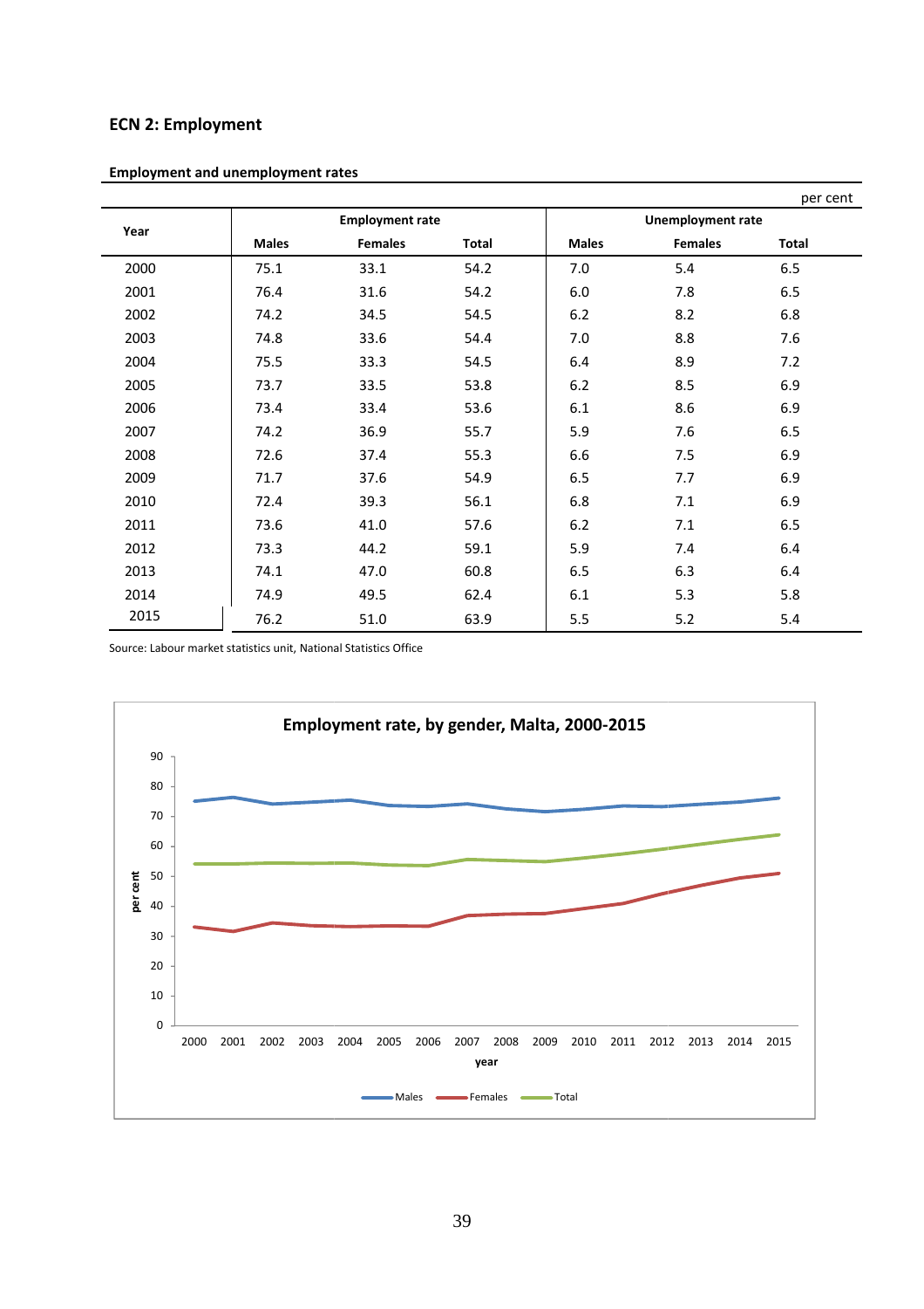## ECN 2: Employment

**Employment and unemployment rates**

per cent

| Year | Employment rate | | | Unemployment rate | | |
|---|---|---|---|---|---|---|
| | Males | Females | Total | Males | Females | Total |
| 2000 | 75.1 | 33.1 | 54.2 | 7.0 | 5.4 | 6.5 |
| 2001 | 76.4 | 31.6 | 54.2 | 6.0 | 7.8 | 6.5 |
| 2002 | 74.2 | 34.5 | 54.5 | 6.2 | 8.2 | 6.8 |
| 2003 | 74.8 | 33.6 | 54.4 | 7.0 | 8.8 | 7.6 |
| 2004 | 75.5 | 33.3 | 54.5 | 6.4 | 8.9 | 7.2 |
| 2005 | 73.7 | 33.5 | 53.8 | 6.2 | 8.5 | 6.9 |
| 2006 | 73.4 | 33.4 | 53.6 | 6.1 | 8.6 | 6.9 |
| 2007 | 74.2 | 36.9 | 55.7 | 5.9 | 7.6 | 6.5 |
| 2008 | 72.6 | 37.4 | 55.3 | 6.6 | 7.5 | 6.9 |
| 2009 | 71.7 | 37.6 | 54.9 | 6.5 | 7.7 | 6.9 |
| 2010 | 72.4 | 39.3 | 56.1 | 6.8 | 7.1 | 6.9 |
| 2011 | 73.6 | 41.0 | 57.6 | 6.2 | 7.1 | 6.5 |
| 2012 | 73.3 | 44.2 | 59.1 | 5.9 | 7.4 | 6.4 |
| 2013 | 74.1 | 47.0 | 60.8 | 6.5 | 6.3 | 6.4 |
| 2014 | 74.9 | 49.5 | 62.4 | 6.1 | 5.3 | 5.8 |
| 2015 | 76.2 | 51.0 | 63.9 | 5.5 | 5.2 | 5.4 |

Source: Labour market statistics unit, National Statistics Office

**Employment rate, by gender, Malta, 2000-2015**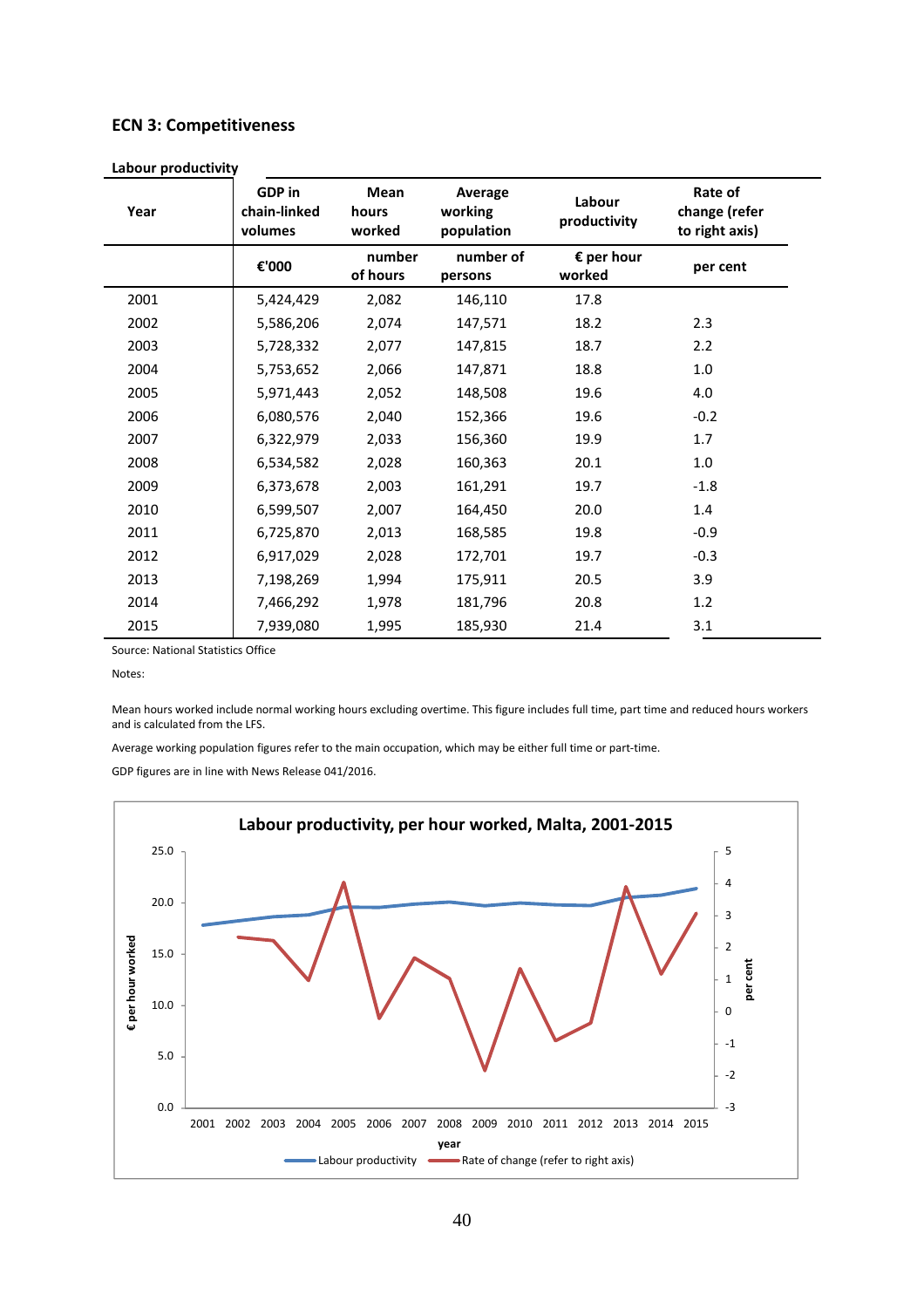## ECN 3: Competitiveness

**Labour productivity**

| Year | GDP in chain-linked volumes | Mean hours worked | Average working population | Labour productivity | Rate of change (refer to right axis) |
|---|---|---|---|---|---|
| | €'000 | number of hours | number of persons | € per hour worked | per cent |
| 2001 | 5,424,429 | 2,082 | 146,110 | 17.8 | |
| 2002 | 5,586,206 | 2,074 | 147,571 | 18.2 | 2.3 |
| 2003 | 5,728,332 | 2,077 | 147,815 | 18.7 | 2.2 |
| 2004 | 5,753,652 | 2,066 | 147,871 | 18.8 | 1.0 |
| 2005 | 5,971,443 | 2,052 | 148,508 | 19.6 | 4.0 |
| 2006 | 6,080,576 | 2,040 | 152,366 | 19.6 | -0.2 |
| 2007 | 6,322,979 | 2,033 | 156,360 | 19.9 | 1.7 |
| 2008 | 6,534,582 | 2,028 | 160,363 | 20.1 | 1.0 |
| 2009 | 6,373,678 | 2,003 | 161,291 | 19.7 | -1.8 |
| 2010 | 6,599,507 | 2,007 | 164,450 | 20.0 | 1.4 |
| 2011 | 6,725,870 | 2,013 | 168,585 | 19.8 | -0.9 |
| 2012 | 6,917,029 | 2,028 | 172,701 | 19.7 | -0.3 |
| 2013 | 7,198,269 | 1,994 | 175,911 | 20.5 | 3.9 |
| 2014 | 7,466,292 | 1,978 | 181,796 | 20.8 | 1.2 |
| 2015 | 7,939,080 | 1,995 | 185,930 | 21.4 | 3.1 |

Source: National Statistics Office

Notes:

Mean hours worked include normal working hours excluding overtime. This figure includes full time, part time and reduced hours workers and is calculated from the LFS.

Average working population figures refer to the main occupation, which may be either full time or part-time.

GDP figures are in line with News Release 041/2016.

**Labour productivity, per hour worked, Malta, 2001-2015**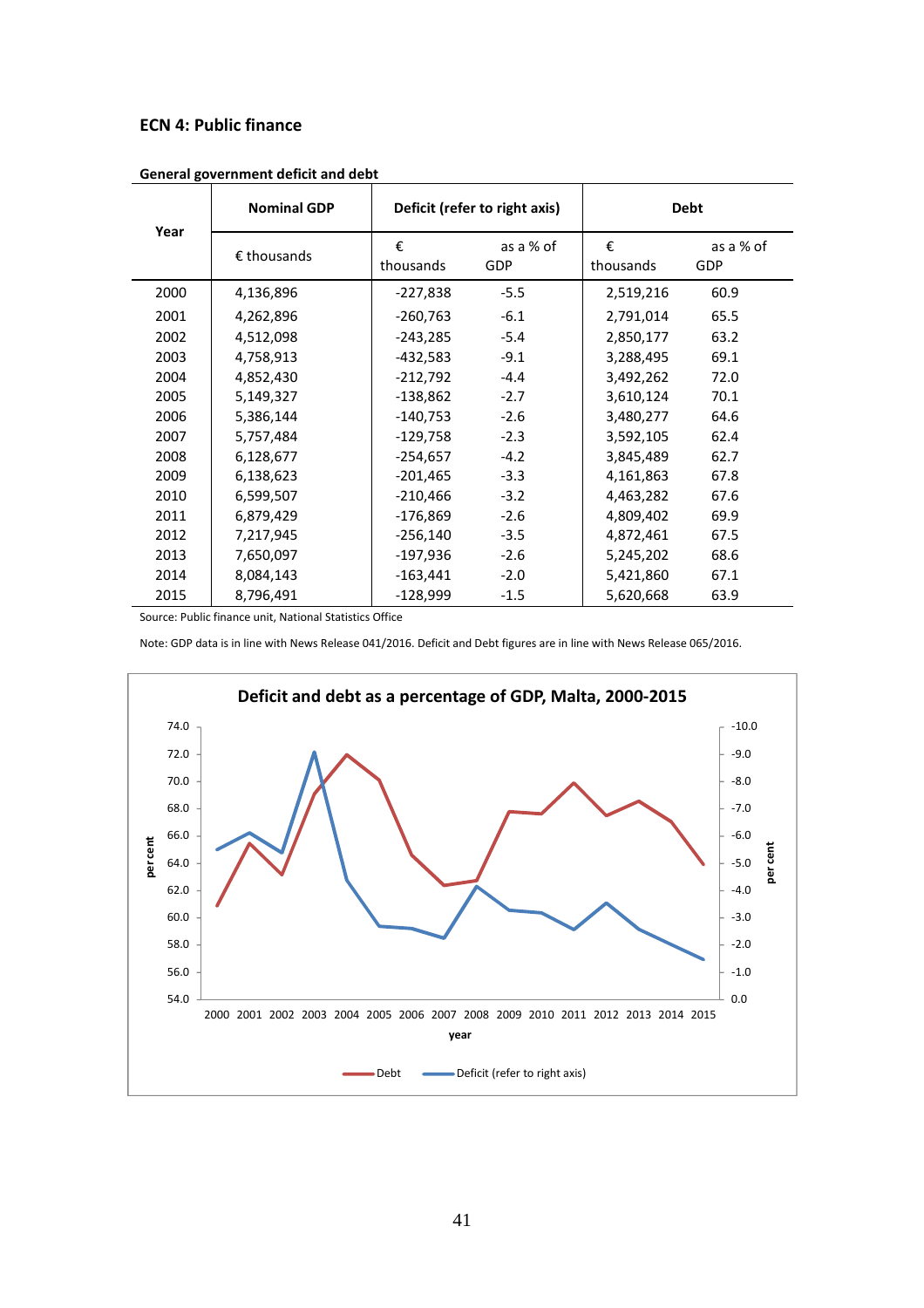## ECN 4: Public finance

**General government deficit and debt**

| Year | Nominal GDP | Deficit (refer to right axis) | | Debt | |
|---|---|---|---|---|---|
| | € thousands | € thousands | as a % of GDP | € thousands | as a % of GDP |
| 2000 | 4,136,896 | -227,838 | -5.5 | 2,519,216 | 60.9 |
| 2001 | 4,262,896 | -260,763 | -6.1 | 2,791,014 | 65.5 |
| 2002 | 4,512,098 | -243,285 | -5.4 | 2,850,177 | 63.2 |
| 2003 | 4,758,913 | -432,583 | -9.1 | 3,288,495 | 69.1 |
| 2004 | 4,852,430 | -212,792 | -4.4 | 3,492,262 | 72.0 |
| 2005 | 5,149,327 | -138,862 | -2.7 | 3,610,124 | 70.1 |
| 2006 | 5,386,144 | -140,753 | -2.6 | 3,480,277 | 64.6 |
| 2007 | 5,757,484 | -129,758 | -2.3 | 3,592,105 | 62.4 |
| 2008 | 6,128,677 | -254,657 | -4.2 | 3,845,489 | 62.7 |
| 2009 | 6,138,623 | -201,465 | -3.3 | 4,161,863 | 67.8 |
| 2010 | 6,599,507 | -210,466 | -3.2 | 4,463,282 | 67.6 |
| 2011 | 6,879,429 | -176,869 | -2.6 | 4,809,402 | 69.9 |
| 2012 | 7,217,945 | -256,140 | -3.5 | 4,872,461 | 67.5 |
| 2013 | 7,650,097 | -197,936 | -2.6 | 5,245,202 | 68.6 |
| 2014 | 8,084,143 | -163,441 | -2.0 | 5,421,860 | 67.1 |
| 2015 | 8,796,491 | -128,999 | -1.5 | 5,620,668 | 63.9 |

Source: Public finance unit, National Statistics Office

Note: GDP data is in line with News Release 041/2016. Deficit and Debt figures are in line with News Release 065/2016.

**Deficit and debt as a percentage of GDP, Malta, 2000-2015**

| year | 2000 | 2001 | 2002 | 2003 | 2004 | 2005 | 2006 | 2007 | 2008 | 2009 | 2010 | 2011 | 2012 | 2013 | 2014 | 2015 |
|---|---|---|---|---|---|---|---|---|---|---|---|---|---|---|---|---|
| Debt (per cent) | 60.9 | 65.5 | 63.2 | 69.1 | 72.0 | 70.1 | 64.6 | 62.4 | 62.7 | 67.8 | 67.6 | 69.9 | 67.5 | 68.6 | 67.1 | 63.9 |
| Deficit (refer to right axis) (per cent) | -5.5 | -6.1 | -5.4 | -9.1 | -4.4 | -2.7 | -2.6 | -2.3 | -4.2 | -3.3 | -3.2 | -2.6 | -3.5 | -2.6 | -2.0 | -1.5 |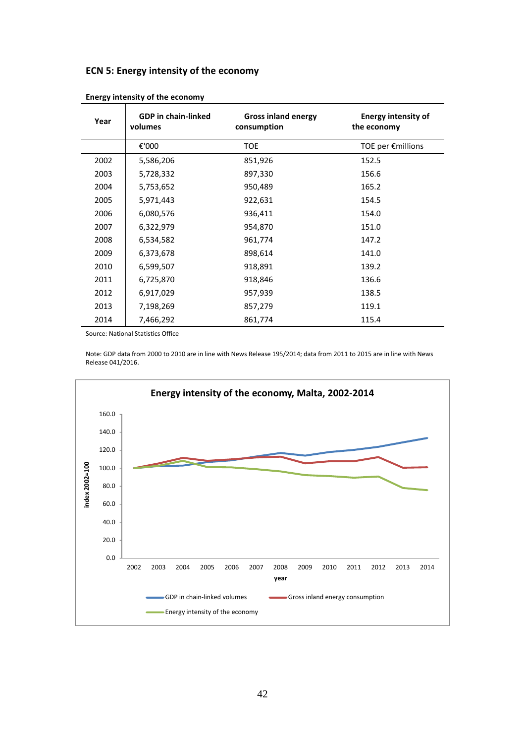## ECN 5: Energy intensity of the economy

**Energy intensity of the economy**

| Year | GDP in chain-linked volumes | Gross inland energy consumption | Energy intensity of the economy |
|---|---|---|---|
| | €'000 | TOE | TOE per €millions |
| 2002 | 5,586,206 | 851,926 | 152.5 |
| 2003 | 5,728,332 | 897,330 | 156.6 |
| 2004 | 5,753,652 | 950,489 | 165.2 |
| 2005 | 5,971,443 | 922,631 | 154.5 |
| 2006 | 6,080,576 | 936,411 | 154.0 |
| 2007 | 6,322,979 | 954,870 | 151.0 |
| 2008 | 6,534,582 | 961,774 | 147.2 |
| 2009 | 6,373,678 | 898,614 | 141.0 |
| 2010 | 6,599,507 | 918,891 | 139.2 |
| 2011 | 6,725,870 | 918,846 | 136.6 |
| 2012 | 6,917,029 | 957,939 | 138.5 |
| 2013 | 7,198,269 | 857,279 | 119.1 |
| 2014 | 7,466,292 | 861,774 | 115.4 |

Source: National Statistics Office

Note: GDP data from 2000 to 2010 are in line with News Release 195/2014; data from 2011 to 2015 are in line with News Release 041/2016.

**Energy intensity of the economy, Malta, 2002-2014**

[Line chart: index 2002=100 (y-axis 0.0 to 160.0) by year (2002–2014); series: GDP in chain-linked volumes, Gross inland energy consumption, Energy intensity of the economy]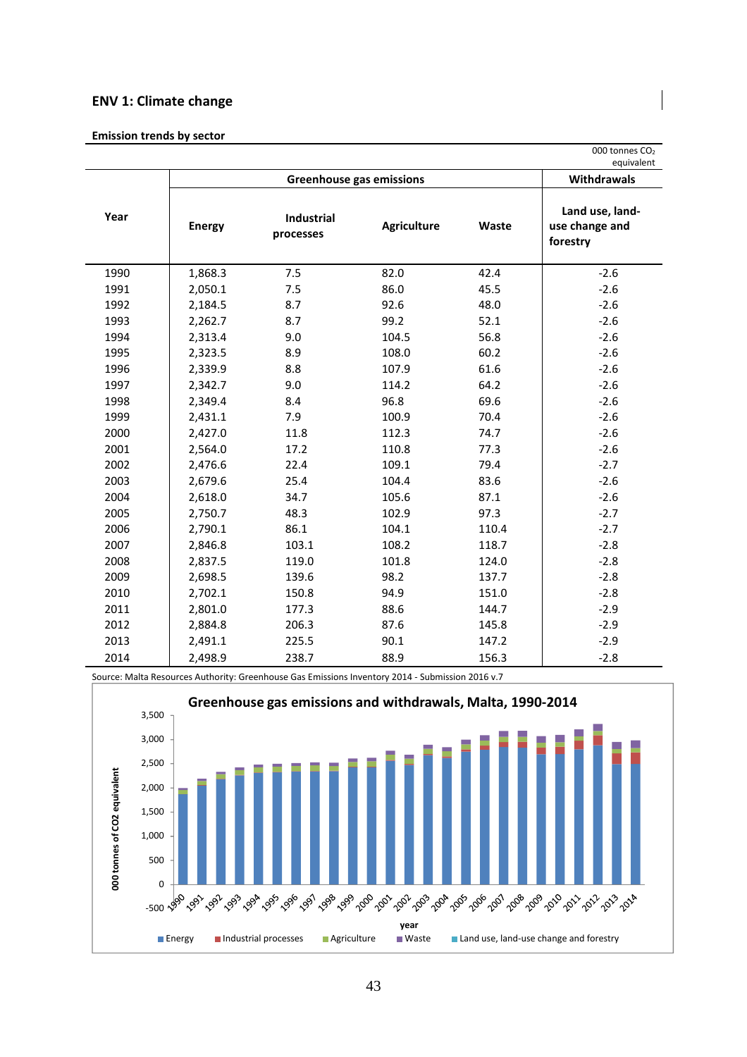## ENV 1: Climate change

**Emission trends by sector**

000 tonnes $CO_2$ equivalent

| Year | Greenhouse gas emissions | | | | Withdrawals |
|---|---|---|---|---|---|
| | Energy | Industrial processes | Agriculture | Waste | Land use, land-use change and forestry |
| 1990 | 1,868.3 | 7.5 | 82.0 | 42.4 | -2.6 |
| 1991 | 2,050.1 | 7.5 | 86.0 | 45.5 | -2.6 |
| 1992 | 2,184.5 | 8.7 | 92.6 | 48.0 | -2.6 |
| 1993 | 2,262.7 | 8.7 | 99.2 | 52.1 | -2.6 |
| 1994 | 2,313.4 | 9.0 | 104.5 | 56.8 | -2.6 |
| 1995 | 2,323.5 | 8.9 | 108.0 | 60.2 | -2.6 |
| 1996 | 2,339.9 | 8.8 | 107.9 | 61.6 | -2.6 |
| 1997 | 2,342.7 | 9.0 | 114.2 | 64.2 | -2.6 |
| 1998 | 2,349.4 | 8.4 | 96.8 | 69.6 | -2.6 |
| 1999 | 2,431.1 | 7.9 | 100.9 | 70.4 | -2.6 |
| 2000 | 2,427.0 | 11.8 | 112.3 | 74.7 | -2.6 |
| 2001 | 2,564.0 | 17.2 | 110.8 | 77.3 | -2.6 |
| 2002 | 2,476.6 | 22.4 | 109.1 | 79.4 | -2.7 |
| 2003 | 2,679.6 | 25.4 | 104.4 | 83.6 | -2.6 |
| 2004 | 2,618.0 | 34.7 | 105.6 | 87.1 | -2.6 |
| 2005 | 2,750.7 | 48.3 | 102.9 | 97.3 | -2.7 |
| 2006 | 2,790.1 | 86.1 | 104.1 | 110.4 | -2.7 |
| 2007 | 2,846.8 | 103.1 | 108.2 | 118.7 | -2.8 |
| 2008 | 2,837.5 | 119.0 | 101.8 | 124.0 | -2.8 |
| 2009 | 2,698.5 | 139.6 | 98.2 | 137.7 | -2.8 |
| 2010 | 2,702.1 | 150.8 | 94.9 | 151.0 | -2.8 |
| 2011 | 2,801.0 | 177.3 | 88.6 | 144.7 | -2.9 |
| 2012 | 2,884.8 | 206.3 | 87.6 | 145.8 | -2.9 |
| 2013 | 2,491.1 | 225.5 | 90.1 | 147.2 | -2.9 |
| 2014 | 2,498.9 | 238.7 | 88.9 | 156.3 | -2.8 |

Source: Malta Resources Authority: Greenhouse Gas Emissions Inventory 2014 - Submission 2016 v.7

**Greenhouse gas emissions and withdrawals, Malta, 1990-2014**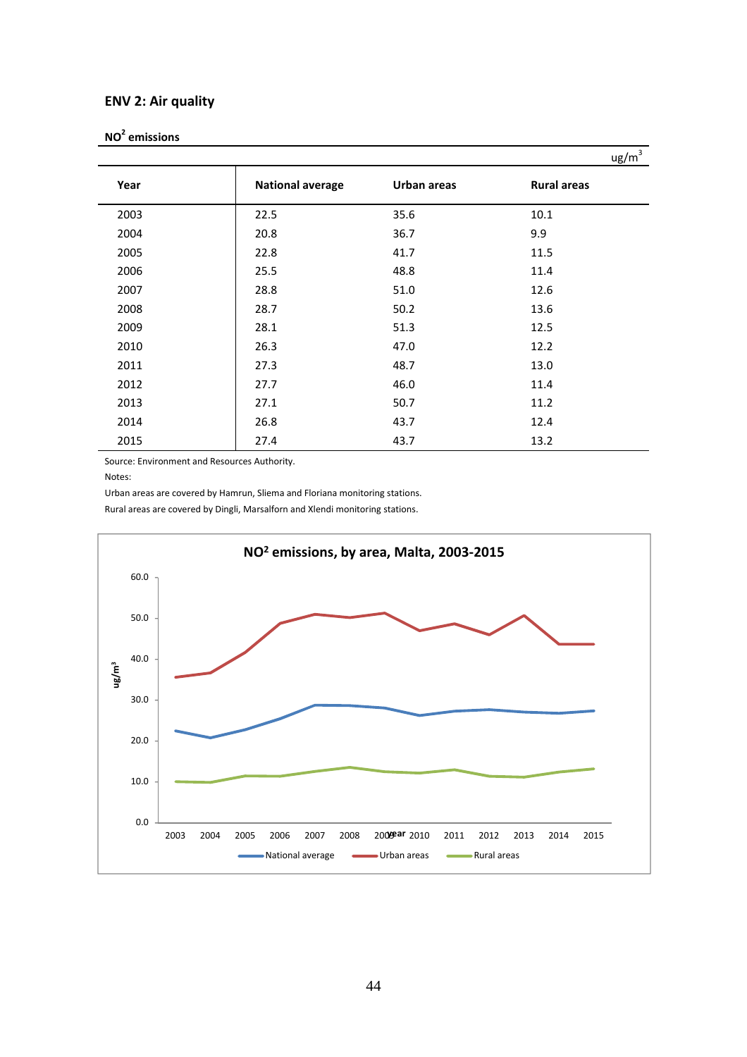## ENV 2: Air quality

**$NO^2$ emissions**

ug/$m^3$

| Year | National average | Urban areas | Rural areas |
|---|---|---|---|
| 2003 | 22.5 | 35.6 | 10.1 |
| 2004 | 20.8 | 36.7 | 9.9 |
| 2005 | 22.8 | 41.7 | 11.5 |
| 2006 | 25.5 | 48.8 | 11.4 |
| 2007 | 28.8 | 51.0 | 12.6 |
| 2008 | 28.7 | 50.2 | 13.6 |
| 2009 | 28.1 | 51.3 | 12.5 |
| 2010 | 26.3 | 47.0 | 12.2 |
| 2011 | 27.3 | 48.7 | 13.0 |
| 2012 | 27.7 | 46.0 | 11.4 |
| 2013 | 27.1 | 50.7 | 11.2 |
| 2014 | 26.8 | 43.7 | 12.4 |
| 2015 | 27.4 | 43.7 | 13.2 |

Source: Environment and Resources Authority.

Notes:

Urban areas are covered by Hamrun, Sliema and Floriana monitoring stations.

Rural areas are covered by Dingli, Marsalforn and Xlendi monitoring stations.

**$NO^2$ emissions, by area, Malta, 2003-2015**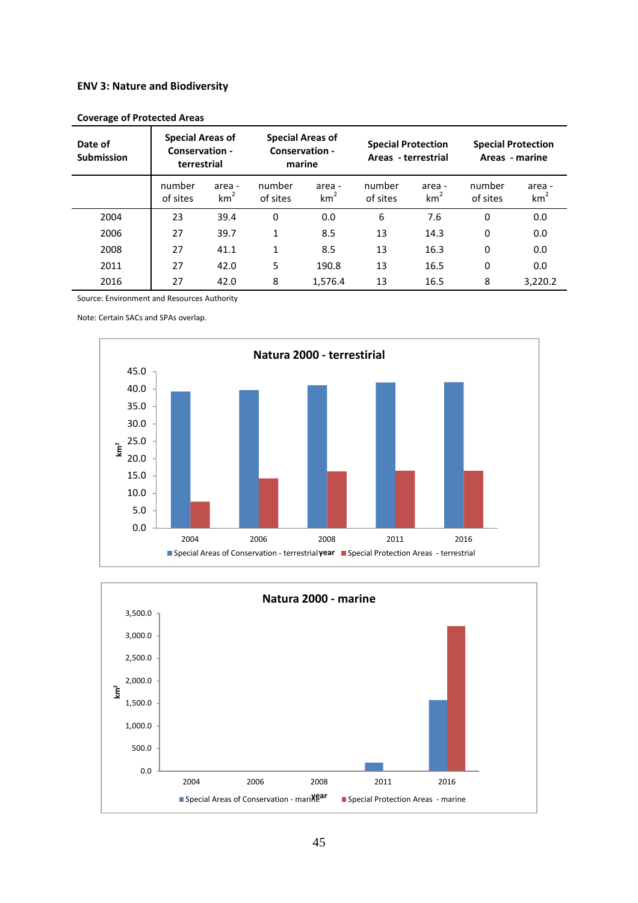**ENV 3: Nature and Biodiversity**

**Coverage of Protected Areas**

| Date of Submission | Special Areas of Conservation - terrestrial | | Special Areas of Conservation - marine | | Special Protection Areas - terrestrial | | Special Protection Areas - marine | |
|---|---|---|---|---|---|---|---|---|
| | number of sites | area - $km^2$ | number of sites | area - $km^2$ | number of sites | area - $km^2$ | number of sites | area - $km^2$ |
| 2004 | 23 | 39.4 | 0 | 0.0 | 6 | 7.6 | 0 | 0.0 |
| 2006 | 27 | 39.7 | 1 | 8.5 | 13 | 14.3 | 0 | 0.0 |
| 2008 | 27 | 41.1 | 1 | 8.5 | 13 | 16.3 | 0 | 0.0 |
| 2011 | 27 | 42.0 | 5 | 190.8 | 13 | 16.5 | 0 | 0.0 |
| 2016 | 27 | 42.0 | 8 | 1,576.4 | 13 | 16.5 | 8 | 3,220.2 |

Source: Environment and Resources Authority

Note: Certain SACs and SPAs overlap.

**Natura 2000 - terrestirial**

**Natura 2000 - marine**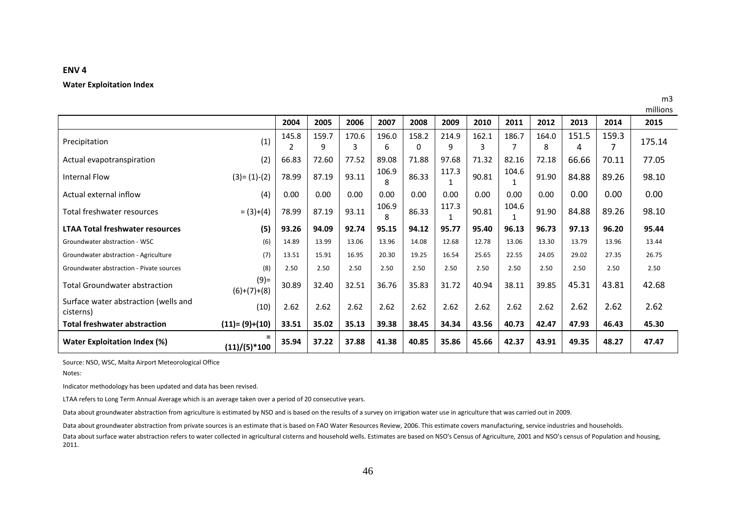**ENV 4**

**Water Exploitation Index**

m3 millions

| | | 2004 | 2005 | 2006 | 2007 | 2008 | 2009 | 2010 | 2011 | 2012 | 2013 | 2014 | 2015 |
|---|---|---|---|---|---|---|---|---|---|---|---|---|---|
| Precipitation | (1) | 145.82 | 159.79 | 170.63 | 196.06 | 158.20 | 214.99 | 162.13 | 186.77 | 164.08 | 151.54 | 159.37 | 175.14 |
| Actual evapotranspiration | (2) | 66.83 | 72.60 | 77.52 | 89.08 | 71.88 | 97.68 | 71.32 | 82.16 | 72.18 | 66.66 | 70.11 | 77.05 |
| Internal Flow | (3)= (1)-(2) | 78.99 | 87.19 | 93.11 | 106.98 | 86.33 | 117.31 | 90.81 | 104.61 | 91.90 | 84.88 | 89.26 | 98.10 |
| Actual external inflow | (4) | 0.00 | 0.00 | 0.00 | 0.00 | 0.00 | 0.00 | 0.00 | 0.00 | 0.00 | 0.00 | 0.00 | 0.00 |
| Total freshwater resources | = (3)+(4) | 78.99 | 87.19 | 93.11 | 106.98 | 86.33 | 117.31 | 90.81 | 104.61 | 91.90 | 84.88 | 89.26 | 98.10 |
| **LTAA Total freshwater resources** | **(5)** | **93.26** | **94.09** | **92.74** | **95.15** | **94.12** | **95.77** | **95.40** | **96.13** | **96.73** | **97.13** | **96.20** | **95.44** |
| Groundwater abstraction - WSC | (6) | 14.89 | 13.99 | 13.06 | 13.96 | 14.08 | 12.68 | 12.78 | 13.06 | 13.30 | 13.79 | 13.96 | 13.44 |
| Groundwater abstraction - Agriculture | (7) | 13.51 | 15.91 | 16.95 | 20.30 | 19.25 | 16.54 | 25.65 | 22.55 | 24.05 | 29.02 | 27.35 | 26.75 |
| Groundwater abstraction - Pivate sources | (8) | 2.50 | 2.50 | 2.50 | 2.50 | 2.50 | 2.50 | 2.50 | 2.50 | 2.50 | 2.50 | 2.50 | 2.50 |
| Total Groundwater abstraction | (9)= (6)+(7)+(8) | 30.89 | 32.40 | 32.51 | 36.76 | 35.83 | 31.72 | 40.94 | 38.11 | 39.85 | 45.31 | 43.81 | 42.68 |
| Surface water abstraction (wells and cisterns) | (10) | 2.62 | 2.62 | 2.62 | 2.62 | 2.62 | 2.62 | 2.62 | 2.62 | 2.62 | 2.62 | 2.62 | 2.62 |
| **Total freshwater abstraction** | **(11)= (9)+(10)** | **33.51** | **35.02** | **35.13** | **39.38** | **38.45** | **34.34** | **43.56** | **40.73** | **42.47** | **47.93** | **46.43** | **45.30** |
| **Water Exploitation Index (%)** | **= (11)/(5)*100** | **35.94** | **37.22** | **37.88** | **41.38** | **40.85** | **35.86** | **45.66** | **42.37** | **43.91** | **49.35** | **48.27** | **47.47** |

Source: NSO, WSC, Malta Airport Meteorological Office

Notes:

Indicator methodology has been updated and data has been revised.

LTAA refers to Long Term Annual Average which is an average taken over a period of 20 consecutive years.

Data about groundwater abstraction from agriculture is estimated by NSO and is based on the results of a survey on irrigation water use in agriculture that was carried out in 2009.

Data about groundwater abstraction from private sources is an estimate that is based on FAO Water Resources Review, 2006. This estimate covers manufacturing, service industries and households.

Data about surface water abstraction refers to water collected in agricultural cisterns and household wells. Estimates are based on NSO's Census of Agriculture, 2001 and NSO's census of Population and housing, 2011.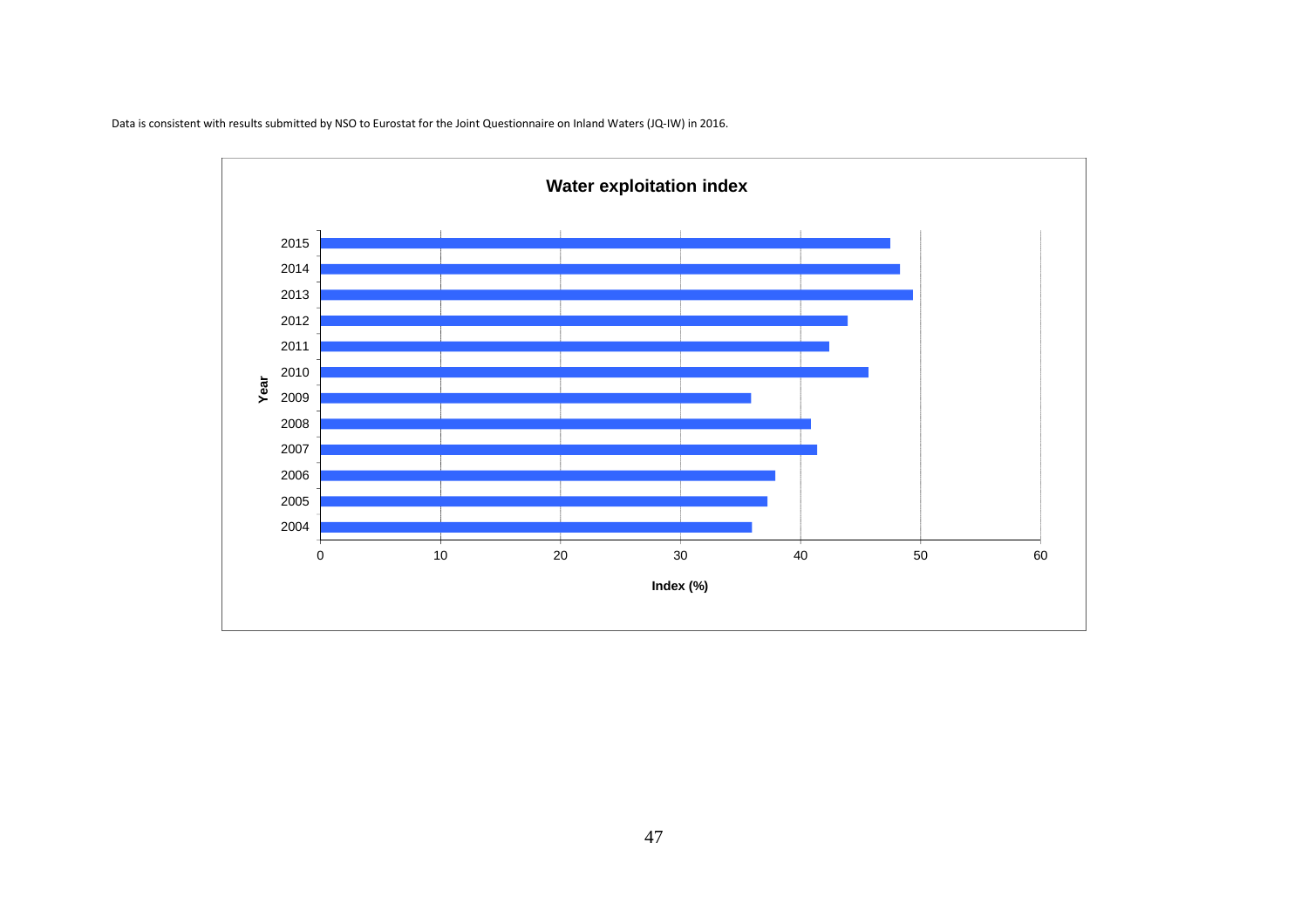Data is consistent with results submitted by NSO to Eurostat for the Joint Questionnaire on Inland Waters (JQ-IW) in 2016.

**Water exploitation index**

| Year | Index (%) |
|---|---|
| 2015 | ~47.5 |
| 2014 | ~48.3 |
| 2013 | ~49.4 |
| 2012 | ~44.0 |
| 2011 | ~42.4 |
| 2010 | ~45.7 |
| 2009 | ~35.9 |
| 2008 | ~40.9 |
| 2007 | ~41.4 |
| 2006 | ~37.9 |
| 2005 | ~37.3 |
| 2004 | ~36.0 |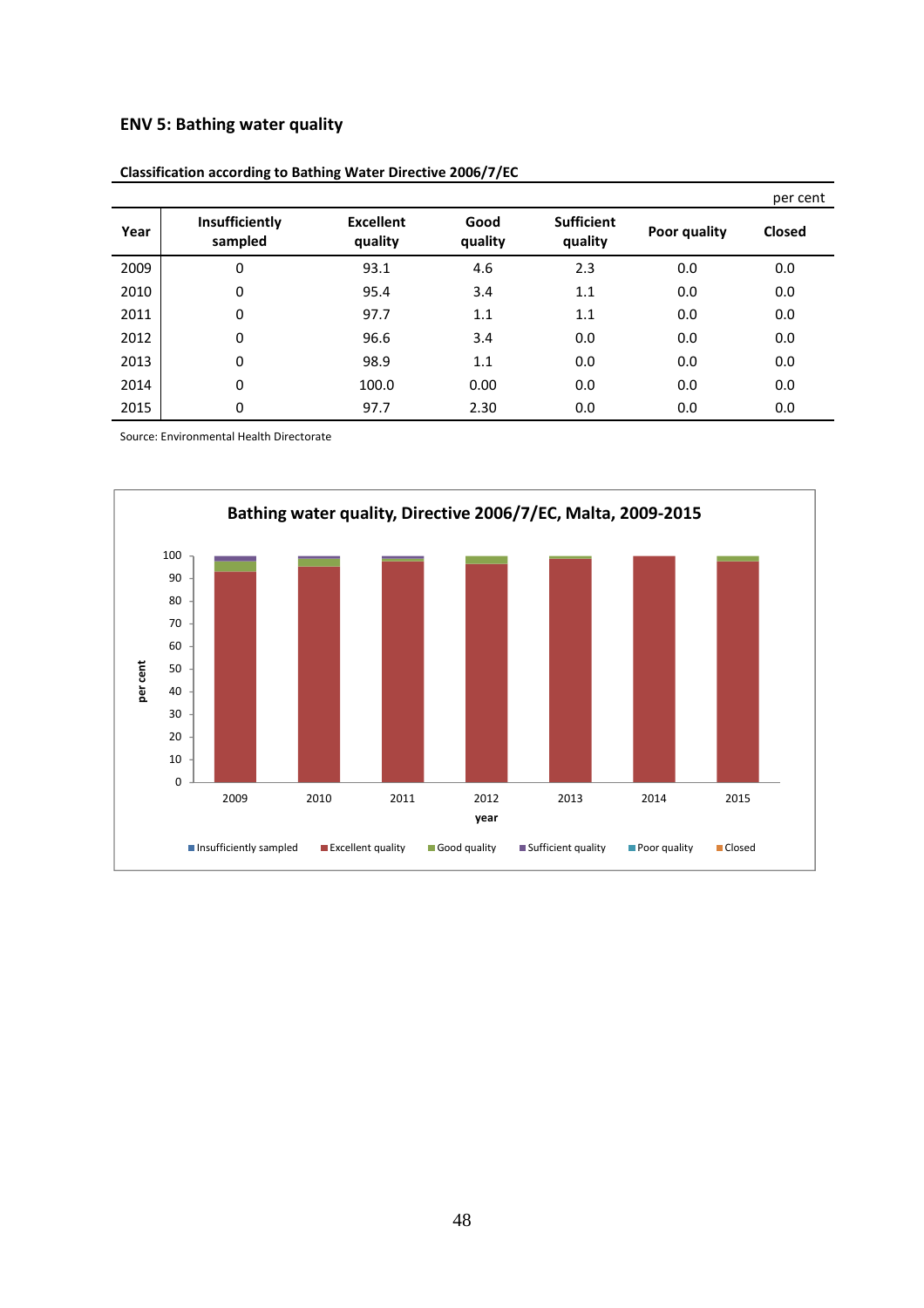### ENV 5: Bathing water quality

**Classification according to Bathing Water Directive 2006/7/EC**

per cent

| Year | Insufficiently sampled | Excellent quality | Good quality | Sufficient quality | Poor quality | Closed |
|---|---|---|---|---|---|---|
| 2009 | 0 | 93.1 | 4.6 | 2.3 | 0.0 | 0.0 |
| 2010 | 0 | 95.4 | 3.4 | 1.1 | 0.0 | 0.0 |
| 2011 | 0 | 97.7 | 1.1 | 1.1 | 0.0 | 0.0 |
| 2012 | 0 | 96.6 | 3.4 | 0.0 | 0.0 | 0.0 |
| 2013 | 0 | 98.9 | 1.1 | 0.0 | 0.0 | 0.0 |
| 2014 | 0 | 100.0 | 0.00 | 0.0 | 0.0 | 0.0 |
| 2015 | 0 | 97.7 | 2.30 | 0.0 | 0.0 | 0.0 |

Source: Environmental Health Directorate

**Bathing water quality, Directive 2006/7/EC, Malta, 2009-2015**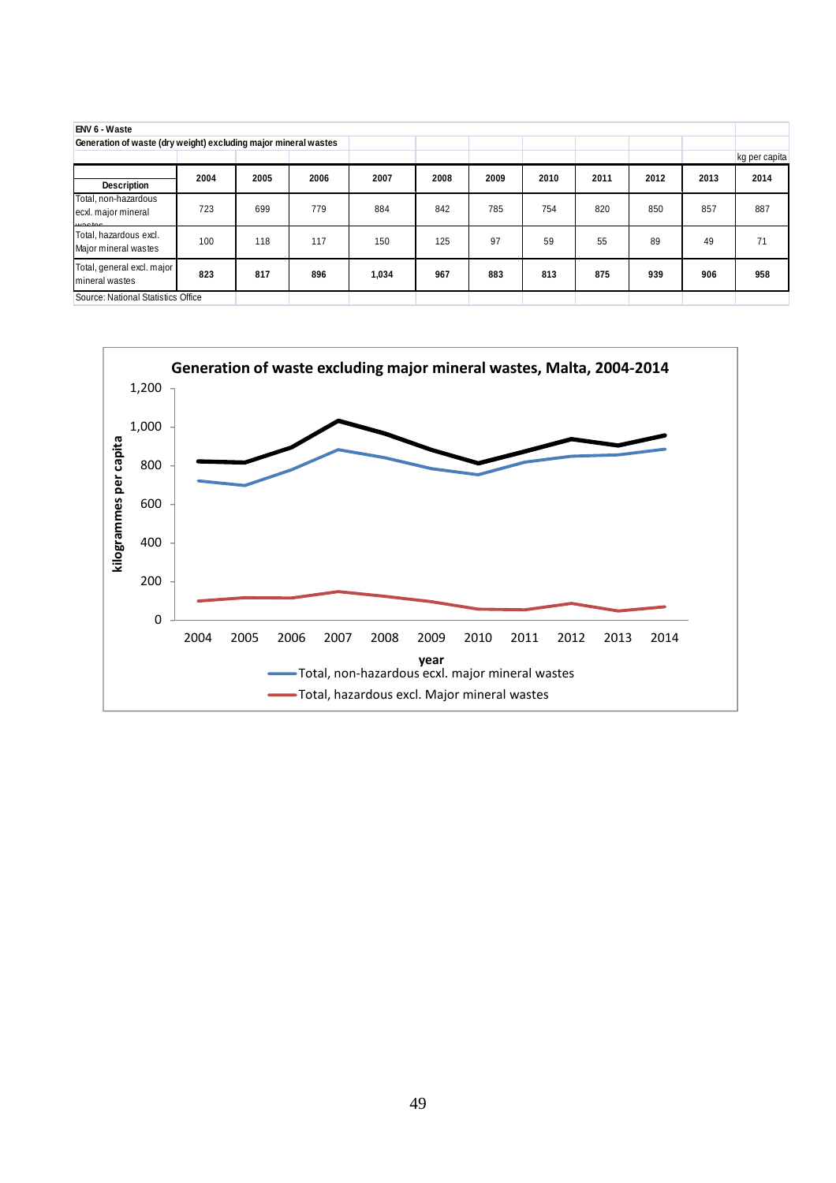**ENV 6 - Waste**

**Generation of waste (dry weight) excluding major mineral wastes**

kg per capita

| Description | 2004 | 2005 | 2006 | 2007 | 2008 | 2009 | 2010 | 2011 | 2012 | 2013 | 2014 |
|---|---|---|---|---|---|---|---|---|---|---|---|
| Total, non-hazardous ecxl. major mineral wastes | 723 | 699 | 779 | 884 | 842 | 785 | 754 | 820 | 850 | 857 | 887 |
| Total, hazardous excl. Major mineral wastes | 100 | 118 | 117 | 150 | 125 | 97 | 59 | 55 | 89 | 49 | 71 |
| **Total, general excl. major mineral wastes** | **823** | **817** | **896** | **1,034** | **967** | **883** | **813** | **875** | **939** | **906** | **958** |

Source: National Statistics Office

**Generation of waste excluding major mineral wastes, Malta, 2004-2014**

Y-axis: kilogrammes per capita (0 – 1,200). X-axis: year (2004 – 2014).

Legend:
- Total, non-hazardous ecxl. major mineral wastes
- Total, hazardous excl. Major mineral wastes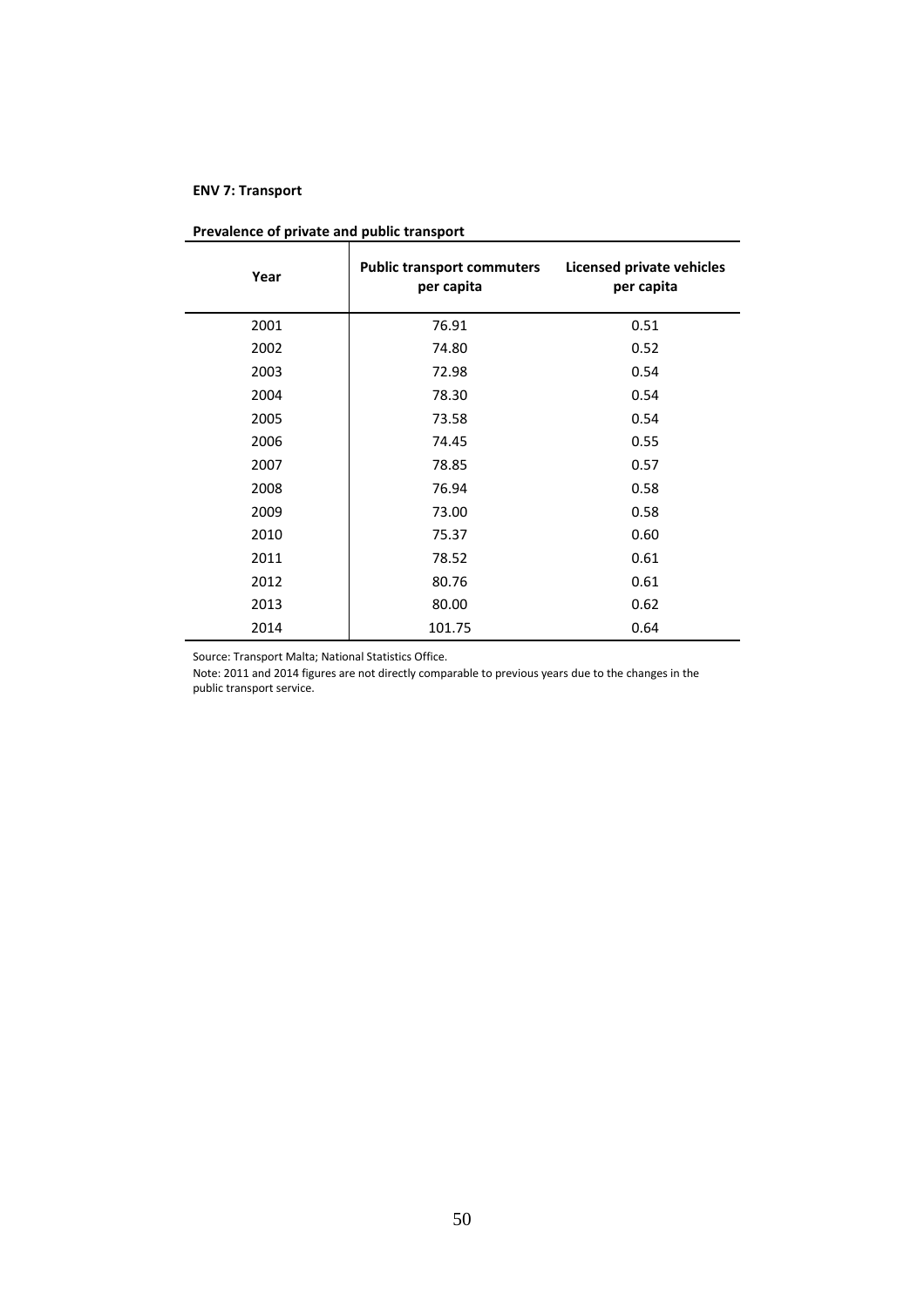**ENV 7: Transport**

**Prevalence of private and public transport**

| Year | Public transport commuters per capita | Licensed private vehicles per capita |
|---|---|---|
| 2001 | 76.91 | 0.51 |
| 2002 | 74.80 | 0.52 |
| 2003 | 72.98 | 0.54 |
| 2004 | 78.30 | 0.54 |
| 2005 | 73.58 | 0.54 |
| 2006 | 74.45 | 0.55 |
| 2007 | 78.85 | 0.57 |
| 2008 | 76.94 | 0.58 |
| 2009 | 73.00 | 0.58 |
| 2010 | 75.37 | 0.60 |
| 2011 | 78.52 | 0.61 |
| 2012 | 80.76 | 0.61 |
| 2013 | 80.00 | 0.62 |
| 2014 | 101.75 | 0.64 |

Source: Transport Malta; National Statistics Office.

Note: 2011 and 2014 figures are not directly comparable to previous years due to the changes in the public transport service.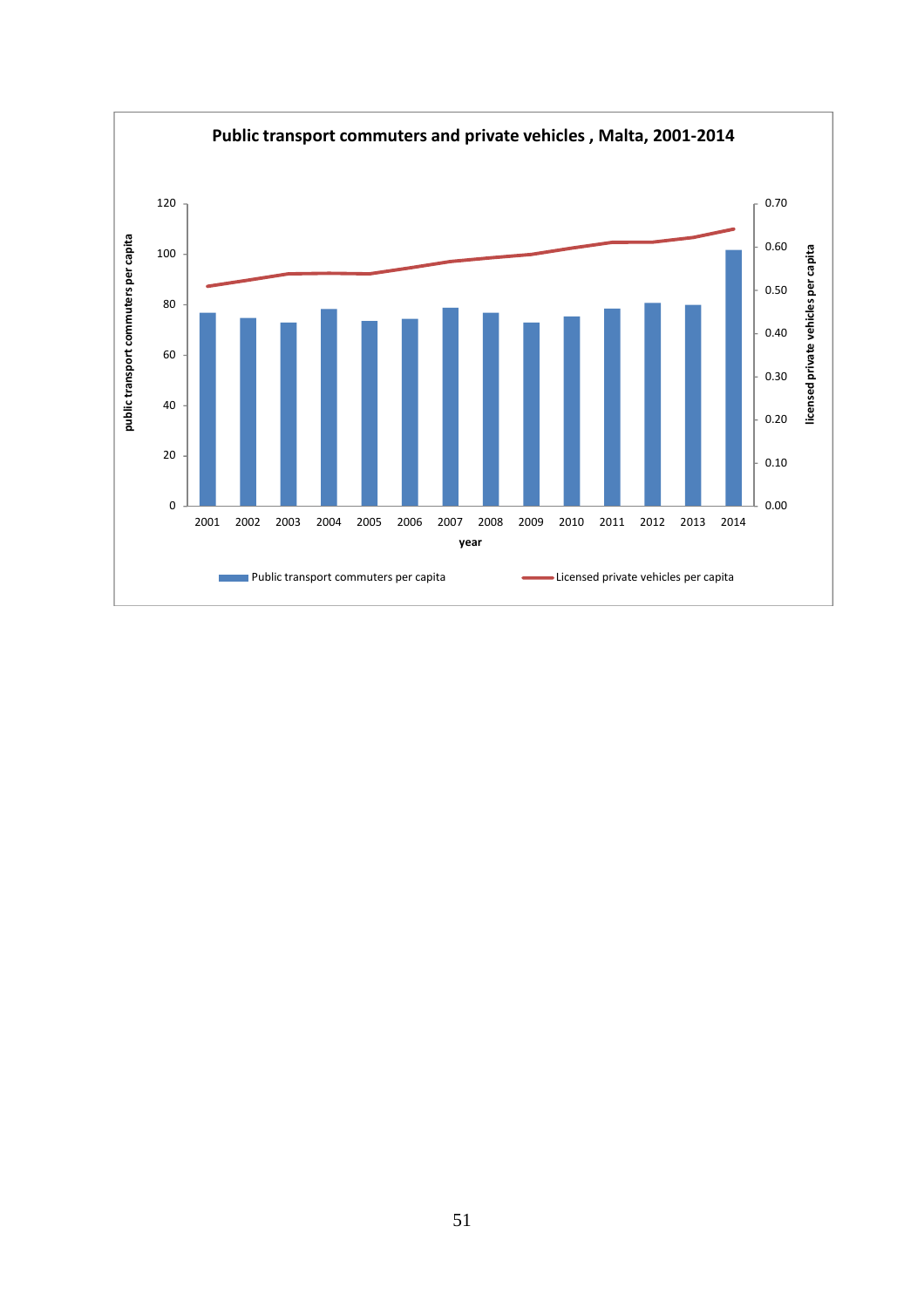**Public transport commuters and private vehicles , Malta, 2001-2014**

public transport commuters per capita (left axis: 0–120); licensed private vehicles per capita (right axis: 0.00–0.70)

year: 2001, 2002, 2003, 2004, 2005, 2006, 2007, 2008, 2009, 2010, 2011, 2012, 2013, 2014

Public transport commuters per capita — Licensed private vehicles per capita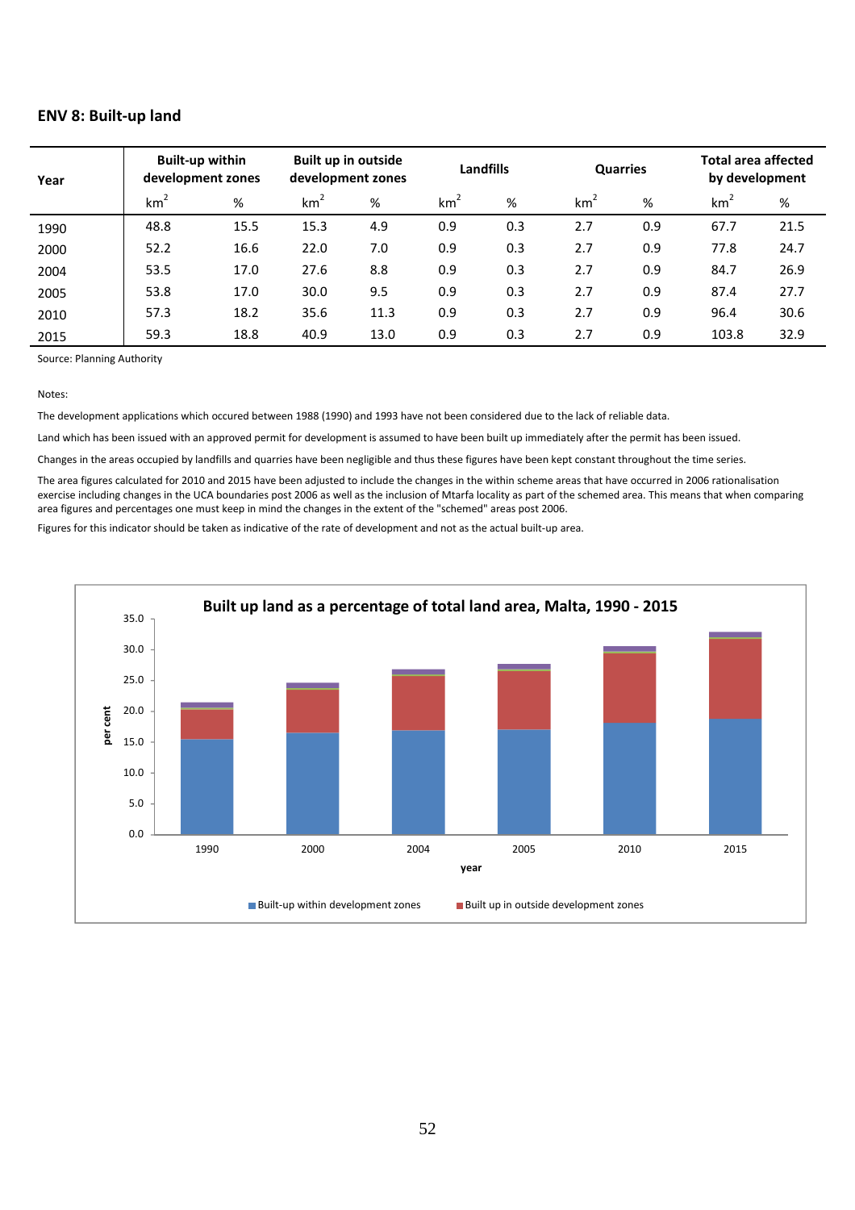## ENV 8: Built-up land

| Year | Built-up within development zones | | Built up in outside development zones | | Landfills | | Quarries | | Total area affected by development | |
|---|---|---|---|---|---|---|---|---|---|---|
| | $km^2$ | % | $km^2$ | % | $km^2$ | % | $km^2$ | % | $km^2$ | % |
| 1990 | 48.8 | 15.5 | 15.3 | 4.9 | 0.9 | 0.3 | 2.7 | 0.9 | 67.7 | 21.5 |
| 2000 | 52.2 | 16.6 | 22.0 | 7.0 | 0.9 | 0.3 | 2.7 | 0.9 | 77.8 | 24.7 |
| 2004 | 53.5 | 17.0 | 27.6 | 8.8 | 0.9 | 0.3 | 2.7 | 0.9 | 84.7 | 26.9 |
| 2005 | 53.8 | 17.0 | 30.0 | 9.5 | 0.9 | 0.3 | 2.7 | 0.9 | 87.4 | 27.7 |
| 2010 | 57.3 | 18.2 | 35.6 | 11.3 | 0.9 | 0.3 | 2.7 | 0.9 | 96.4 | 30.6 |
| 2015 | 59.3 | 18.8 | 40.9 | 13.0 | 0.9 | 0.3 | 2.7 | 0.9 | 103.8 | 32.9 |

Source: Planning Authority

Notes:

The development applications which occured between 1988 (1990) and 1993 have not been considered due to the lack of reliable data.

Land which has been issued with an approved permit for development is assumed to have been built up immediately after the permit has been issued.

Changes in the areas occupied by landfills and quarries have been negligible and thus these figures have been kept constant throughout the time series.

The area figures calculated for 2010 and 2015 have been adjusted to include the changes in the within scheme areas that have occurred in 2006 rationalisation exercise including changes in the UCA boundaries post 2006 as well as the inclusion of Mtarfa locality as part of the schemed area. This means that when comparing area figures and percentages one must keep in mind the changes in the extent of the "schemed" areas post 2006.

Figures for this indicator should be taken as indicative of the rate of development and not as the actual built-up area.

**Built up land as a percentage of total land area, Malta, 1990 - 2015**

■ Built-up within development zones ■ Built up in outside development zones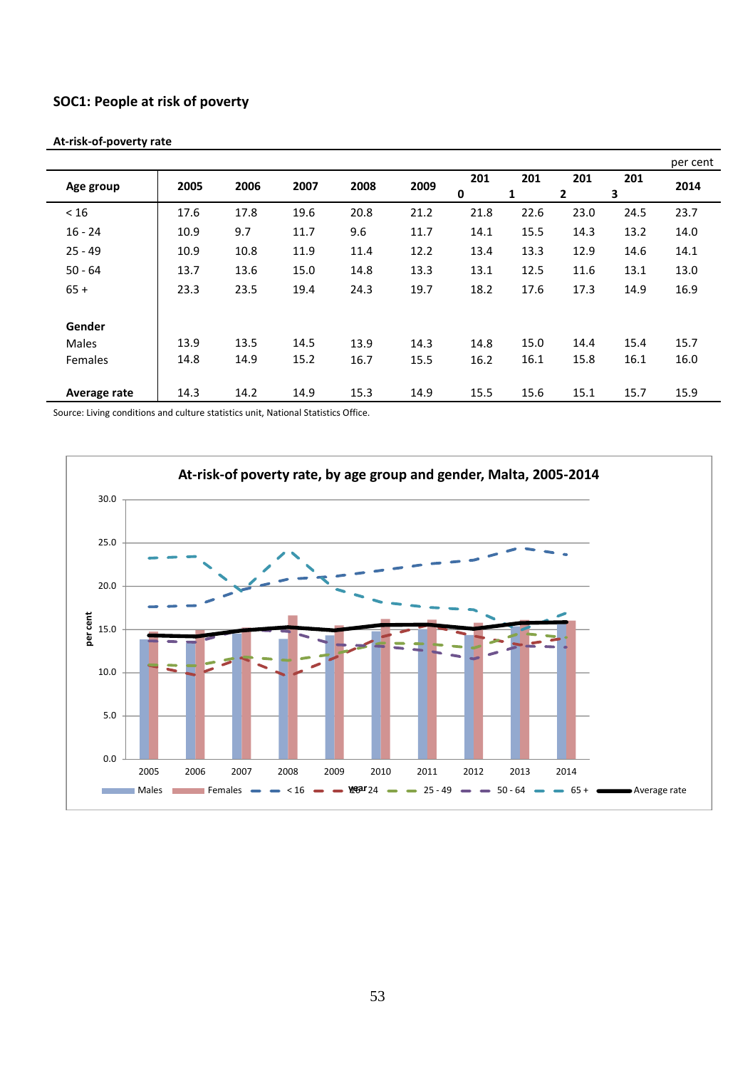## SOC1: People at risk of poverty

**At-risk-of-poverty rate**

per cent

| Age group | 2005 | 2006 | 2007 | 2008 | 2009 | 2010 | 2011 | 2012 | 2013 | 2014 |
|---|---|---|---|---|---|---|---|---|---|---|
| < 16 | 17.6 | 17.8 | 19.6 | 20.8 | 21.2 | 21.8 | 22.6 | 23.0 | 24.5 | 23.7 |
| 16 - 24 | 10.9 | 9.7 | 11.7 | 9.6 | 11.7 | 14.1 | 15.5 | 14.3 | 13.2 | 14.0 |
| 25 - 49 | 10.9 | 10.8 | 11.9 | 11.4 | 12.2 | 13.4 | 13.3 | 12.9 | 14.6 | 14.1 |
| 50 - 64 | 13.7 | 13.6 | 15.0 | 14.8 | 13.3 | 13.1 | 12.5 | 11.6 | 13.1 | 13.0 |
| 65 + | 23.3 | 23.5 | 19.4 | 24.3 | 19.7 | 18.2 | 17.6 | 17.3 | 14.9 | 16.9 |
| **Gender** | | | | | | | | | | |
| Males | 13.9 | 13.5 | 14.5 | 13.9 | 14.3 | 14.8 | 15.0 | 14.4 | 15.4 | 15.7 |
| Females | 14.8 | 14.9 | 15.2 | 16.7 | 15.5 | 16.2 | 16.1 | 15.8 | 16.1 | 16.0 |
| **Average rate** | 14.3 | 14.2 | 14.9 | 15.3 | 14.9 | 15.5 | 15.6 | 15.1 | 15.7 | 15.9 |

Source: Living conditions and culture statistics unit, National Statistics Office.

**At-risk-of poverty rate, by age group and gender, Malta, 2005-2014**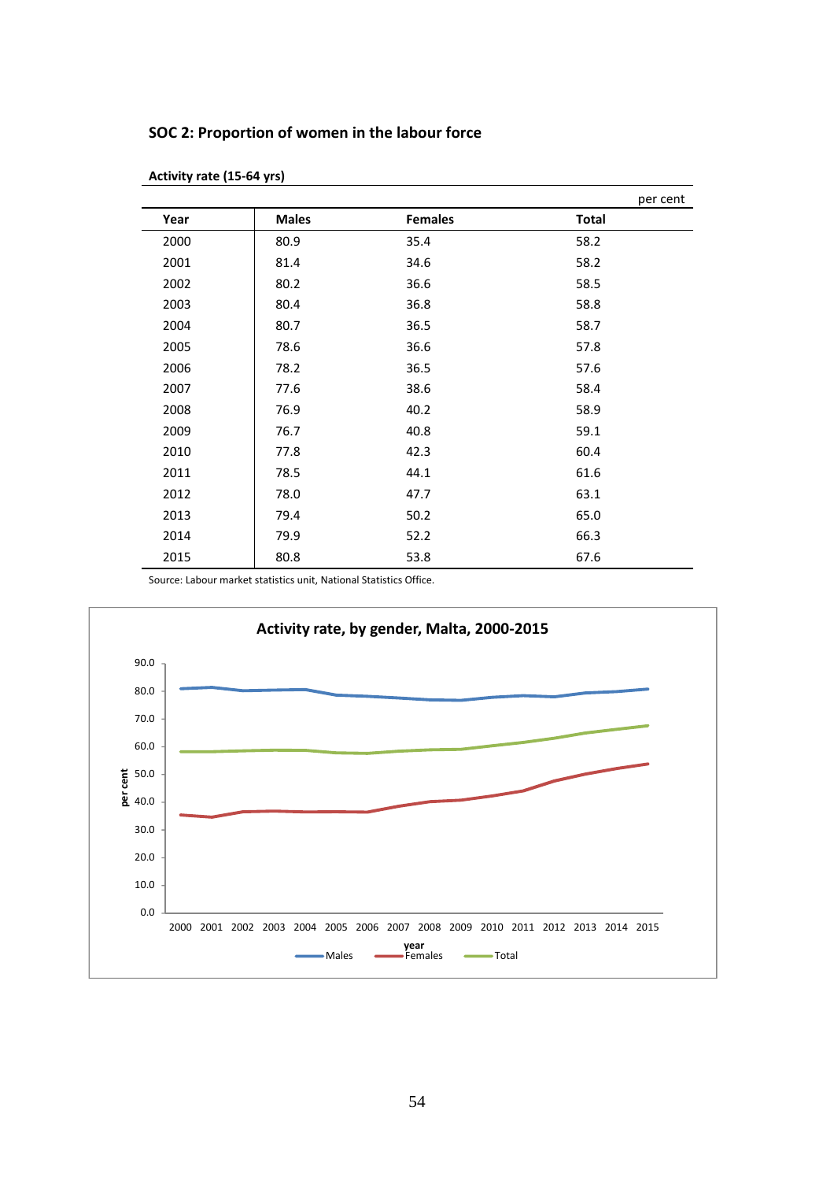## SOC 2: Proportion of women in the labour force

**Activity rate (15-64 yrs)**

per cent

| Year | Males | Females | Total |
|---|---|---|---|
| 2000 | 80.9 | 35.4 | 58.2 |
| 2001 | 81.4 | 34.6 | 58.2 |
| 2002 | 80.2 | 36.6 | 58.5 |
| 2003 | 80.4 | 36.8 | 58.8 |
| 2004 | 80.7 | 36.5 | 58.7 |
| 2005 | 78.6 | 36.6 | 57.8 |
| 2006 | 78.2 | 36.5 | 57.6 |
| 2007 | 77.6 | 38.6 | 58.4 |
| 2008 | 76.9 | 40.2 | 58.9 |
| 2009 | 76.7 | 40.8 | 59.1 |
| 2010 | 77.8 | 42.3 | 60.4 |
| 2011 | 78.5 | 44.1 | 61.6 |
| 2012 | 78.0 | 47.7 | 63.1 |
| 2013 | 79.4 | 50.2 | 65.0 |
| 2014 | 79.9 | 52.2 | 66.3 |
| 2015 | 80.8 | 53.8 | 67.6 |

Source: Labour market statistics unit, National Statistics Office.

**Activity rate, by gender, Malta, 2000-2015**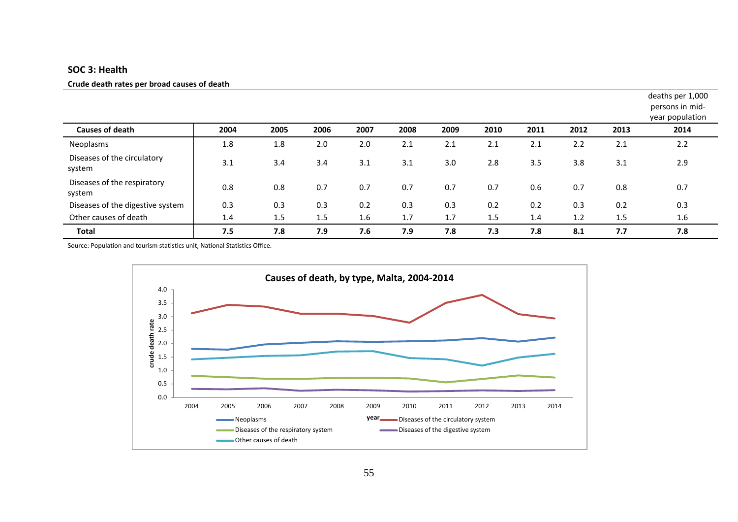## SOC 3: Health

**Crude death rates per broad causes of death**

deaths per 1,000 persons in mid-year population

| Causes of death | 2004 | 2005 | 2006 | 2007 | 2008 | 2009 | 2010 | 2011 | 2012 | 2013 | 2014 |
|---|---|---|---|---|---|---|---|---|---|---|---|
| Neoplasms | 1.8 | 1.8 | 2.0 | 2.0 | 2.1 | 2.1 | 2.1 | 2.1 | 2.2 | 2.1 | 2.2 |
| Diseases of the circulatory system | 3.1 | 3.4 | 3.4 | 3.1 | 3.1 | 3.0 | 2.8 | 3.5 | 3.8 | 3.1 | 2.9 |
| Diseases of the respiratory system | 0.8 | 0.8 | 0.7 | 0.7 | 0.7 | 0.7 | 0.7 | 0.6 | 0.7 | 0.8 | 0.7 |
| Diseases of the digestive system | 0.3 | 0.3 | 0.3 | 0.2 | 0.3 | 0.3 | 0.2 | 0.2 | 0.3 | 0.2 | 0.3 |
| Other causes of death | 1.4 | 1.5 | 1.5 | 1.6 | 1.7 | 1.7 | 1.5 | 1.4 | 1.2 | 1.5 | 1.6 |
| **Total** | **7.5** | **7.8** | **7.9** | **7.6** | **7.9** | **7.8** | **7.3** | **7.8** | **8.1** | **7.7** | **7.8** |

Source: Population and tourism statistics unit, National Statistics Office.

**Causes of death, by type, Malta, 2004-2014**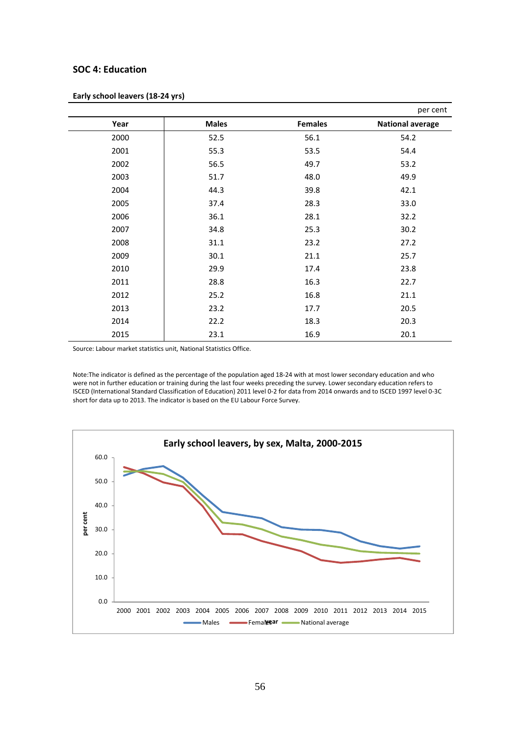### SOC 4: Education

**Early school leavers (18-24 yrs)**

per cent

| Year | Males | Females | National average |
|---|---|---|---|
| 2000 | 52.5 | 56.1 | 54.2 |
| 2001 | 55.3 | 53.5 | 54.4 |
| 2002 | 56.5 | 49.7 | 53.2 |
| 2003 | 51.7 | 48.0 | 49.9 |
| 2004 | 44.3 | 39.8 | 42.1 |
| 2005 | 37.4 | 28.3 | 33.0 |
| 2006 | 36.1 | 28.1 | 32.2 |
| 2007 | 34.8 | 25.3 | 30.2 |
| 2008 | 31.1 | 23.2 | 27.2 |
| 2009 | 30.1 | 21.1 | 25.7 |
| 2010 | 29.9 | 17.4 | 23.8 |
| 2011 | 28.8 | 16.3 | 22.7 |
| 2012 | 25.2 | 16.8 | 21.1 |
| 2013 | 23.2 | 17.7 | 20.5 |
| 2014 | 22.2 | 18.3 | 20.3 |
| 2015 | 23.1 | 16.9 | 20.1 |

Source: Labour market statistics unit, National Statistics Office.

Note:The indicator is defined as the percentage of the population aged 18-24 with at most lower secondary education and who were not in further education or training during the last four weeks preceding the survey. Lower secondary education refers to ISCED (International Standard Classification of Education) 2011 level 0-2 for data from 2014 onwards and to ISCED 1997 level 0-3C short for data up to 2013. The indicator is based on the EU Labour Force Survey.

**Early school leavers, by sex, Malta, 2000-2015**

per cent

60.0
50.0
40.0
30.0
20.0
10.0
0.0

2000 2001 2002 2003 2004 2005 2006 2007 2008 2009 2010 2011 2012 2013 2014 2015

Year

Males Females National average